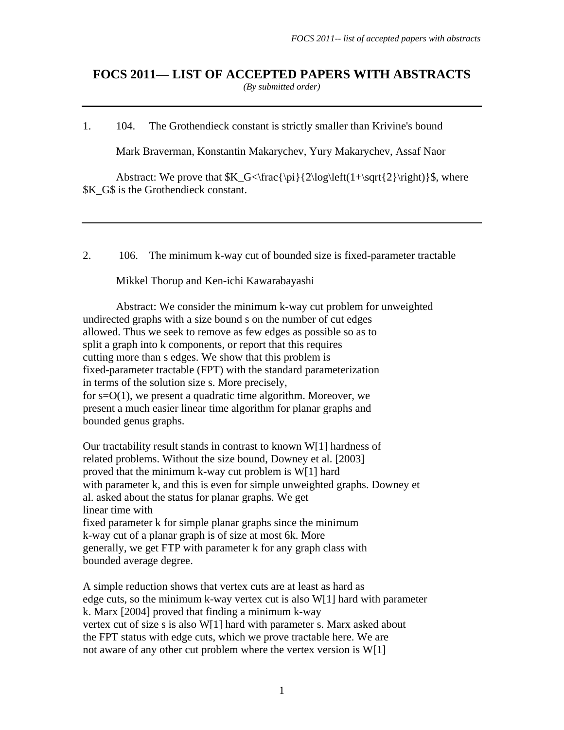# FOCS 2011— LIST OF ACCEPTED PAPERS WITH ABSTRACTS

*(By submitted order)*

---

1. 104. The Grothendieck constant is strictly smaller than Krivine's bound

Mark Braverman, Konstantin Makarychev, Yury Makarychev, Assaf Naor

Abstract: We prove that $K_G<\frac{\pi}{2\log\left(1+\sqrt{2}\right)}$, where $K_G$ is the Grothendieck constant.

---

2. 106. The minimum k-way cut of bounded size is fixed-parameter tractable

Mikkel Thorup and Ken-ichi Kawarabayashi

Abstract: We consider the minimum k-way cut problem for unweighted undirected graphs with a size bound s on the number of cut edges allowed. Thus we seek to remove as few edges as possible so as to split a graph into k components, or report that this requires cutting more than s edges. We show that this problem is fixed-parameter tractable (FPT) with the standard parameterization in terms of the solution size s. More precisely, for s=O(1), we present a quadratic time algorithm. Moreover, we present a much easier linear time algorithm for planar graphs and bounded genus graphs.

Our tractability result stands in contrast to known W[1] hardness of related problems. Without the size bound, Downey et al. [2003] proved that the minimum k-way cut problem is W[1] hard with parameter k, and this is even for simple unweighted graphs. Downey et al. asked about the status for planar graphs. We get linear time with fixed parameter k for simple planar graphs since the minimum k-way cut of a planar graph is of size at most 6k. More generally, we get FTP with parameter k for any graph class with bounded average degree.

A simple reduction shows that vertex cuts are at least as hard as edge cuts, so the minimum k-way vertex cut is also W[1] hard with parameter k. Marx [2004] proved that finding a minimum k-way vertex cut of size s is also W[1] hard with parameter s. Marx asked about the FPT status with edge cuts, which we prove tractable here. We are not aware of any other cut problem where the vertex version is W[1]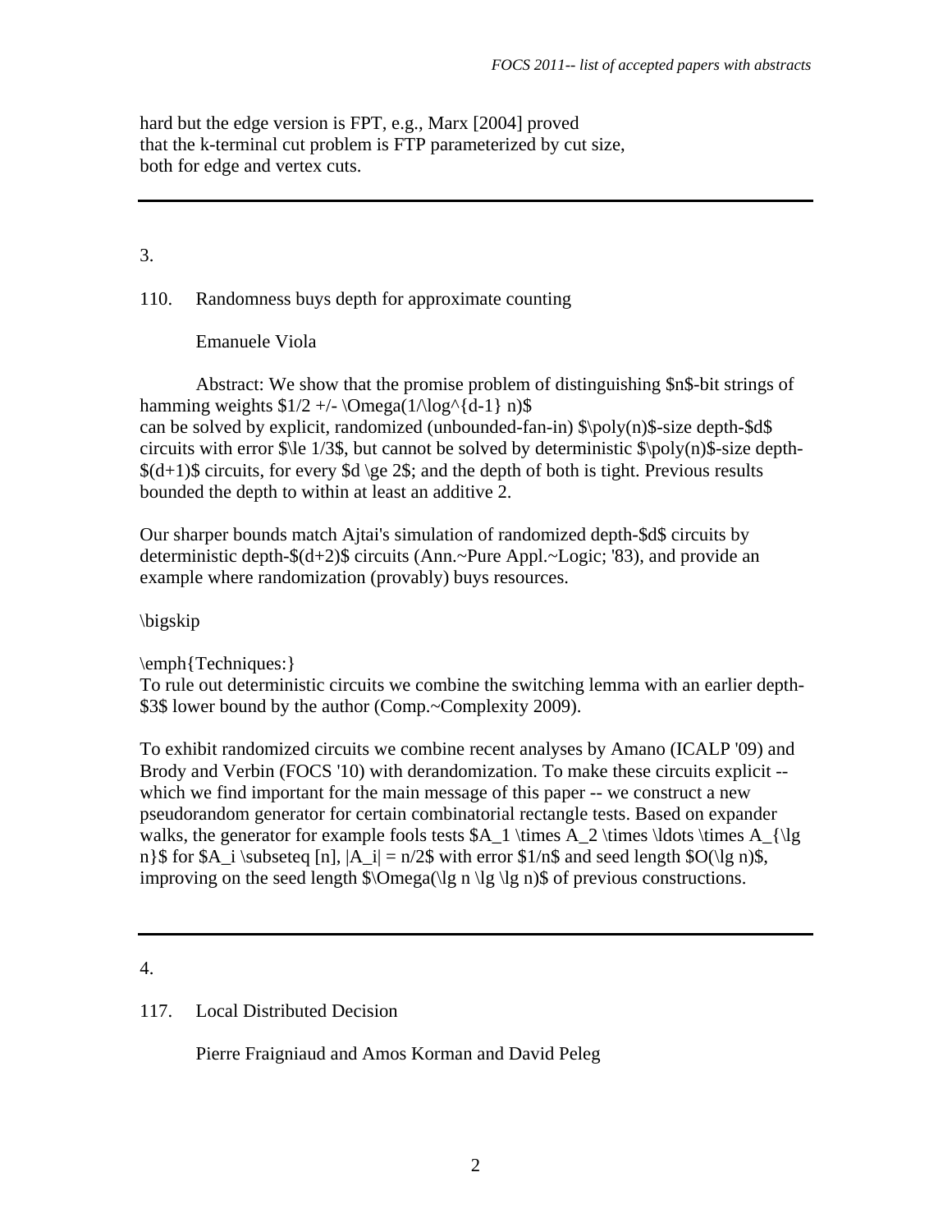hard but the edge version is FPT, e.g., Marx [2004] proved
that the k-terminal cut problem is FTP parameterized by cut size,
both for edge and vertex cuts.

---

3.

110. Randomness buys depth for approximate counting

Emanuele Viola

Abstract: We show that the promise problem of distinguishing $n$-bit strings of hamming weights $1/2 +/- \Omega(1/\log^{d-1} n)$
can be solved by explicit, randomized (unbounded-fan-in) $\poly(n)$-size depth-$d$ circuits with error $\le 1/3$, but cannot be solved by deterministic $\poly(n)$-size depth-$(d+1)$ circuits, for every $d \ge 2$; and the depth of both is tight. Previous results bounded the depth to within at least an additive 2.

Our sharper bounds match Ajtai's simulation of randomized depth-$d$ circuits by deterministic depth-$(d+2)$ circuits (Ann.~Pure Appl.~Logic; '83), and provide an example where randomization (provably) buys resources.

\bigskip

\emph{Techniques:}
To rule out deterministic circuits we combine the switching lemma with an earlier depth-$3$ lower bound by the author (Comp.~Complexity 2009).

To exhibit randomized circuits we combine recent analyses by Amano (ICALP '09) and Brody and Verbin (FOCS '10) with derandomization. To make these circuits explicit -- which we find important for the main message of this paper -- we construct a new pseudorandom generator for certain combinatorial rectangle tests. Based on expander walks, the generator for example fools tests $A_1 \times A_2 \times \ldots \times A_{\lg n}$ for $A_i \subseteq [n], |A_i| = n/2$ with error $1/n$ and seed length $O(\lg n)$, improving on the seed length $\Omega(\lg n \lg \lg n)$ of previous constructions.

---

4.

117. Local Distributed Decision

Pierre Fraigniaud and Amos Korman and David Peleg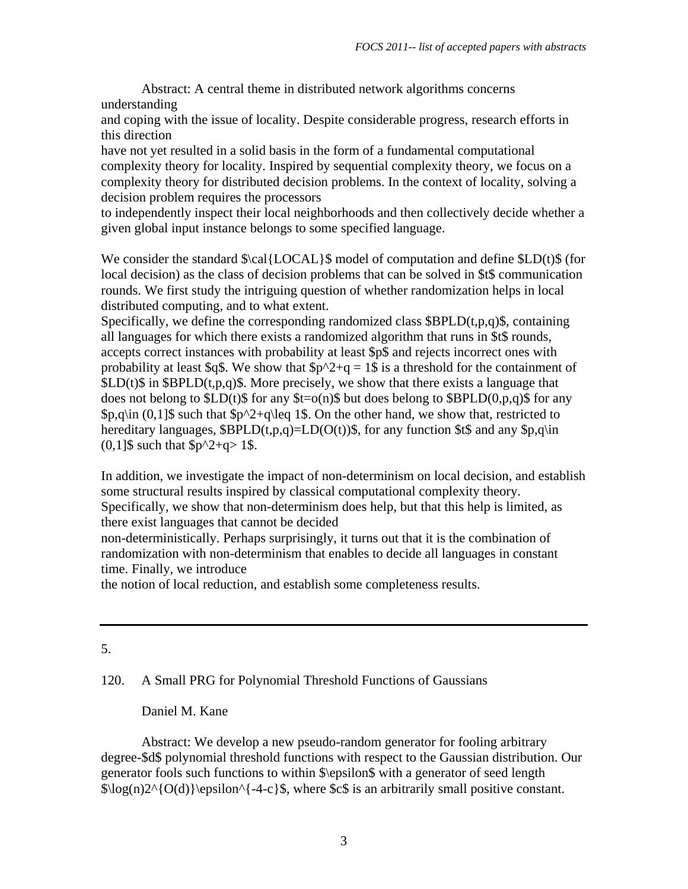Abstract: A central theme in distributed network algorithms concerns understanding and coping with the issue of locality. Despite considerable progress, research efforts in this direction have not yet resulted in a solid basis in the form of a fundamental computational complexity theory for locality. Inspired by sequential complexity theory, we focus on a complexity theory for distributed decision problems. In the context of locality, solving a decision problem requires the processors to independently inspect their local neighborhoods and then collectively decide whether a given global input instance belongs to some specified language.

We consider the standard $\cal{LOCAL}$ model of computation and define $LD(t)$ (for local decision) as the class of decision problems that can be solved in $t$ communication rounds. We first study the intriguing question of whether randomization helps in local distributed computing, and to what extent.
Specifically, we define the corresponding randomized class $BPLD(t,p,q)$, containing all languages for which there exists a randomized algorithm that runs in $t$ rounds, accepts correct instances with probability at least $p$ and rejects incorrect ones with probability at least $q$. We show that $p^2+q = 1$ is a threshold for the containment of $LD(t)$ in $BPLD(t,p,q)$. More precisely, we show that there exists a language that does not belong to $LD(t)$ for any $t=o(n)$ but does belong to $BPLD(0,p,q)$ for any $p,q\in (0,1]$ such that $p^2+q\leq 1$. On the other hand, we show that, restricted to hereditary languages, $BPLD(t,p,q)=LD(O(t))$, for any function $t$ and any $p,q\in (0,1]$ such that $p^2+q> 1$.

In addition, we investigate the impact of non-determinism on local decision, and establish some structural results inspired by classical computational complexity theory. Specifically, we show that non-determinism does help, but that this help is limited, as there exist languages that cannot be decided non-deterministically. Perhaps surprisingly, it turns out that it is the combination of randomization with non-determinism that enables to decide all languages in constant time. Finally, we introduce the notion of local reduction, and establish some completeness results.

---

5.

120. A Small PRG for Polynomial Threshold Functions of Gaussians

Daniel M. Kane

Abstract: We develop a new pseudo-random generator for fooling arbitrary degree-$d$ polynomial threshold functions with respect to the Gaussian distribution. Our generator fools such functions to within $\epsilon$ with a generator of seed length $\log(n)2^{O(d)}\epsilon^{-4-c}$, where $c$ is an arbitrarily small positive constant.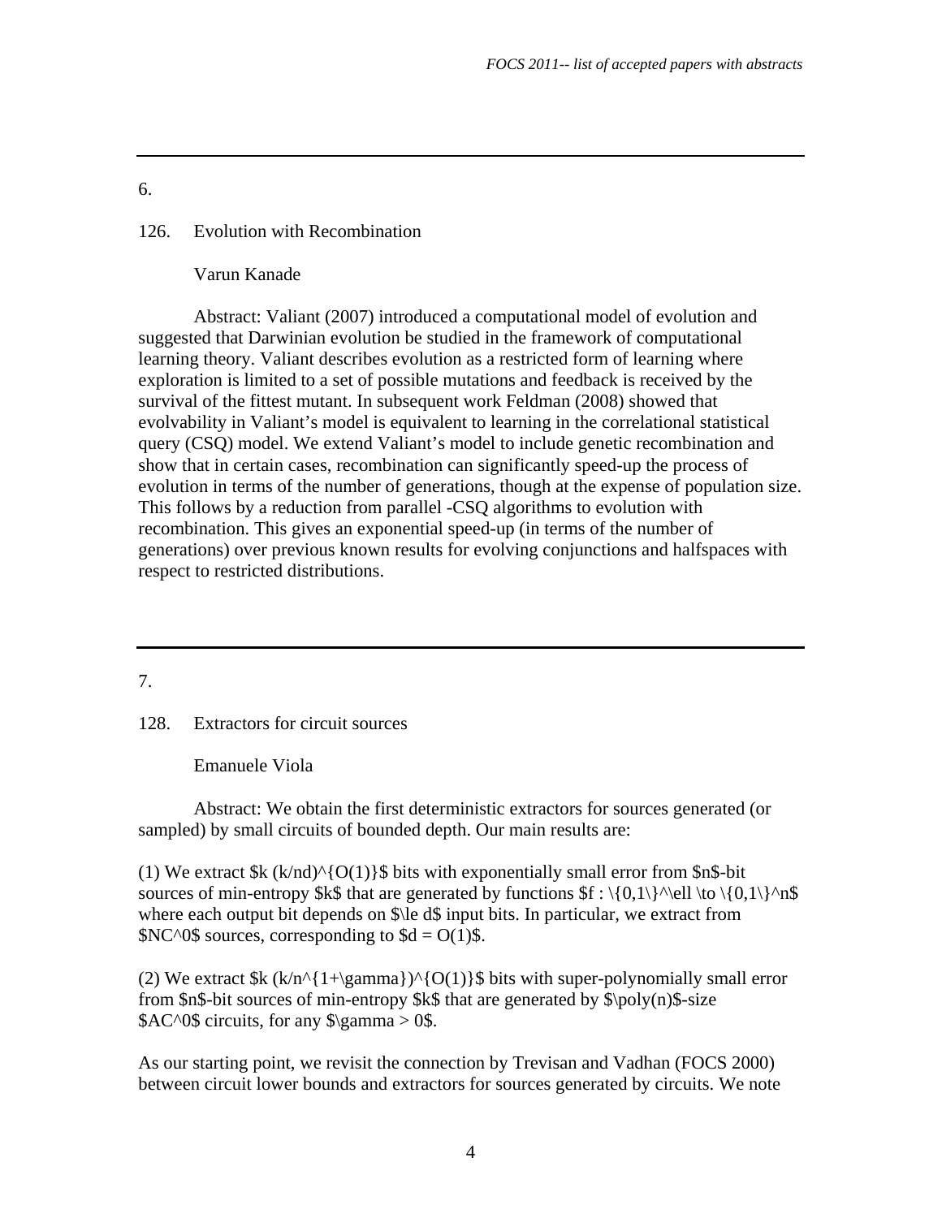---

6.

126. Evolution with Recombination

Varun Kanade

Abstract: Valiant (2007) introduced a computational model of evolution and suggested that Darwinian evolution be studied in the framework of computational learning theory. Valiant describes evolution as a restricted form of learning where exploration is limited to a set of possible mutations and feedback is received by the survival of the fittest mutant. In subsequent work Feldman (2008) showed that evolvability in Valiant's model is equivalent to learning in the correlational statistical query (CSQ) model. We extend Valiant's model to include genetic recombination and show that in certain cases, recombination can significantly speed-up the process of evolution in terms of the number of generations, though at the expense of population size. This follows by a reduction from parallel -CSQ algorithms to evolution with recombination. This gives an exponential speed-up (in terms of the number of generations) over previous known results for evolving conjunctions and halfspaces with respect to restricted distributions.

---

7.

128. Extractors for circuit sources

Emanuele Viola

Abstract: We obtain the first deterministic extractors for sources generated (or sampled) by small circuits of bounded depth. Our main results are:

(1) We extract $k (k/nd)^{O(1)}$ bits with exponentially small error from $n$-bit sources of min-entropy $k$ that are generated by functions $f : \{0,1\}^\ell \to \{0,1\}^n$ where each output bit depends on $\le d$ input bits. In particular, we extract from $NC^0$ sources, corresponding to $d = O(1)$.

(2) We extract $k (k/n^{1+\gamma})^{O(1)}$ bits with super-polynomially small error from $n$-bit sources of min-entropy $k$ that are generated by $\poly(n)$-size $AC^0$ circuits, for any $\gamma > 0$.

As our starting point, we revisit the connection by Trevisan and Vadhan (FOCS 2000) between circuit lower bounds and extractors for sources generated by circuits. We note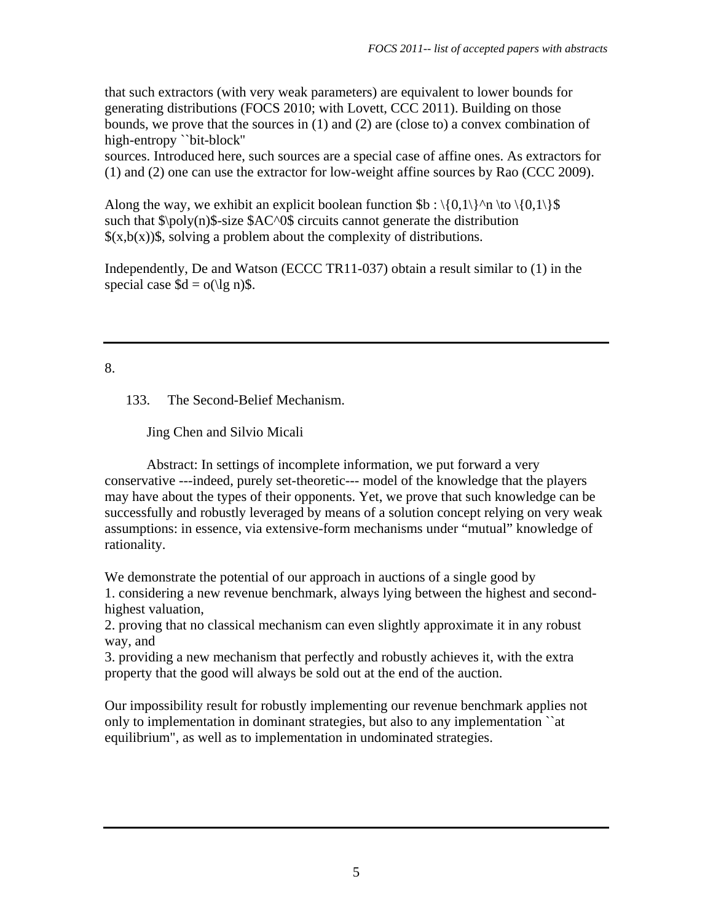that such extractors (with very weak parameters) are equivalent to lower bounds for generating distributions (FOCS 2010; with Lovett, CCC 2011). Building on those bounds, we prove that the sources in (1) and (2) are (close to) a convex combination of high-entropy ``bit-block''
sources. Introduced here, such sources are a special case of affine ones. As extractors for (1) and (2) one can use the extractor for low-weight affine sources by Rao (CCC 2009).

Along the way, we exhibit an explicit boolean function $b : \{0,1\}^n \to \{0,1\}$ such that $\poly(n)$-size $AC^0$ circuits cannot generate the distribution $(x,b(x))$, solving a problem about the complexity of distributions.

Independently, De and Watson (ECCC TR11-037) obtain a result similar to (1) in the special case $d = o(\lg n)$.

---

8.

133. The Second-Belief Mechanism.

Jing Chen and Silvio Micali

Abstract: In settings of incomplete information, we put forward a very conservative ---indeed, purely set-theoretic--- model of the knowledge that the players may have about the types of their opponents. Yet, we prove that such knowledge can be successfully and robustly leveraged by means of a solution concept relying on very weak assumptions: in essence, via extensive-form mechanisms under "mutual" knowledge of rationality.

We demonstrate the potential of our approach in auctions of a single good by
1. considering a new revenue benchmark, always lying between the highest and second-highest valuation,
2. proving that no classical mechanism can even slightly approximate it in any robust way, and
3. providing a new mechanism that perfectly and robustly achieves it, with the extra property that the good will always be sold out at the end of the auction.

Our impossibility result for robustly implementing our revenue benchmark applies not only to implementation in dominant strategies, but also to any implementation ``at equilibrium'', as well as to implementation in undominated strategies.

---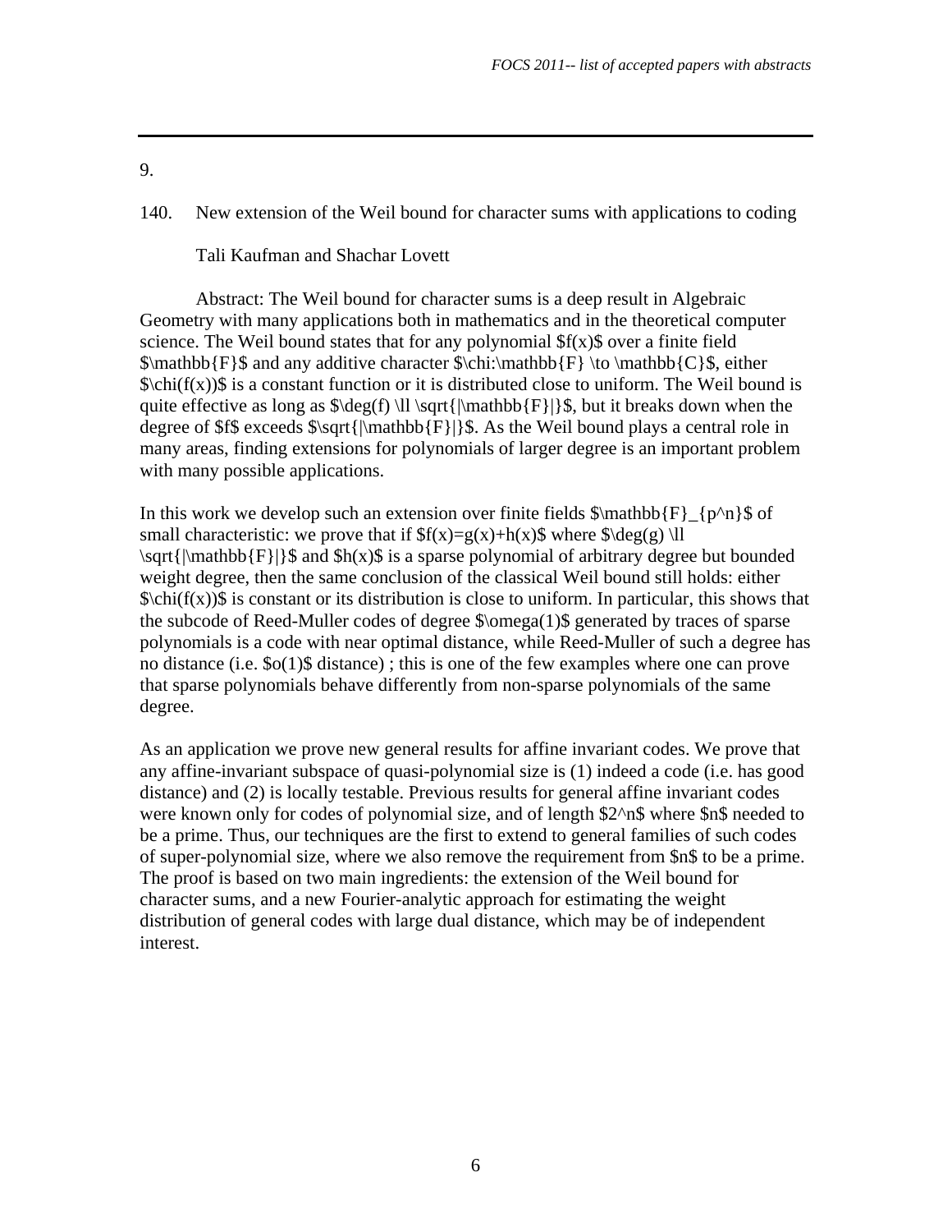9.

140. New extension of the Weil bound for character sums with applications to coding

Tali Kaufman and Shachar Lovett

Abstract: The Weil bound for character sums is a deep result in Algebraic Geometry with many applications both in mathematics and in the theoretical computer science. The Weil bound states that for any polynomial $f(x)$ over a finite field $\mathbb{F}$ and any additive character $\chi:\mathbb{F} \to \mathbb{C}$, either $\chi(f(x))$ is a constant function or it is distributed close to uniform. The Weil bound is quite effective as long as $\deg(f) \ll \sqrt{|\mathbb{F}|}$, but it breaks down when the degree of $f$ exceeds $\sqrt{|\mathbb{F}|}$. As the Weil bound plays a central role in many areas, finding extensions for polynomials of larger degree is an important problem with many possible applications.

In this work we develop such an extension over finite fields $\mathbb{F}_{p^n}$ of small characteristic: we prove that if $f(x)=g(x)+h(x)$ where $\deg(g) \ll \sqrt{|\mathbb{F}|}$ and $h(x)$ is a sparse polynomial of arbitrary degree but bounded weight degree, then the same conclusion of the classical Weil bound still holds: either $\chi(f(x))$ is constant or its distribution is close to uniform. In particular, this shows that the subcode of Reed-Muller codes of degree $\omega(1)$ generated by traces of sparse polynomials is a code with near optimal distance, while Reed-Muller of such a degree has no distance (i.e. $o(1)$ distance) ; this is one of the few examples where one can prove that sparse polynomials behave differently from non-sparse polynomials of the same degree.

As an application we prove new general results for affine invariant codes. We prove that any affine-invariant subspace of quasi-polynomial size is (1) indeed a code (i.e. has good distance) and (2) is locally testable. Previous results for general affine invariant codes were known only for codes of polynomial size, and of length $2^n$ where $n$ needed to be a prime. Thus, our techniques are the first to extend to general families of such codes of super-polynomial size, where we also remove the requirement from $n$ to be a prime. The proof is based on two main ingredients: the extension of the Weil bound for character sums, and a new Fourier-analytic approach for estimating the weight distribution of general codes with large dual distance, which may be of independent interest.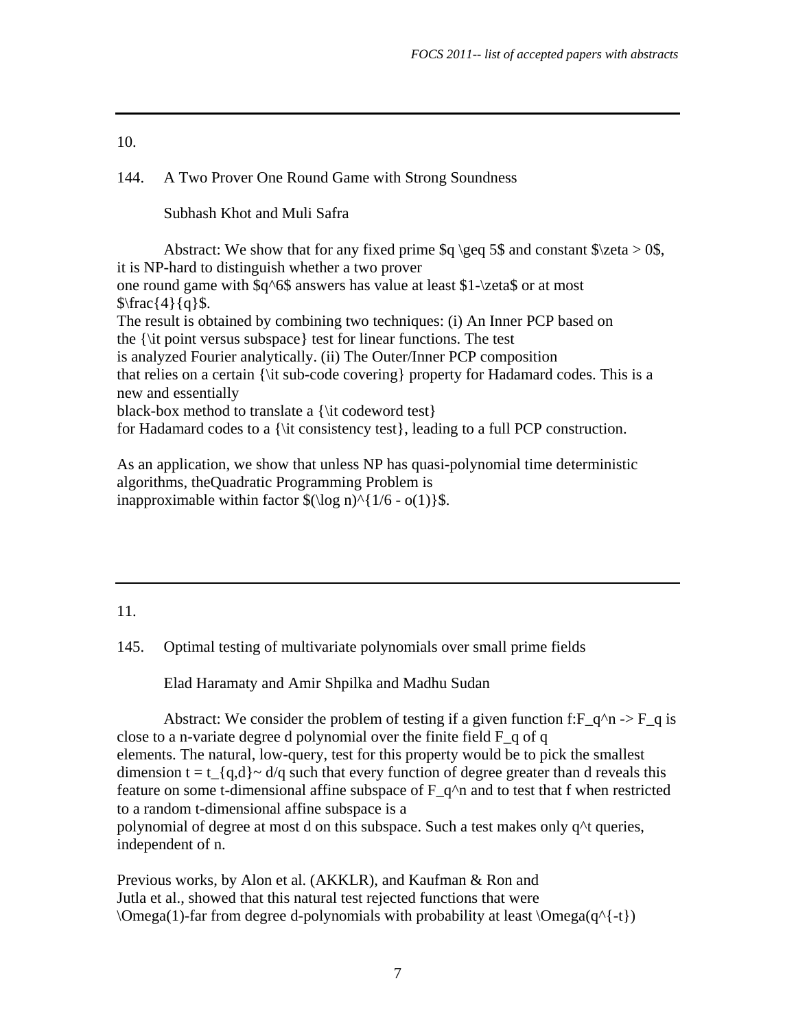10.

144. A Two Prover One Round Game with Strong Soundness

Subhash Khot and Muli Safra

Abstract: We show that for any fixed prime $q \geq 5$ and constant $\zeta > 0$, it is NP-hard to distinguish whether a two prover one round game with $q^6$ answers has value at least $1-\zeta$ or at most $\frac{4}{q}$.
The result is obtained by combining two techniques: (i) An Inner PCP based on the *point versus subspace* test for linear functions. The test is analyzed Fourier analytically. (ii) The Outer/Inner PCP composition that relies on a certain *sub-code covering* property for Hadamard codes. This is a new and essentially black-box method to translate a *codeword test* for Hadamard codes to a *consistency test*, leading to a full PCP construction.

As an application, we show that unless NP has quasi-polynomial time deterministic algorithms, theQuadratic Programming Problem is inapproximable within factor $(\log n)^{1/6 - o(1)}$.

---

11.

145. Optimal testing of multivariate polynomials over small prime fields

Elad Haramaty and Amir Shpilka and Madhu Sudan

Abstract: We consider the problem of testing if a given function $f:F_q^n \to F_q$ is close to a n-variate degree d polynomial over the finite field $F_q$ of q elements. The natural, low-query, test for this property would be to pick the smallest dimension $t = t_{q,d} \sim d/q$ such that every function of degree greater than d reveals this feature on some t-dimensional affine subspace of $F_q^n$ and to test that f when restricted to a random t-dimensional affine subspace is a polynomial of degree at most d on this subspace. Such a test makes only $q^t$ queries, independent of n.

Previous works, by Alon et al. (AKKLR), and Kaufman & Ron and Jutla et al., showed that this natural test rejected functions that were $\Omega(1)$-far from degree d-polynomials with probability at least $\Omega(q^{-t})$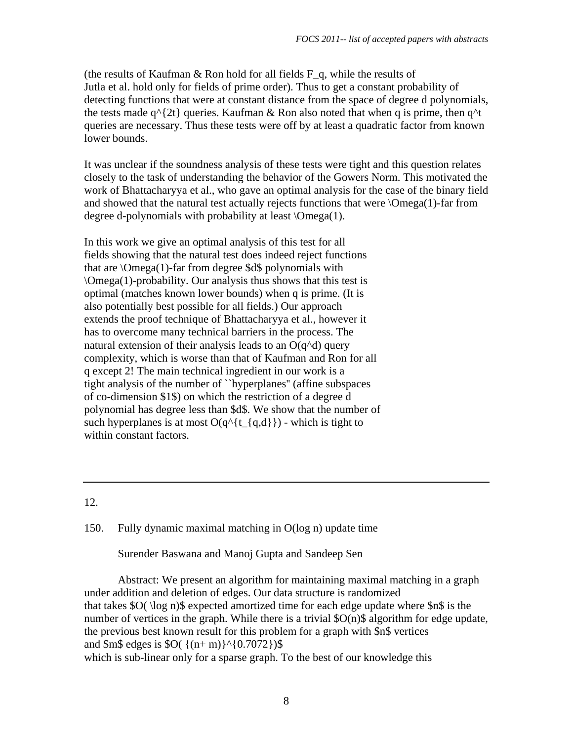(the results of Kaufman & Ron hold for all fields $F_q$, while the results of Jutla et al. hold only for fields of prime order). Thus to get a constant probability of detecting functions that were at constant distance from the space of degree d polynomials, the tests made $q^{2t}$ queries. Kaufman & Ron also noted that when q is prime, then $q^t$ queries are necessary. Thus these tests were off by at least a quadratic factor from known lower bounds.

It was unclear if the soundness analysis of these tests were tight and this question relates closely to the task of understanding the behavior of the Gowers Norm. This motivated the work of Bhattacharyya et al., who gave an optimal analysis for the case of the binary field and showed that the natural test actually rejects functions that were $\Omega(1)$-far from degree d-polynomials with probability at least $\Omega(1)$.

In this work we give an optimal analysis of this test for all fields showing that the natural test does indeed reject functions that are $\Omega(1)$-far from degree $d$ polynomials with $\Omega(1)$-probability. Our analysis thus shows that this test is optimal (matches known lower bounds) when q is prime. (It is also potentially best possible for all fields.) Our approach extends the proof technique of Bhattacharyya et al., however it has to overcome many technical barriers in the process. The natural extension of their analysis leads to an $O(q^d)$ query complexity, which is worse than that of Kaufman and Ron for all q except 2! The main technical ingredient in our work is a tight analysis of the number of "hyperplanes" (affine subspaces of co-dimension $1$) on which the restriction of a degree d polynomial has degree less than $d$. We show that the number of such hyperplanes is at most $O(q^{t_{q,d}})$ - which is tight to within constant factors.

---

12.

150. Fully dynamic maximal matching in O(log n) update time

Surender Baswana and Manoj Gupta and Sandeep Sen

Abstract: We present an algorithm for maintaining maximal matching in a graph under addition and deletion of edges. Our data structure is randomized that takes $O( \log n)$ expected amortized time for each edge update where $n$ is the number of vertices in the graph. While there is a trivial $O(n)$ algorithm for edge update, the previous best known result for this problem for a graph with $n$ vertices and $m$ edges is $O( {(n+ m)}^{0.7072})$ which is sub-linear only for a sparse graph. To the best of our knowledge this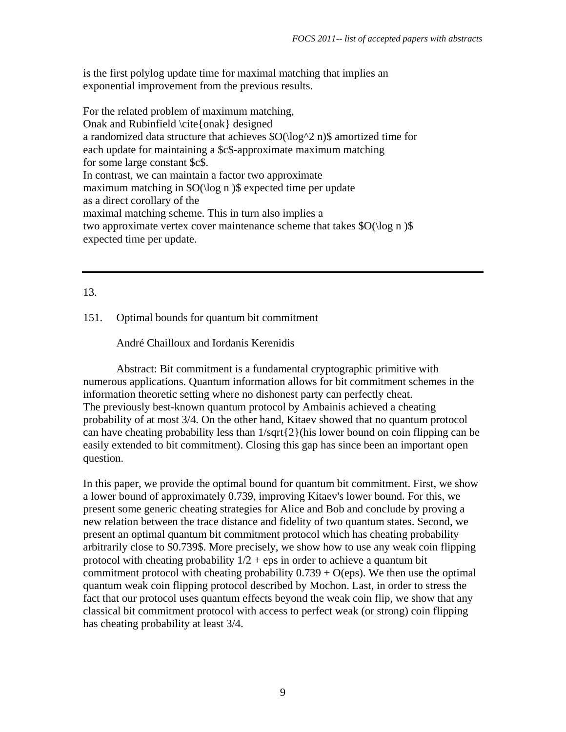is the first polylog update time for maximal matching that implies an exponential improvement from the previous results.

For the related problem of maximum matching, Onak and Rubinfield \cite{onak} designed a randomized data structure that achieves $O(\log^2 n)$ amortized time for each update for maintaining a $c$-approximate maximum matching for some large constant $c$. In contrast, we can maintain a factor two approximate maximum matching in $O(\log n )$ expected time per update as a direct corollary of the maximal matching scheme. This in turn also implies a two approximate vertex cover maintenance scheme that takes $O(\log n )$ expected time per update.

---

13.

151. Optimal bounds for quantum bit commitment

André Chailloux and Iordanis Kerenidis

Abstract: Bit commitment is a fundamental cryptographic primitive with numerous applications. Quantum information allows for bit commitment schemes in the information theoretic setting where no dishonest party can perfectly cheat. The previously best-known quantum protocol by Ambainis achieved a cheating probability of at most 3/4. On the other hand, Kitaev showed that no quantum protocol can have cheating probability less than 1/sqrt{2}(his lower bound on coin flipping can be easily extended to bit commitment). Closing this gap has since been an important open question.

In this paper, we provide the optimal bound for quantum bit commitment. First, we show a lower bound of approximately 0.739, improving Kitaev's lower bound. For this, we present some generic cheating strategies for Alice and Bob and conclude by proving a new relation between the trace distance and fidelity of two quantum states. Second, we present an optimal quantum bit commitment protocol which has cheating probability arbitrarily close to $0.739$. More precisely, we show how to use any weak coin flipping protocol with cheating probability 1/2 + eps in order to achieve a quantum bit commitment protocol with cheating probability 0.739 + O(eps). We then use the optimal quantum weak coin flipping protocol described by Mochon. Last, in order to stress the fact that our protocol uses quantum effects beyond the weak coin flip, we show that any classical bit commitment protocol with access to perfect weak (or strong) coin flipping has cheating probability at least 3/4.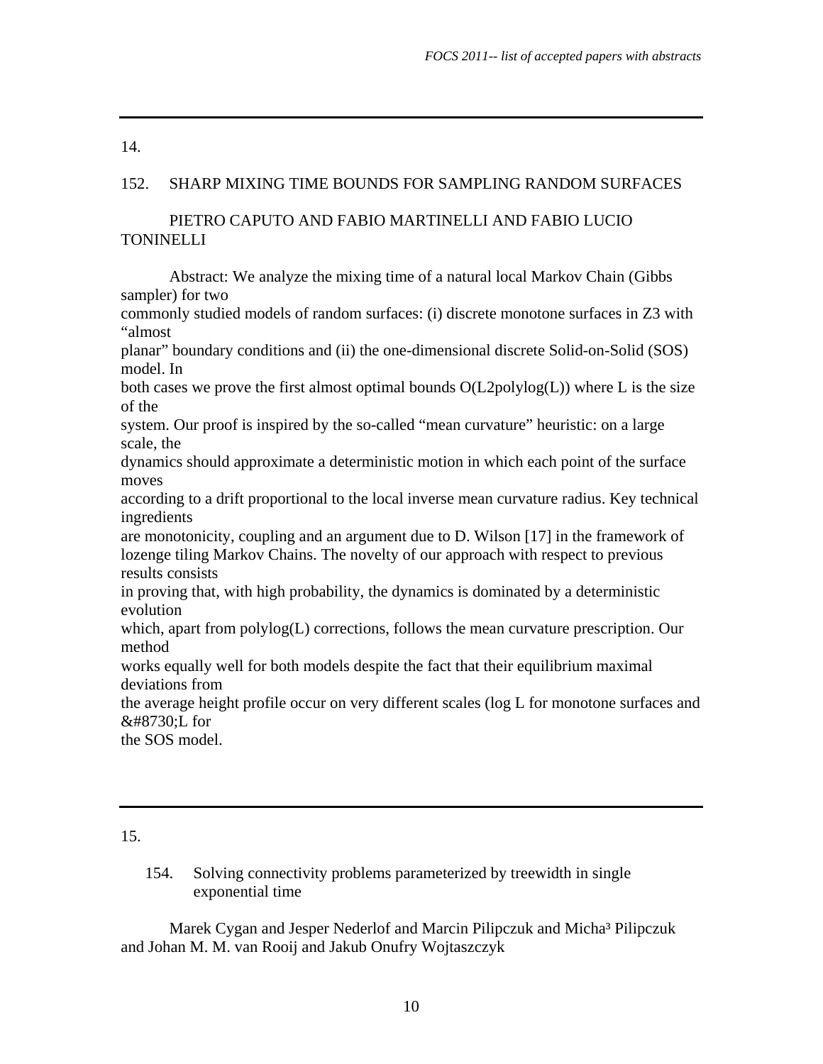14.

## 152. SHARP MIXING TIME BOUNDS FOR SAMPLING RANDOM SURFACES

PIETRO CAPUTO AND FABIO MARTINELLI AND FABIO LUCIO TONINELLI

Abstract: We analyze the mixing time of a natural local Markov Chain (Gibbs sampler) for two commonly studied models of random surfaces: (i) discrete monotone surfaces in Z3 with “almost planar” boundary conditions and (ii) the one-dimensional discrete Solid-on-Solid (SOS) model. In both cases we prove the first almost optimal bounds O(L2polylog(L)) where L is the size of the system. Our proof is inspired by the so-called “mean curvature” heuristic: on a large scale, the dynamics should approximate a deterministic motion in which each point of the surface moves according to a drift proportional to the local inverse mean curvature radius. Key technical ingredients are monotonicity, coupling and an argument due to D. Wilson [17] in the framework of lozenge tiling Markov Chains. The novelty of our approach with respect to previous results consists in proving that, with high probability, the dynamics is dominated by a deterministic evolution which, apart from polylog(L) corrections, follows the mean curvature prescription. Our method works equally well for both models despite the fact that their equilibrium maximal deviations from the average height profile occur on very different scales (log L for monotone surfaces and &#8730;L for the SOS model.

---

15.

## 154. Solving connectivity problems parameterized by treewidth in single exponential time

Marek Cygan and Jesper Nederlof and Marcin Pilipczuk and Micha³ Pilipczuk and Johan M. M. van Rooij and Jakub Onufry Wojtaszczyk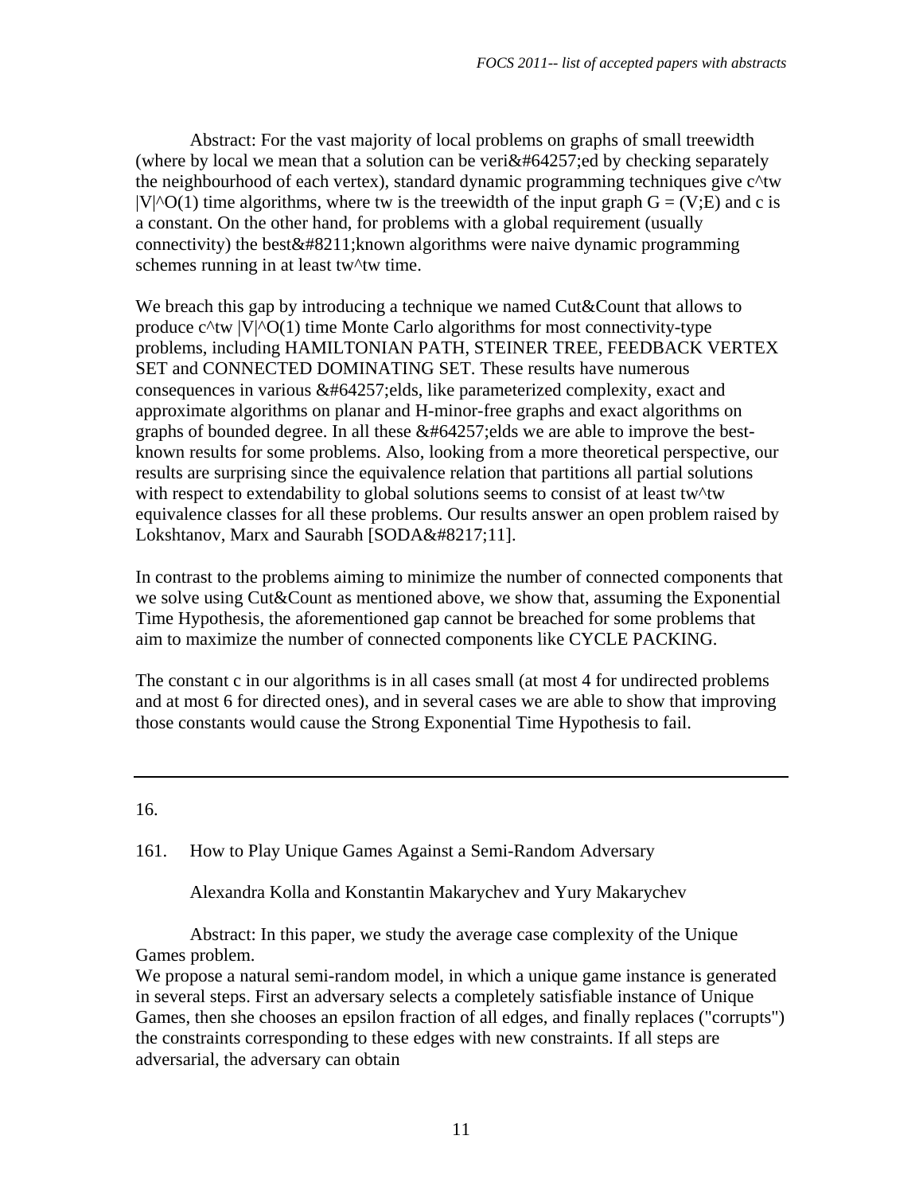Abstract: For the vast majority of local problems on graphs of small treewidth (where by local we mean that a solution can be veri&#64257;ed by checking separately the neighbourhood of each vertex), standard dynamic programming techniques give $c^{tw} |V|^{O(1)}$ time algorithms, where tw is the treewidth of the input graph $G = (V;E)$ and c is a constant. On the other hand, for problems with a global requirement (usually connectivity) the best&#8211;known algorithms were naive dynamic programming schemes running in at least $tw^{tw}$ time.

We breach this gap by introducing a technique we named Cut&Count that allows to produce $c^{tw} |V|^{O(1)}$ time Monte Carlo algorithms for most connectivity-type problems, including HAMILTONIAN PATH, STEINER TREE, FEEDBACK VERTEX SET and CONNECTED DOMINATING SET. These results have numerous consequences in various &#64257;elds, like parameterized complexity, exact and approximate algorithms on planar and H-minor-free graphs and exact algorithms on graphs of bounded degree. In all these &#64257;elds we are able to improve the best-known results for some problems. Also, looking from a more theoretical perspective, our results are surprising since the equivalence relation that partitions all partial solutions with respect to extendability to global solutions seems to consist of at least $tw^{tw}$ equivalence classes for all these problems. Our results answer an open problem raised by Lokshtanov, Marx and Saurabh [SODA&#8217;11].

In contrast to the problems aiming to minimize the number of connected components that we solve using Cut&Count as mentioned above, we show that, assuming the Exponential Time Hypothesis, the aforementioned gap cannot be breached for some problems that aim to maximize the number of connected components like CYCLE PACKING.

The constant c in our algorithms is in all cases small (at most 4 for undirected problems and at most 6 for directed ones), and in several cases we are able to show that improving those constants would cause the Strong Exponential Time Hypothesis to fail.

---

16.

161. How to Play Unique Games Against a Semi-Random Adversary

Alexandra Kolla and Konstantin Makarychev and Yury Makarychev

Abstract: In this paper, we study the average case complexity of the Unique Games problem.

We propose a natural semi-random model, in which a unique game instance is generated in several steps. First an adversary selects a completely satisfiable instance of Unique Games, then she chooses an epsilon fraction of all edges, and finally replaces ("corrupts") the constraints corresponding to these edges with new constraints. If all steps are adversarial, the adversary can obtain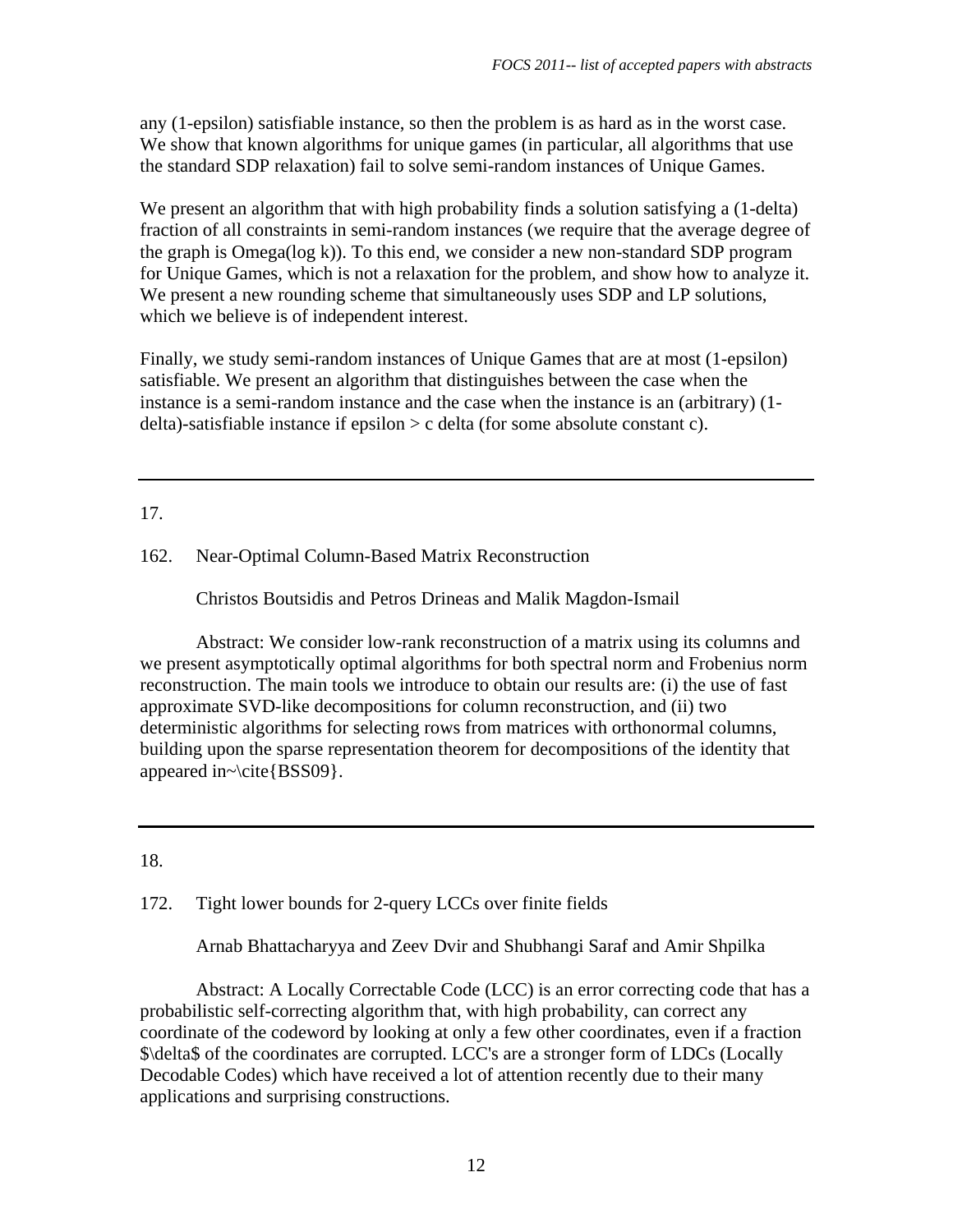any (1-epsilon) satisfiable instance, so then the problem is as hard as in the worst case. We show that known algorithms for unique games (in particular, all algorithms that use the standard SDP relaxation) fail to solve semi-random instances of Unique Games.

We present an algorithm that with high probability finds a solution satisfying a (1-delta) fraction of all constraints in semi-random instances (we require that the average degree of the graph is Omega(log k)). To this end, we consider a new non-standard SDP program for Unique Games, which is not a relaxation for the problem, and show how to analyze it. We present a new rounding scheme that simultaneously uses SDP and LP solutions, which we believe is of independent interest.

Finally, we study semi-random instances of Unique Games that are at most (1-epsilon) satisfiable. We present an algorithm that distinguishes between the case when the instance is a semi-random instance and the case when the instance is an (arbitrary) (1-delta)-satisfiable instance if epsilon > c delta (for some absolute constant c).

---

17.

162. Near-Optimal Column-Based Matrix Reconstruction

Christos Boutsidis and Petros Drineas and Malik Magdon-Ismail

Abstract: We consider low-rank reconstruction of a matrix using its columns and we present asymptotically optimal algorithms for both spectral norm and Frobenius norm reconstruction. The main tools we introduce to obtain our results are: (i) the use of fast approximate SVD-like decompositions for column reconstruction, and (ii) two deterministic algorithms for selecting rows from matrices with orthonormal columns, building upon the sparse representation theorem for decompositions of the identity that appeared in~\cite{BSS09}.

---

18.

172. Tight lower bounds for 2-query LCCs over finite fields

Arnab Bhattacharyya and Zeev Dvir and Shubhangi Saraf and Amir Shpilka

Abstract: A Locally Correctable Code (LCC) is an error correcting code that has a probabilistic self-correcting algorithm that, with high probability, can correct any coordinate of the codeword by looking at only a few other coordinates, even if a fraction $\delta$ of the coordinates are corrupted. LCC's are a stronger form of LDCs (Locally Decodable Codes) which have received a lot of attention recently due to their many applications and surprising constructions.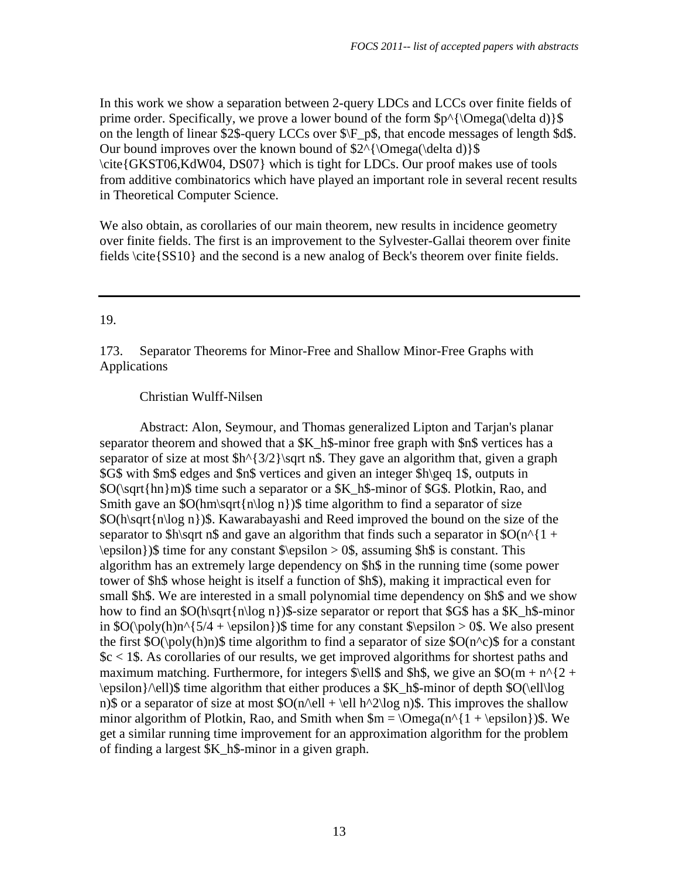In this work we show a separation between 2-query LDCs and LCCs over finite fields of prime order. Specifically, we prove a lower bound of the form $p^{\Omega(\delta d)}$ on the length of linear $2$-query LCCs over $\F_p$, that encode messages of length $d$. Our bound improves over the known bound of $2^{\Omega(\delta d)}$ \cite{GKST06,KdW04, DS07} which is tight for LDCs. Our proof makes use of tools from additive combinatorics which have played an important role in several recent results in Theoretical Computer Science.

We also obtain, as corollaries of our main theorem, new results in incidence geometry over finite fields. The first is an improvement to the Sylvester-Gallai theorem over finite fields \cite{SS10} and the second is a new analog of Beck's theorem over finite fields.

---

19.

173. Separator Theorems for Minor-Free and Shallow Minor-Free Graphs with Applications

Christian Wulff-Nilsen

Abstract: Alon, Seymour, and Thomas generalized Lipton and Tarjan's planar separator theorem and showed that a $K_h$-minor free graph with $n$ vertices has a separator of size at most $h^{3/2}\sqrt n$. They gave an algorithm that, given a graph $G$ with $m$ edges and $n$ vertices and given an integer $h\geq 1$, outputs in $O(\sqrt{hn}m)$ time such a separator or a $K_h$-minor of $G$. Plotkin, Rao, and Smith gave an $O(hm\sqrt{n\log n})$ time algorithm to find a separator of size $O(h\sqrt{n\log n})$. Kawarabayashi and Reed improved the bound on the size of the separator to $h\sqrt n$ and gave an algorithm that finds such a separator in $O(n^{1 + \epsilon})$ time for any constant $\epsilon > 0$, assuming $h$ is constant. This algorithm has an extremely large dependency on $h$ in the running time (some power tower of $h$ whose height is itself a function of $h$), making it impractical even for small $h$. We are interested in a small polynomial time dependency on $h$ and we show how to find an $O(h\sqrt{n\log n})$-size separator or report that $G$ has a $K_h$-minor in $O(\poly(h)n^{5/4 + \epsilon})$ time for any constant $\epsilon > 0$. We also present the first $O(\poly(h)n)$ time algorithm to find a separator of size $O(n^c)$ for a constant $c < 1$. As corollaries of our results, we get improved algorithms for shortest paths and maximum matching. Furthermore, for integers $\ell$ and $h$, we give an $O(m + n^{2 + \epsilon}/\ell)$ time algorithm that either produces a $K_h$-minor of depth $O(\ell\log n)$ or a separator of size at most $O(n/\ell + \ell h^2\log n)$. This improves the shallow minor algorithm of Plotkin, Rao, and Smith when $m = \Omega(n^{1 + \epsilon})$. We get a similar running time improvement for an approximation algorithm for the problem of finding a largest $K_h$-minor in a given graph.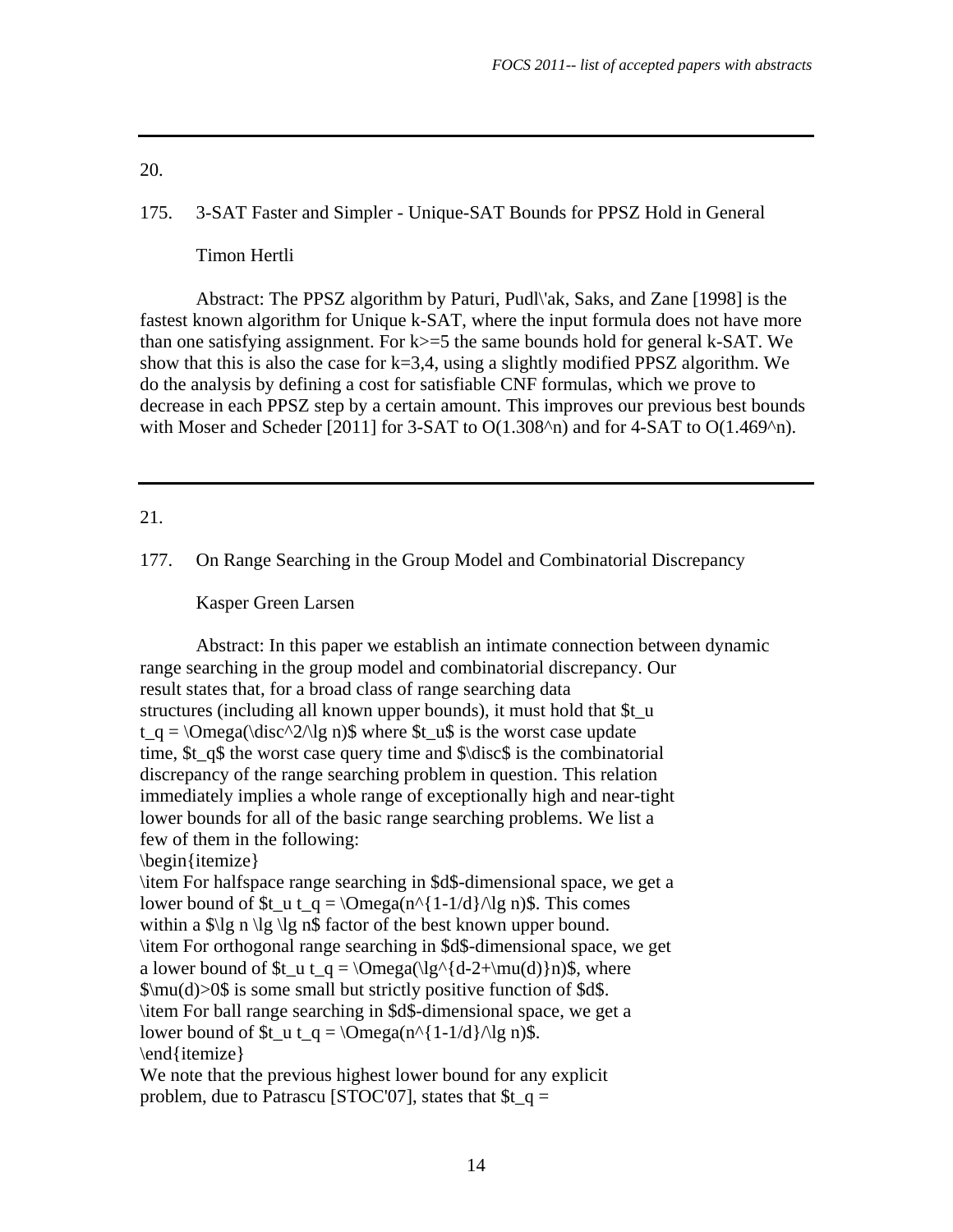20.

175. 3-SAT Faster and Simpler - Unique-SAT Bounds for PPSZ Hold in General

Timon Hertli

Abstract: The PPSZ algorithm by Paturi, Pudl\'ak, Saks, and Zane [1998] is the fastest known algorithm for Unique k-SAT, where the input formula does not have more than one satisfying assignment. For k>=5 the same bounds hold for general k-SAT. We show that this is also the case for k=3,4, using a slightly modified PPSZ algorithm. We do the analysis by defining a cost for satisfiable CNF formulas, which we prove to decrease in each PPSZ step by a certain amount. This improves our previous best bounds with Moser and Scheder [2011] for 3-SAT to O(1.308^n) and for 4-SAT to O(1.469^n).

---

21.

177. On Range Searching in the Group Model and Combinatorial Discrepancy

Kasper Green Larsen

Abstract: In this paper we establish an intimate connection between dynamic range searching in the group model and combinatorial discrepancy. Our result states that, for a broad class of range searching data structures (including all known upper bounds), it must hold that $t_u t_q = \Omega(\disc^2/\lg n)$ where $t_u$ is the worst case update time, $t_q$ the worst case query time and $\disc$ is the combinatorial discrepancy of the range searching problem in question. This relation immediately implies a whole range of exceptionally high and near-tight lower bounds for all of the basic range searching problems. We list a few of them in the following:
\begin{itemize}
\item For halfspace range searching in $d$-dimensional space, we get a lower bound of $t_u t_q = \Omega(n^{1-1/d}/\lg n)$. This comes within a $\lg n \lg \lg n$ factor of the best known upper bound.
\item For orthogonal range searching in $d$-dimensional space, we get a lower bound of $t_u t_q = \Omega(\lg^{d-2+\mu(d)}n)$, where $\mu(d)>0$ is some small but strictly positive function of $d$.
\item For ball range searching in $d$-dimensional space, we get a lower bound of $t_u t_q = \Omega(n^{1-1/d}/\lg n)$.
\end{itemize}
We note that the previous highest lower bound for any explicit problem, due to Patrascu [STOC'07], states that $t_q =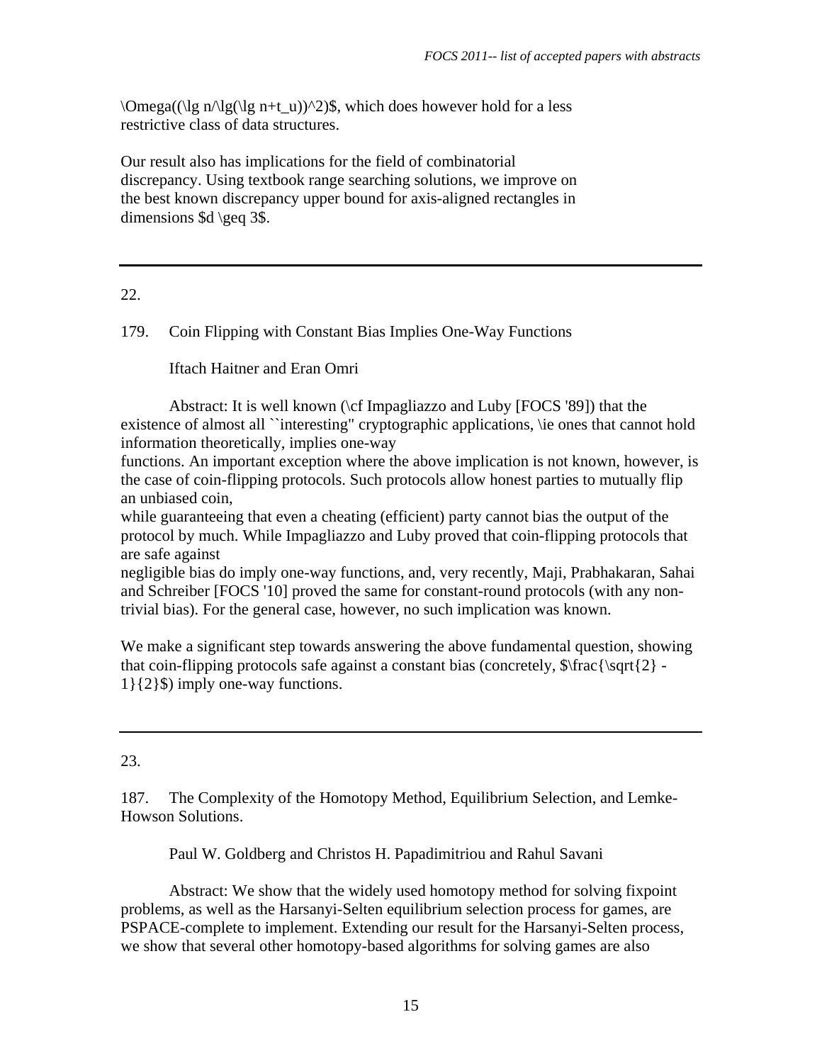\Omega((\lg n/\lg(\lg n+t_u))^2)$, which does however hold for a less restrictive class of data structures.

Our result also has implications for the field of combinatorial discrepancy. Using textbook range searching solutions, we improve on the best known discrepancy upper bound for axis-aligned rectangles in dimensions $d \geq 3$.

---

22.

179. Coin Flipping with Constant Bias Implies One-Way Functions

Iftach Haitner and Eran Omri

Abstract: It is well known (\cf Impagliazzo and Luby [FOCS '89]) that the existence of almost all ``interesting'' cryptographic applications, \ie ones that cannot hold information theoretically, implies one-way functions. An important exception where the above implication is not known, however, is the case of coin-flipping protocols. Such protocols allow honest parties to mutually flip an unbiased coin, while guaranteeing that even a cheating (efficient) party cannot bias the output of the protocol by much. While Impagliazzo and Luby proved that coin-flipping protocols that are safe against negligible bias do imply one-way functions, and, very recently, Maji, Prabhakaran, Sahai and Schreiber [FOCS '10] proved the same for constant-round protocols (with any non-trivial bias). For the general case, however, no such implication was known.

We make a significant step towards answering the above fundamental question, showing that coin-flipping protocols safe against a constant bias (concretely, $\frac{\sqrt{2} - 1}{2}$) imply one-way functions.

---

23.

187. The Complexity of the Homotopy Method, Equilibrium Selection, and Lemke-Howson Solutions.

Paul W. Goldberg and Christos H. Papadimitriou and Rahul Savani

Abstract: We show that the widely used homotopy method for solving fixpoint problems, as well as the Harsanyi-Selten equilibrium selection process for games, are PSPACE-complete to implement. Extending our result for the Harsanyi-Selten process, we show that several other homotopy-based algorithms for solving games are also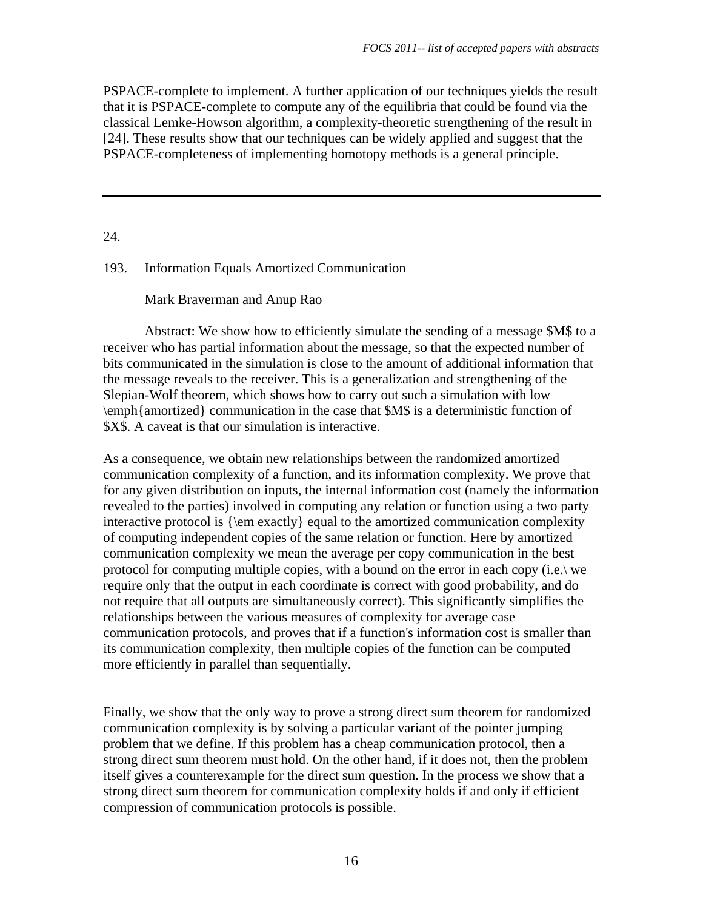PSPACE-complete to implement. A further application of our techniques yields the result that it is PSPACE-complete to compute any of the equilibria that could be found via the classical Lemke-Howson algorithm, a complexity-theoretic strengthening of the result in [24]. These results show that our techniques can be widely applied and suggest that the PSPACE-completeness of implementing homotopy methods is a general principle.

---

24.

193. Information Equals Amortized Communication

Mark Braverman and Anup Rao

Abstract: We show how to efficiently simulate the sending of a message $M$ to a receiver who has partial information about the message, so that the expected number of bits communicated in the simulation is close to the amount of additional information that the message reveals to the receiver. This is a generalization and strengthening of the Slepian-Wolf theorem, which shows how to carry out such a simulation with low \emph{amortized} communication in the case that $M$ is a deterministic function of $X$. A caveat is that our simulation is interactive.

As a consequence, we obtain new relationships between the randomized amortized communication complexity of a function, and its information complexity. We prove that for any given distribution on inputs, the internal information cost (namely the information revealed to the parties) involved in computing any relation or function using a two party interactive protocol is {\em exactly} equal to the amortized communication complexity of computing independent copies of the same relation or function. Here by amortized communication complexity we mean the average per copy communication in the best protocol for computing multiple copies, with a bound on the error in each copy (i.e.\ we require only that the output in each coordinate is correct with good probability, and do not require that all outputs are simultaneously correct). This significantly simplifies the relationships between the various measures of complexity for average case communication protocols, and proves that if a function's information cost is smaller than its communication complexity, then multiple copies of the function can be computed more efficiently in parallel than sequentially.

Finally, we show that the only way to prove a strong direct sum theorem for randomized communication complexity is by solving a particular variant of the pointer jumping problem that we define. If this problem has a cheap communication protocol, then a strong direct sum theorem must hold. On the other hand, if it does not, then the problem itself gives a counterexample for the direct sum question. In the process we show that a strong direct sum theorem for communication complexity holds if and only if efficient compression of communication protocols is possible.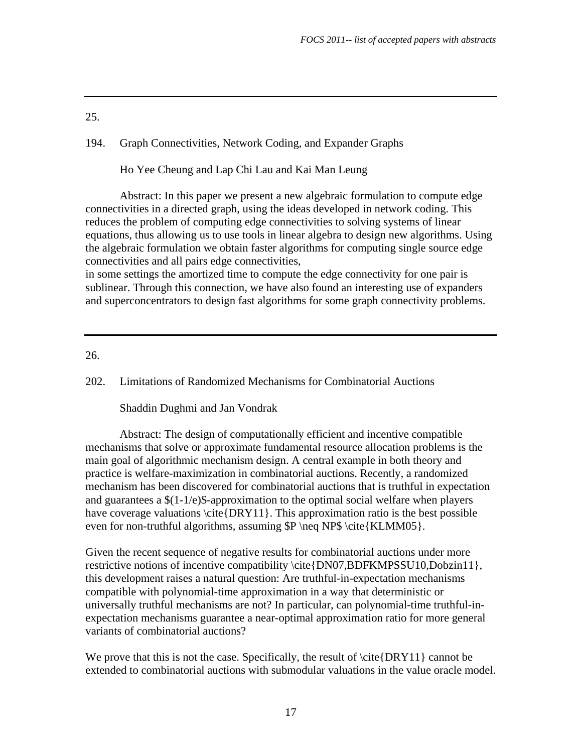---

25.

194. Graph Connectivities, Network Coding, and Expander Graphs

Ho Yee Cheung and Lap Chi Lau and Kai Man Leung

Abstract: In this paper we present a new algebraic formulation to compute edge connectivities in a directed graph, using the ideas developed in network coding. This reduces the problem of computing edge connectivities to solving systems of linear equations, thus allowing us to use tools in linear algebra to design new algorithms. Using the algebraic formulation we obtain faster algorithms for computing single source edge connectivities and all pairs edge connectivities,
in some settings the amortized time to compute the edge connectivity for one pair is sublinear. Through this connection, we have also found an interesting use of expanders and superconcentrators to design fast algorithms for some graph connectivity problems.

---

26.

202. Limitations of Randomized Mechanisms for Combinatorial Auctions

Shaddin Dughmi and Jan Vondrak

Abstract: The design of computationally efficient and incentive compatible mechanisms that solve or approximate fundamental resource allocation problems is the main goal of algorithmic mechanism design. A central example in both theory and practice is welfare-maximization in combinatorial auctions. Recently, a randomized mechanism has been discovered for combinatorial auctions that is truthful in expectation and guarantees a $(1-1/e)$-approximation to the optimal social welfare when players have coverage valuations \cite{DRY11}. This approximation ratio is the best possible even for non-truthful algorithms, assuming $P \neq NP$ \cite{KLMM05}.

Given the recent sequence of negative results for combinatorial auctions under more restrictive notions of incentive compatibility \cite{DN07,BDFKMPSSU10,Dobzin11}, this development raises a natural question: Are truthful-in-expectation mechanisms compatible with polynomial-time approximation in a way that deterministic or universally truthful mechanisms are not? In particular, can polynomial-time truthful-in-expectation mechanisms guarantee a near-optimal approximation ratio for more general variants of combinatorial auctions?

We prove that this is not the case. Specifically, the result of \cite{DRY11} cannot be extended to combinatorial auctions with submodular valuations in the value oracle model.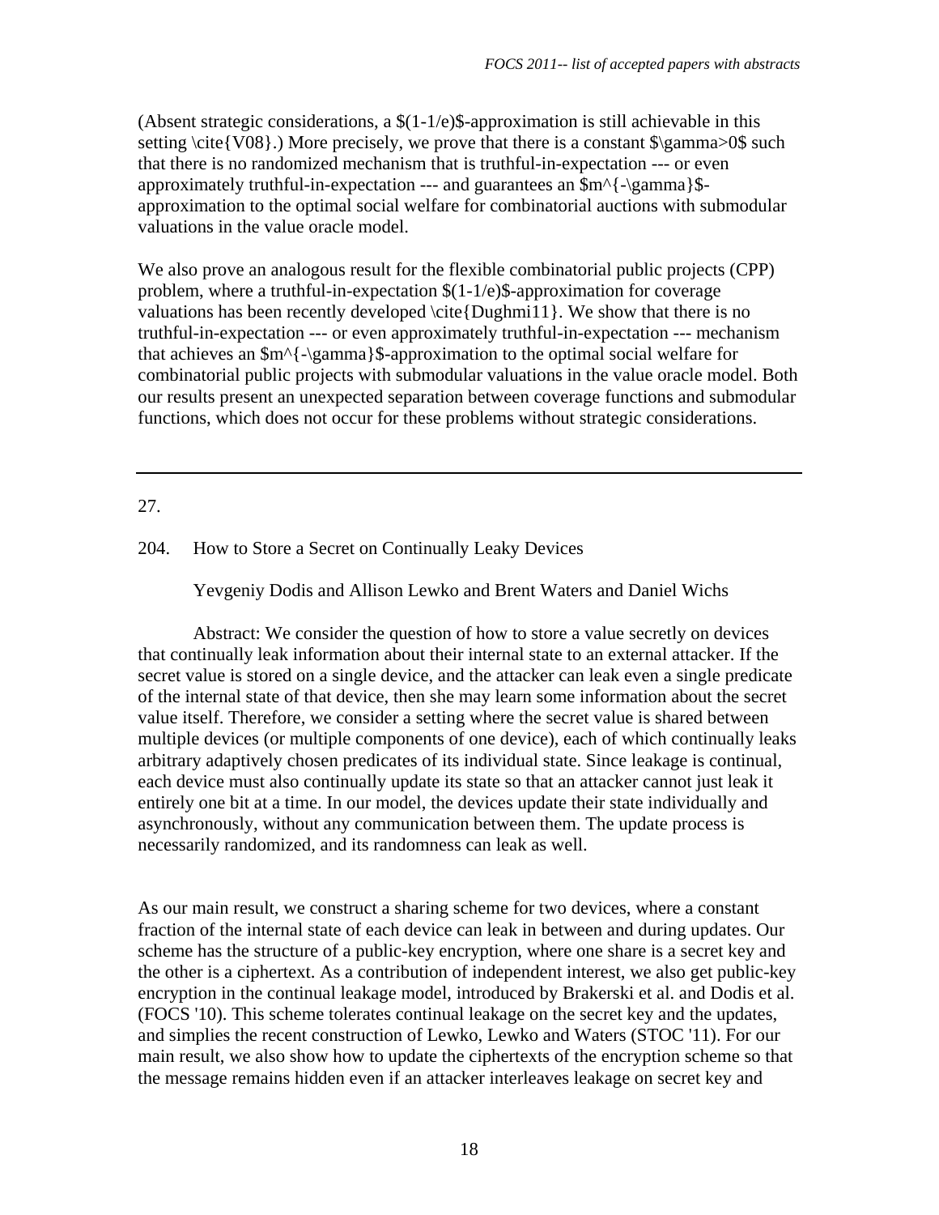(Absent strategic considerations, a $(1-1/e)$-approximation is still achievable in this setting \cite{V08}.) More precisely, we prove that there is a constant $\gamma>0$ such that there is no randomized mechanism that is truthful-in-expectation --- or even approximately truthful-in-expectation --- and guarantees an $m^{-\gamma}$-approximation to the optimal social welfare for combinatorial auctions with submodular valuations in the value oracle model.

We also prove an analogous result for the flexible combinatorial public projects (CPP) problem, where a truthful-in-expectation $(1-1/e)$-approximation for coverage valuations has been recently developed \cite{Dughmi11}. We show that there is no truthful-in-expectation --- or even approximately truthful-in-expectation --- mechanism that achieves an $m^{-\gamma}$-approximation to the optimal social welfare for combinatorial public projects with submodular valuations in the value oracle model. Both our results present an unexpected separation between coverage functions and submodular functions, which does not occur for these problems without strategic considerations.

---

27.

204. How to Store a Secret on Continually Leaky Devices

Yevgeniy Dodis and Allison Lewko and Brent Waters and Daniel Wichs

Abstract: We consider the question of how to store a value secretly on devices that continually leak information about their internal state to an external attacker. If the secret value is stored on a single device, and the attacker can leak even a single predicate of the internal state of that device, then she may learn some information about the secret value itself. Therefore, we consider a setting where the secret value is shared between multiple devices (or multiple components of one device), each of which continually leaks arbitrary adaptively chosen predicates of its individual state. Since leakage is continual, each device must also continually update its state so that an attacker cannot just leak it entirely one bit at a time. In our model, the devices update their state individually and asynchronously, without any communication between them. The update process is necessarily randomized, and its randomness can leak as well.

As our main result, we construct a sharing scheme for two devices, where a constant fraction of the internal state of each device can leak in between and during updates. Our scheme has the structure of a public-key encryption, where one share is a secret key and the other is a ciphertext. As a contribution of independent interest, we also get public-key encryption in the continual leakage model, introduced by Brakerski et al. and Dodis et al. (FOCS '10). This scheme tolerates continual leakage on the secret key and the updates, and simplies the recent construction of Lewko, Lewko and Waters (STOC '11). For our main result, we also show how to update the ciphertexts of the encryption scheme so that the message remains hidden even if an attacker interleaves leakage on secret key and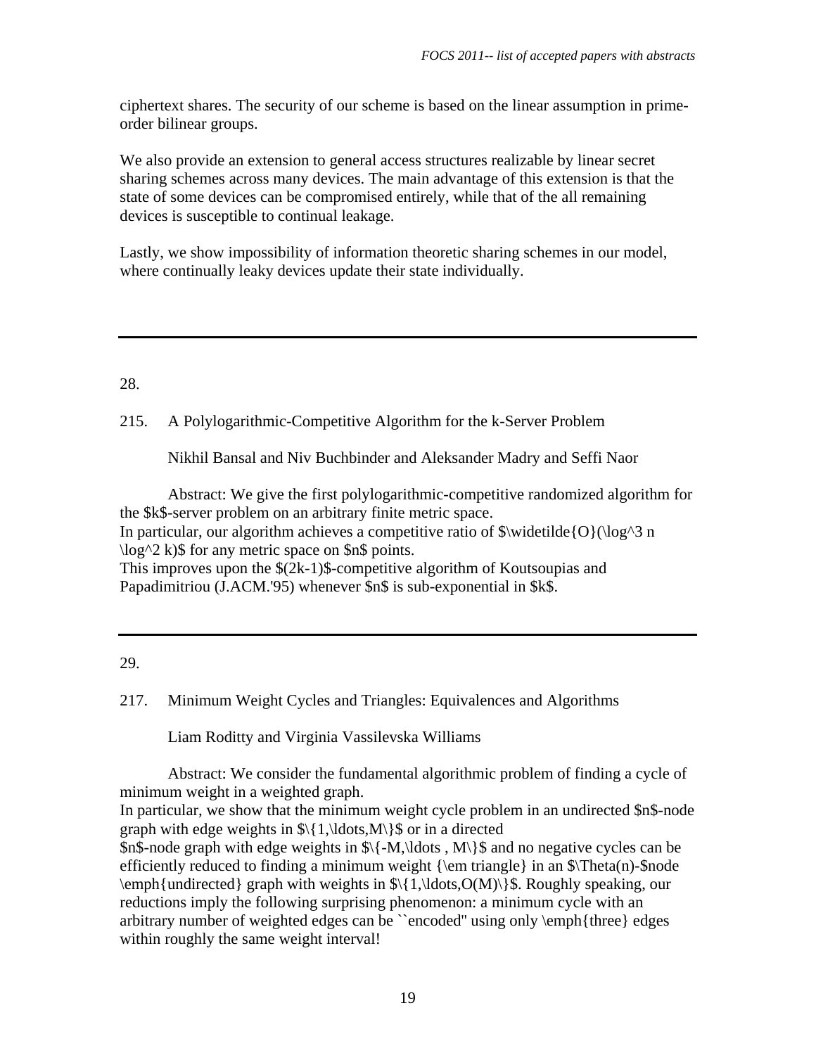ciphertext shares. The security of our scheme is based on the linear assumption in prime-order bilinear groups.

We also provide an extension to general access structures realizable by linear secret sharing schemes across many devices. The main advantage of this extension is that the state of some devices can be compromised entirely, while that of the all remaining devices is susceptible to continual leakage.

Lastly, we show impossibility of information theoretic sharing schemes in our model, where continually leaky devices update their state individually.

---

28.

215. A Polylogarithmic-Competitive Algorithm for the k-Server Problem

Nikhil Bansal and Niv Buchbinder and Aleksander Madry and Seffi Naor

Abstract: We give the first polylogarithmic-competitive randomized algorithm for the $k$-server problem on an arbitrary finite metric space.
In particular, our algorithm achieves a competitive ratio of $\widetilde{O}(\log^3 n \log^2 k)$ for any metric space on $n$ points.
This improves upon the $(2k-1)$-competitive algorithm of Koutsoupias and Papadimitriou (J.ACM.'95) whenever $n$ is sub-exponential in $k$.

---

29.

217. Minimum Weight Cycles and Triangles: Equivalences and Algorithms

Liam Roditty and Virginia Vassilevska Williams

Abstract: We consider the fundamental algorithmic problem of finding a cycle of minimum weight in a weighted graph.
In particular, we show that the minimum weight cycle problem in an undirected $n$-node graph with edge weights in $\{1,\ldots,M\}$ or in a directed $n$-node graph with edge weights in $\{-M,\ldots , M\}$ and no negative cycles can be efficiently reduced to finding a minimum weight {\em triangle} in an $\Theta(n)$-node \emph{undirected} graph with weights in $\{1,\ldots,O(M)\}$. Roughly speaking, our reductions imply the following surprising phenomenon: a minimum cycle with an arbitrary number of weighted edges can be ``encoded'' using only \emph{three} edges within roughly the same weight interval!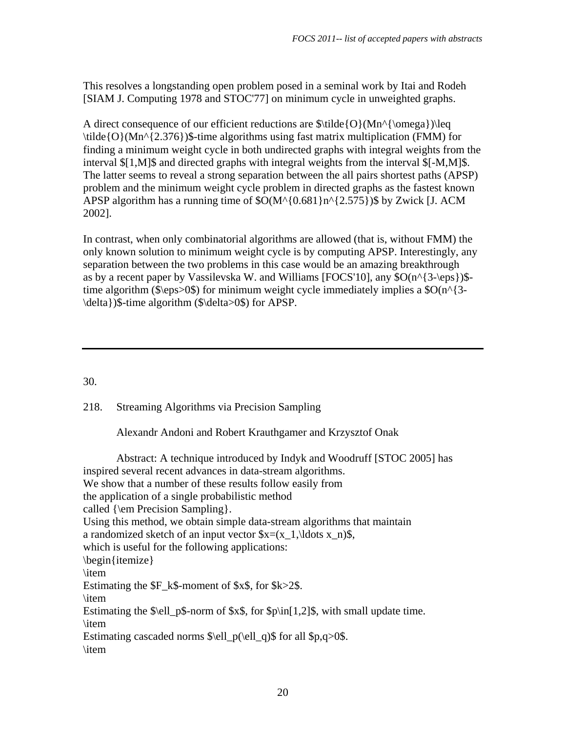This resolves a longstanding open problem posed in a seminal work by Itai and Rodeh [SIAM J. Computing 1978 and STOC'77] on minimum cycle in unweighted graphs.

A direct consequence of our efficient reductions are $\tilde{O}(Mn^{\omega})\leq \tilde{O}(Mn^{2.376})$-time algorithms using fast matrix multiplication (FMM) for finding a minimum weight cycle in both undirected graphs with integral weights from the interval $[1,M]$ and directed graphs with integral weights from the interval $[-M,M]$. The latter seems to reveal a strong separation between the all pairs shortest paths (APSP) problem and the minimum weight cycle problem in directed graphs as the fastest known APSP algorithm has a running time of $O(M^{0.681}n^{2.575})$ by Zwick [J. ACM 2002].

In contrast, when only combinatorial algorithms are allowed (that is, without FMM) the only known solution to minimum weight cycle is by computing APSP. Interestingly, any separation between the two problems in this case would be an amazing breakthrough as by a recent paper by Vassilevska W. and Williams [FOCS'10], any $O(n^{3-\epsilon})$-time algorithm ($\epsilon>0$) for minimum weight cycle immediately implies a $O(n^{3-\delta})$-time algorithm ($\delta>0$) for APSP.

---

30.

218. Streaming Algorithms via Precision Sampling

Alexandr Andoni and Robert Krauthgamer and Krzysztof Onak

Abstract: A technique introduced by Indyk and Woodruff [STOC 2005] has inspired several recent advances in data-stream algorithms.
We show that a number of these results follow easily from
the application of a single probabilistic method
called {\em Precision Sampling}.
Using this method, we obtain simple data-stream algorithms that maintain
a randomized sketch of an input vector $x=(x_1,\ldots x_n)$,
which is useful for the following applications:
\begin{itemize}
\item
Estimating the $F_k$-moment of $x$, for $k>2$.
\item
Estimating the $\ell_p$-norm of $x$, for $p\in[1,2]$, with small update time.
\item
Estimating cascaded norms $\ell_p(\ell_q)$ for all $p,q>0$.
\item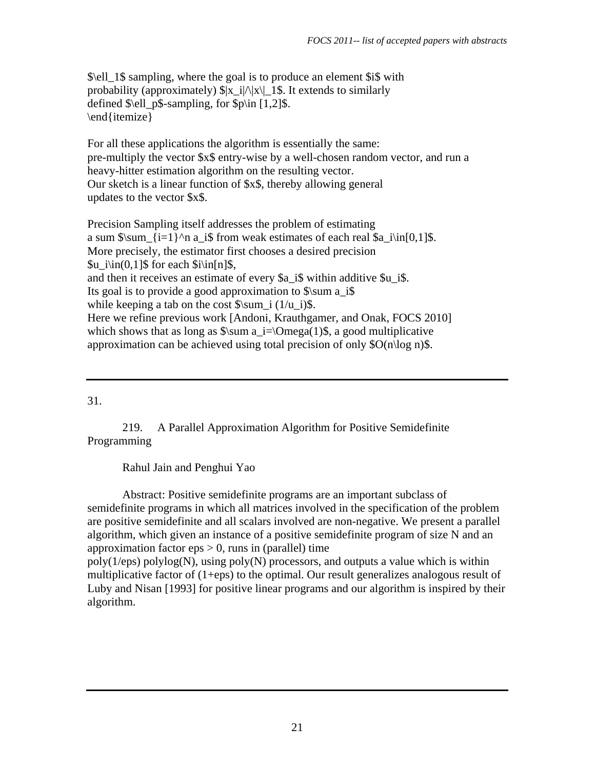$\ell_1$ sampling, where the goal is to produce an element $i$ with probability (approximately) $|x_i|/\|x\|_1$. It extends to similarly defined $\ell_p$-sampling, for $p\in [1,2]$.
\end{itemize}

For all these applications the algorithm is essentially the same: pre-multiply the vector $x$ entry-wise by a well-chosen random vector, and run a heavy-hitter estimation algorithm on the resulting vector. Our sketch is a linear function of $x$, thereby allowing general updates to the vector $x$.

Precision Sampling itself addresses the problem of estimating a sum $\sum_{i=1}^n a_i$ from weak estimates of each real $a_i\in[0,1]$. More precisely, the estimator first chooses a desired precision $u_i\in(0,1]$ for each $i\in[n]$, and then it receives an estimate of every $a_i$ within additive $u_i$. Its goal is to provide a good approximation to $\sum a_i$ while keeping a tab on the cost $\sum_i (1/u_i)$. Here we refine previous work [Andoni, Krauthgamer, and Onak, FOCS 2010] which shows that as long as $\sum a_i=\Omega(1)$, a good multiplicative approximation can be achieved using total precision of only $O(n\log n)$.

---

31.

## 219. A Parallel Approximation Algorithm for Positive Semidefinite Programming

Rahul Jain and Penghui Yao

Abstract: Positive semidefinite programs are an important subclass of semidefinite programs in which all matrices involved in the specification of the problem are positive semidefinite and all scalars involved are non-negative. We present a parallel algorithm, which given an instance of a positive semidefinite program of size N and an approximation factor eps > 0, runs in (parallel) time poly(1/eps) polylog(N), using poly(N) processors, and outputs a value which is within multiplicative factor of (1+eps) to the optimal. Our result generalizes analogous result of Luby and Nisan [1993] for positive linear programs and our algorithm is inspired by their algorithm.

---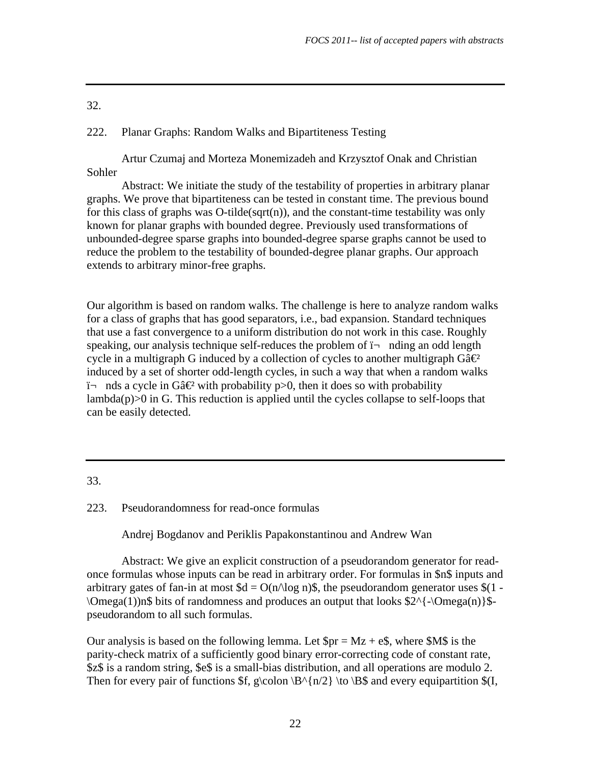---

32.

222. Planar Graphs: Random Walks and Bipartiteness Testing

Artur Czumaj and Morteza Monemizadeh and Krzysztof Onak and Christian Sohler

Abstract: We initiate the study of the testability of properties in arbitrary planar graphs. We prove that bipartiteness can be tested in constant time. The previous bound for this class of graphs was O-tilde(sqrt(n)), and the constant-time testability was only known for planar graphs with bounded degree. Previously used transformations of unbounded-degree sparse graphs into bounded-degree sparse graphs cannot be used to reduce the problem to the testability of bounded-degree planar graphs. Our approach extends to arbitrary minor-free graphs.

Our algorithm is based on random walks. The challenge is here to analyze random walks for a class of graphs that has good separators, i.e., bad expansion. Standard techniques that use a fast convergence to a uniform distribution do not work in this case. Roughly speaking, our analysis technique self-reduces the problem of ï¬ nding an odd length cycle in a multigraph G induced by a collection of cycles to another multigraph Gâ€² induced by a set of shorter odd-length cycles, in such a way that when a random walks ï¬ nds a cycle in Gâ€² with probability p>0, then it does so with probability lambda(p)>0 in G. This reduction is applied until the cycles collapse to self-loops that can be easily detected.

---

33.

223. Pseudorandomness for read-once formulas

Andrej Bogdanov and Periklis Papakonstantinou and Andrew Wan

Abstract: We give an explicit construction of a pseudorandom generator for read-once formulas whose inputs can be read in arbitrary order. For formulas in $n$ inputs and arbitrary gates of fan-in at most $d = O(n/\log n)$, the pseudorandom generator uses $(1 - \Omega(1))n$ bits of randomness and produces an output that looks $2^{-\Omega(n)}$-pseudorandom to all such formulas.

Our analysis is based on the following lemma. Let $pr = Mz + e$, where $M$ is the parity-check matrix of a sufficiently good binary error-correcting code of constant rate, $z$ is a random string, $e$ is a small-bias distribution, and all operations are modulo 2. Then for every pair of functions $f, g\colon \B^{n/2} \to \B$ and every equipartition $(I,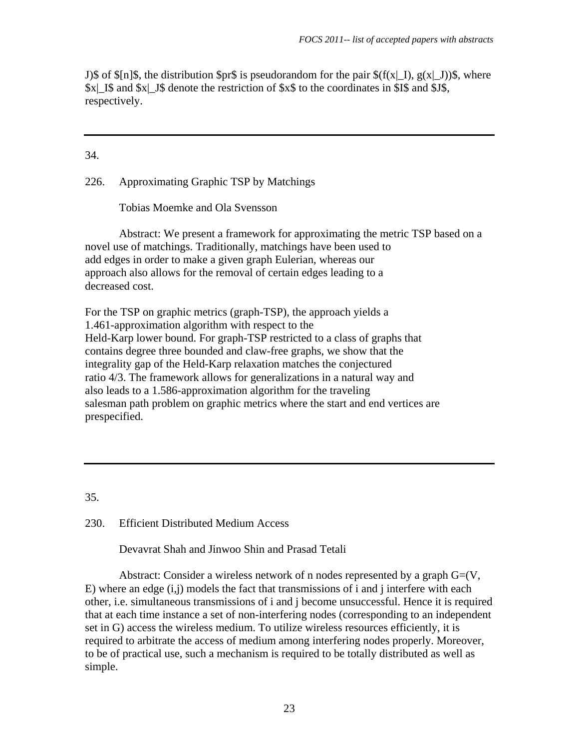J)$ of $[n]$, the distribution $pr$ is pseudorandom for the pair $(f(x|_I), g(x|_J))$, where $x|_I$ and $x|_J$ denote the restriction of $x$ to the coordinates in $I$ and $J$, respectively.

---

34.

226. Approximating Graphic TSP by Matchings

Tobias Moemke and Ola Svensson

Abstract: We present a framework for approximating the metric TSP based on a novel use of matchings. Traditionally, matchings have been used to add edges in order to make a given graph Eulerian, whereas our approach also allows for the removal of certain edges leading to a decreased cost.

For the TSP on graphic metrics (graph-TSP), the approach yields a 1.461-approximation algorithm with respect to the Held-Karp lower bound. For graph-TSP restricted to a class of graphs that contains degree three bounded and claw-free graphs, we show that the integrality gap of the Held-Karp relaxation matches the conjectured ratio 4/3. The framework allows for generalizations in a natural way and also leads to a 1.586-approximation algorithm for the traveling salesman path problem on graphic metrics where the start and end vertices are prespecified.

---

35.

230. Efficient Distributed Medium Access

Devavrat Shah and Jinwoo Shin and Prasad Tetali

Abstract: Consider a wireless network of n nodes represented by a graph G=(V, E) where an edge (i,j) models the fact that transmissions of i and j interfere with each other, i.e. simultaneous transmissions of i and j become unsuccessful. Hence it is required that at each time instance a set of non-interfering nodes (corresponding to an independent set in G) access the wireless medium. To utilize wireless resources efficiently, it is required to arbitrate the access of medium among interfering nodes properly. Moreover, to be of practical use, such a mechanism is required to be totally distributed as well as simple.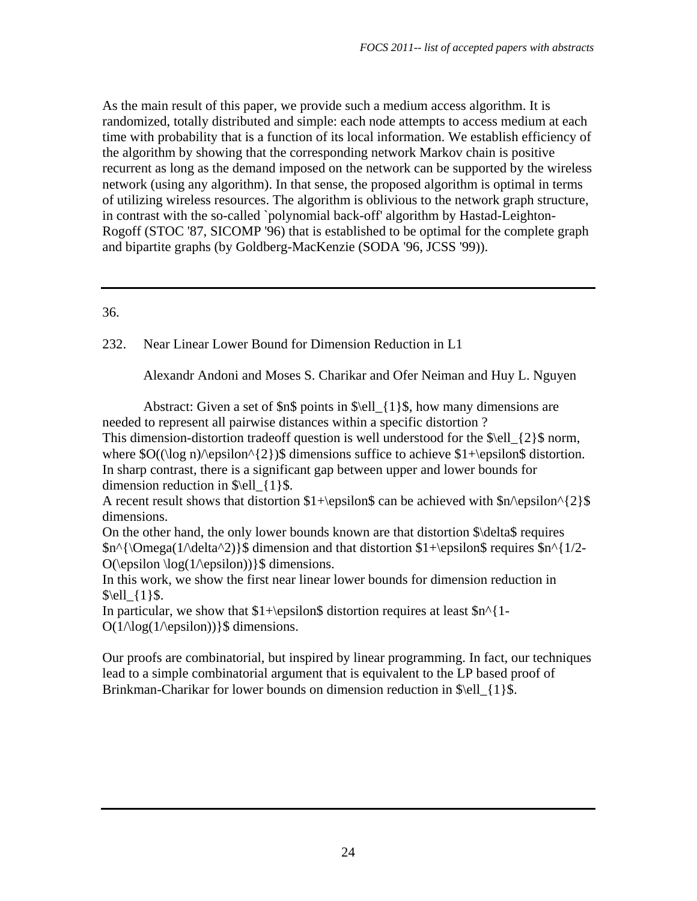As the main result of this paper, we provide such a medium access algorithm. It is randomized, totally distributed and simple: each node attempts to access medium at each time with probability that is a function of its local information. We establish efficiency of the algorithm by showing that the corresponding network Markov chain is positive recurrent as long as the demand imposed on the network can be supported by the wireless network (using any algorithm). In that sense, the proposed algorithm is optimal in terms of utilizing wireless resources. The algorithm is oblivious to the network graph structure, in contrast with the so-called `polynomial back-off' algorithm by Hastad-Leighton-Rogoff (STOC '87, SICOMP '96) that is established to be optimal for the complete graph and bipartite graphs (by Goldberg-MacKenzie (SODA '96, JCSS '99)).

---

36.

232. Near Linear Lower Bound for Dimension Reduction in L1

Alexandr Andoni and Moses S. Charikar and Ofer Neiman and Huy L. Nguyen

Abstract: Given a set of $n$ points in $\ell_{1}$, how many dimensions are needed to represent all pairwise distances within a specific distortion ?
This dimension-distortion tradeoff question is well understood for the $\ell_{2}$ norm, where $O((\log n)/\epsilon^{2})$ dimensions suffice to achieve $1+\epsilon$ distortion. In sharp contrast, there is a significant gap between upper and lower bounds for dimension reduction in $\ell_{1}$.
A recent result shows that distortion $1+\epsilon$ can be achieved with $n/\epsilon^{2}$ dimensions.
On the other hand, the only lower bounds known are that distortion $\delta$ requires $n^{\Omega(1/\delta^2)}$ dimension and that distortion $1+\epsilon$ requires $n^{1/2-O(\epsilon \log(1/\epsilon))}$ dimensions.
In this work, we show the first near linear lower bounds for dimension reduction in $\ell_{1}$.
In particular, we show that $1+\epsilon$ distortion requires at least $n^{1-O(1/\log(1/\epsilon))}$ dimensions.

Our proofs are combinatorial, but inspired by linear programming. In fact, our techniques lead to a simple combinatorial argument that is equivalent to the LP based proof of Brinkman-Charikar for lower bounds on dimension reduction in $\ell_{1}$.

---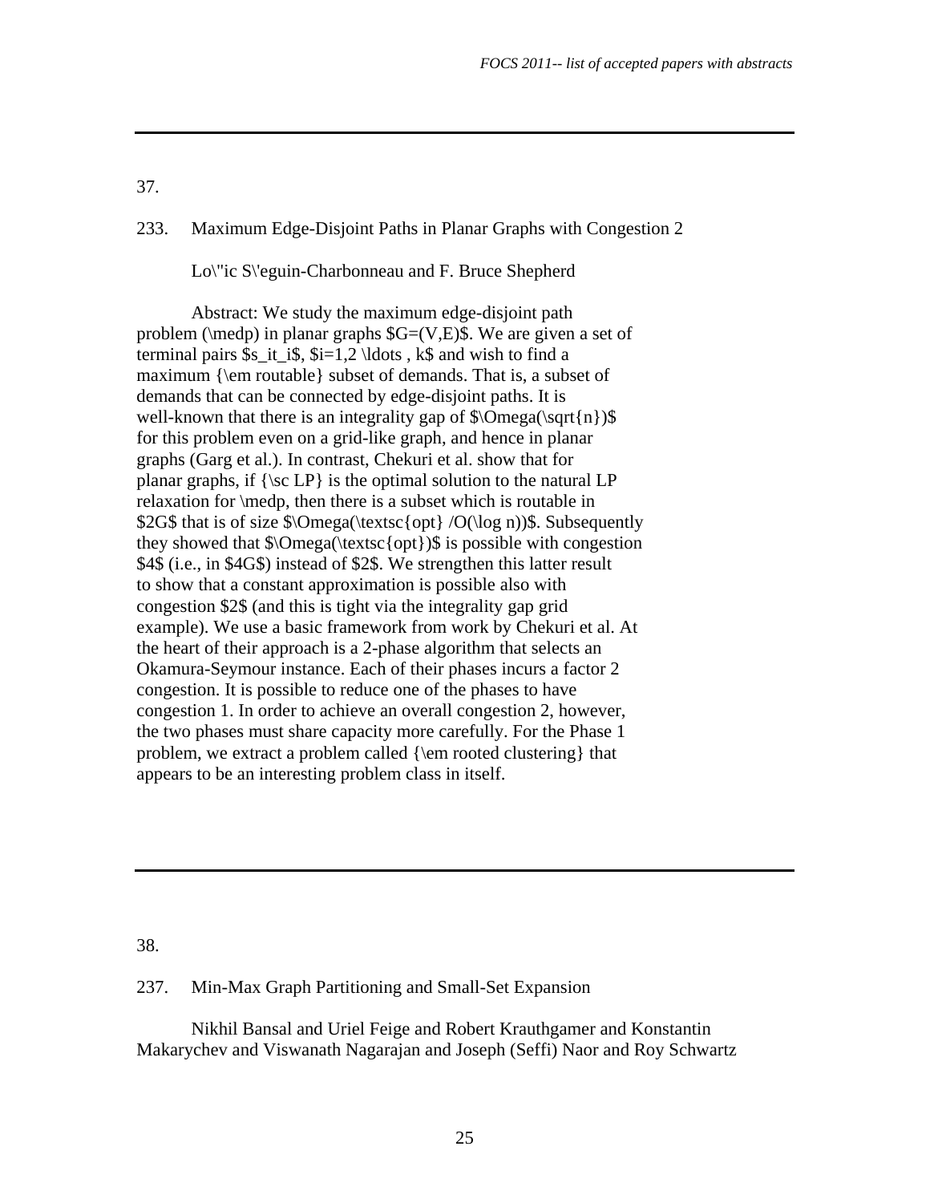37.

233. Maximum Edge-Disjoint Paths in Planar Graphs with Congestion 2

Lo\"ic S\'eguin-Charbonneau and F. Bruce Shepherd

Abstract: We study the maximum edge-disjoint path problem (\medp) in planar graphs $G=(V,E)$. We are given a set of terminal pairs $s_it_i$, $i=1,2 \ldots , k$ and wish to find a maximum {\em routable} subset of demands. That is, a subset of demands that can be connected by edge-disjoint paths. It is well-known that there is an integrality gap of $\Omega(\sqrt{n})$ for this problem even on a grid-like graph, and hence in planar graphs (Garg et al.). In contrast, Chekuri et al. show that for planar graphs, if {\sc LP} is the optimal solution to the natural LP relaxation for \medp, then there is a subset which is routable in $2G$ that is of size $\Omega(\textsc{opt} /O(\log n))$. Subsequently they showed that $\Omega(\textsc{opt})$ is possible with congestion $4$ (i.e., in $4G$) instead of $2$. We strengthen this latter result to show that a constant approximation is possible also with congestion $2$ (and this is tight via the integrality gap grid example). We use a basic framework from work by Chekuri et al. At the heart of their approach is a 2-phase algorithm that selects an Okamura-Seymour instance. Each of their phases incurs a factor 2 congestion. It is possible to reduce one of the phases to have congestion 1. In order to achieve an overall congestion 2, however, the two phases must share capacity more carefully. For the Phase 1 problem, we extract a problem called {\em rooted clustering} that appears to be an interesting problem class in itself.

---

38.

237. Min-Max Graph Partitioning and Small-Set Expansion

Nikhil Bansal and Uriel Feige and Robert Krauthgamer and Konstantin Makarychev and Viswanath Nagarajan and Joseph (Seffi) Naor and Roy Schwartz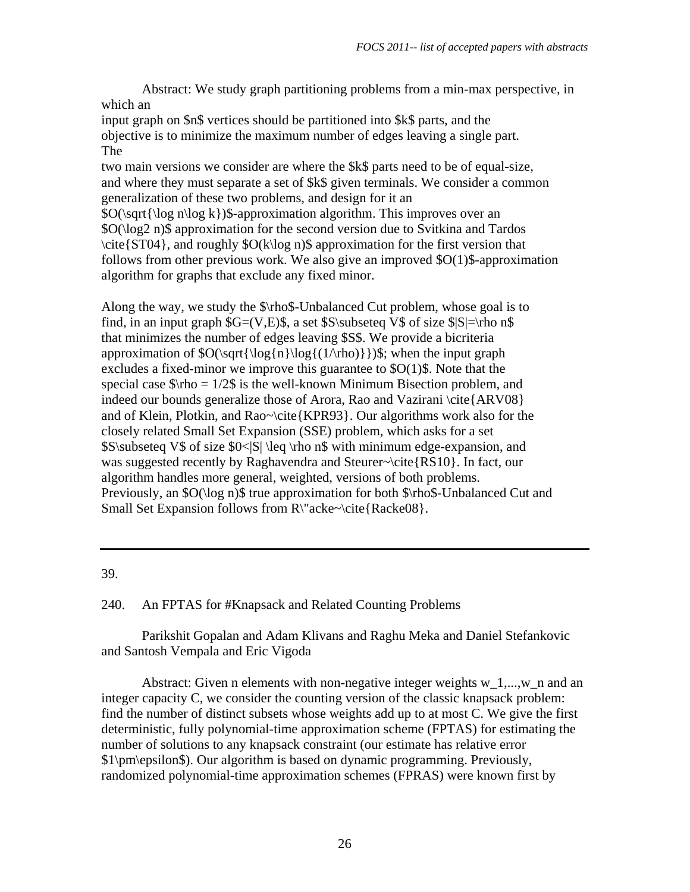Abstract: We study graph partitioning problems from a min-max perspective, in which an input graph on $n$ vertices should be partitioned into $k$ parts, and the objective is to minimize the maximum number of edges leaving a single part. The two main versions we consider are where the $k$ parts need to be of equal-size, and where they must separate a set of $k$ given terminals. We consider a common generalization of these two problems, and design for it an $O(\sqrt{\log n\log k})$-approximation algorithm. This improves over an $O(\log^2 n)$ approximation for the second version due to Svitkina and Tardos \cite{ST04}, and roughly $O(k\log n)$ approximation for the first version that follows from other previous work. We also give an improved $O(1)$-approximation algorithm for graphs that exclude any fixed minor.

Along the way, we study the $\rho$-Unbalanced Cut problem, whose goal is to find, in an input graph $G=(V,E)$, a set $S\subseteq V$ of size $|S|=\rho n$ that minimizes the number of edges leaving $S$. We provide a bicriteria approximation of $O(\sqrt{\log{n}\log{(1/\rho)}})$; when the input graph excludes a fixed-minor we improve this guarantee to $O(1)$. Note that the special case $\rho = 1/2$ is the well-known Minimum Bisection problem, and indeed our bounds generalize those of Arora, Rao and Vazirani \cite{ARV08} and of Klein, Plotkin, and Rao~\cite{KPR93}. Our algorithms work also for the closely related Small Set Expansion (SSE) problem, which asks for a set $S\subseteq V$ of size $0<|S| \leq \rho n$ with minimum edge-expansion, and was suggested recently by Raghavendra and Steurer~\cite{RS10}. In fact, our algorithm handles more general, weighted, versions of both problems. Previously, an $O(\log n)$ true approximation for both $\rho$-Unbalanced Cut and Small Set Expansion follows from R\"acke~\cite{Racke08}.

---

39.

240. An FPTAS for #Knapsack and Related Counting Problems

Parikshit Gopalan and Adam Klivans and Raghu Meka and Daniel Stefankovic and Santosh Vempala and Eric Vigoda

Abstract: Given n elements with non-negative integer weights $w_1,...,w_n$ and an integer capacity C, we consider the counting version of the classic knapsack problem: find the number of distinct subsets whose weights add up to at most C. We give the first deterministic, fully polynomial-time approximation scheme (FPTAS) for estimating the number of solutions to any knapsack constraint (our estimate has relative error $1\pm\epsilon$). Our algorithm is based on dynamic programming. Previously, randomized polynomial-time approximation schemes (FPRAS) were known first by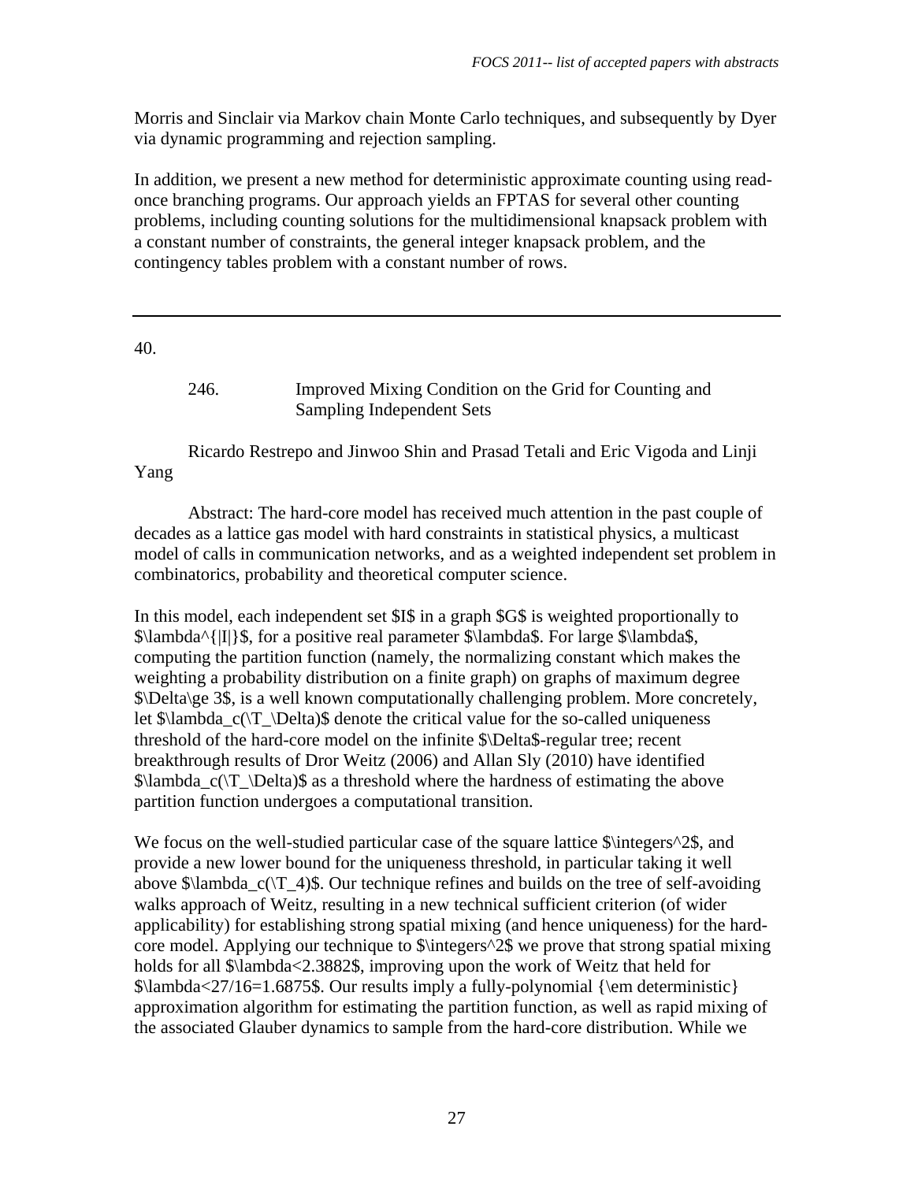Morris and Sinclair via Markov chain Monte Carlo techniques, and subsequently by Dyer via dynamic programming and rejection sampling.

In addition, we present a new method for deterministic approximate counting using read-once branching programs. Our approach yields an FPTAS for several other counting problems, including counting solutions for the multidimensional knapsack problem with a constant number of constraints, the general integer knapsack problem, and the contingency tables problem with a constant number of rows.

---

40.

246. Improved Mixing Condition on the Grid for Counting and Sampling Independent Sets

Ricardo Restrepo and Jinwoo Shin and Prasad Tetali and Eric Vigoda and Linji Yang

Abstract: The hard-core model has received much attention in the past couple of decades as a lattice gas model with hard constraints in statistical physics, a multicast model of calls in communication networks, and as a weighted independent set problem in combinatorics, probability and theoretical computer science.

In this model, each independent set $I$ in a graph $G$ is weighted proportionally to $\lambda^{|I|}$, for a positive real parameter $\lambda$. For large $\lambda$, computing the partition function (namely, the normalizing constant which makes the weighting a probability distribution on a finite graph) on graphs of maximum degree $\Delta\ge 3$, is a well known computationally challenging problem. More concretely, let $\lambda_c(\T_\Delta)$ denote the critical value for the so-called uniqueness threshold of the hard-core model on the infinite $\Delta$-regular tree; recent breakthrough results of Dror Weitz (2006) and Allan Sly (2010) have identified $\lambda_c(\T_\Delta)$ as a threshold where the hardness of estimating the above partition function undergoes a computational transition.

We focus on the well-studied particular case of the square lattice $\integers^2$, and provide a new lower bound for the uniqueness threshold, in particular taking it well above $\lambda_c(\T_4)$. Our technique refines and builds on the tree of self-avoiding walks approach of Weitz, resulting in a new technical sufficient criterion (of wider applicability) for establishing strong spatial mixing (and hence uniqueness) for the hard-core model. Applying our technique to $\integers^2$ we prove that strong spatial mixing holds for all $\lambda<2.3882$, improving upon the work of Weitz that held for $\lambda<27/16=1.6875$. Our results imply a fully-polynomial {\em deterministic} approximation algorithm for estimating the partition function, as well as rapid mixing of the associated Glauber dynamics to sample from the hard-core distribution. While we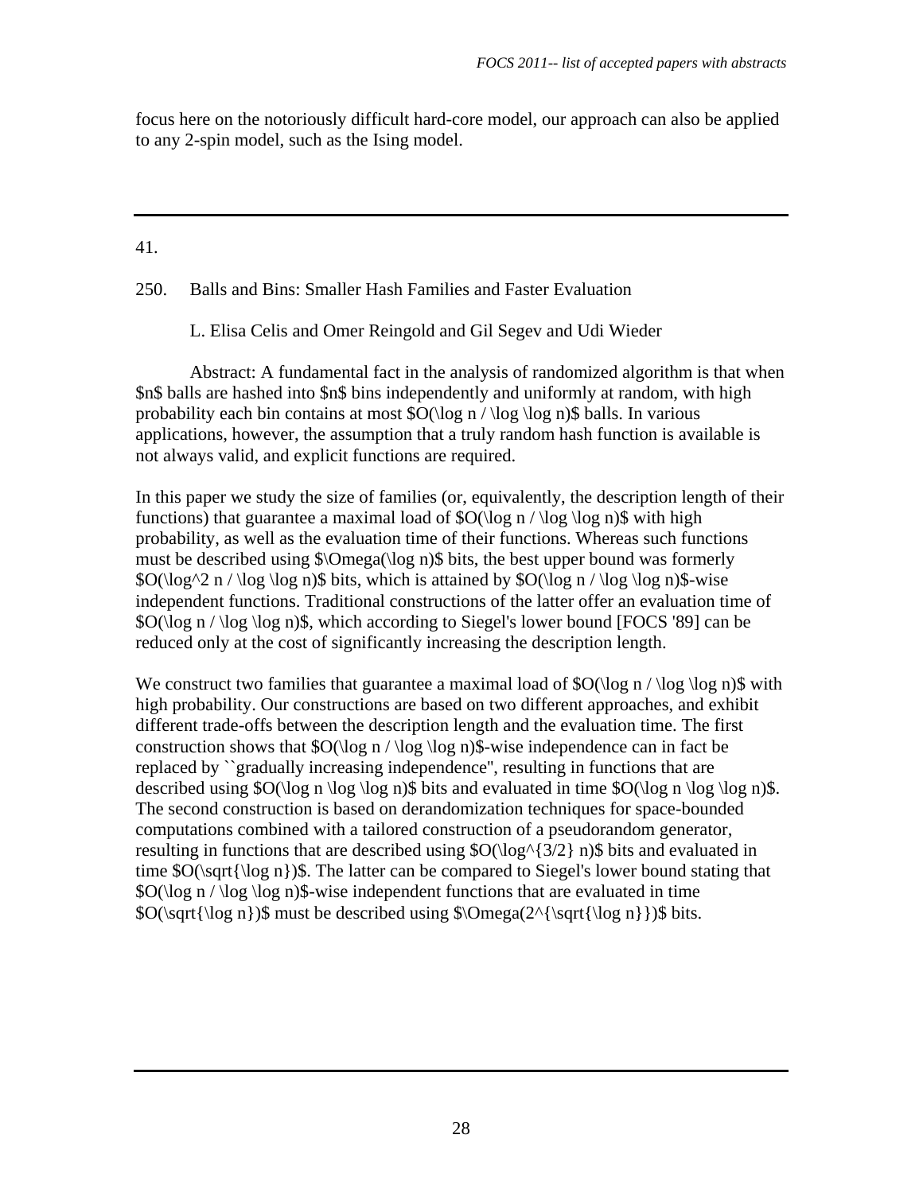focus here on the notoriously difficult hard-core model, our approach can also be applied to any 2-spin model, such as the Ising model.

---

41.

250. Balls and Bins: Smaller Hash Families and Faster Evaluation

L. Elisa Celis and Omer Reingold and Gil Segev and Udi Wieder

Abstract: A fundamental fact in the analysis of randomized algorithm is that when $n$ balls are hashed into $n$ bins independently and uniformly at random, with high probability each bin contains at most $O(\log n / \log \log n)$ balls. In various applications, however, the assumption that a truly random hash function is available is not always valid, and explicit functions are required.

In this paper we study the size of families (or, equivalently, the description length of their functions) that guarantee a maximal load of $O(\log n / \log \log n)$ with high probability, as well as the evaluation time of their functions. Whereas such functions must be described using $\Omega(\log n)$ bits, the best upper bound was formerly $O(\log^2 n / \log \log n)$ bits, which is attained by $O(\log n / \log \log n)$-wise independent functions. Traditional constructions of the latter offer an evaluation time of $O(\log n / \log \log n)$, which according to Siegel's lower bound [FOCS '89] can be reduced only at the cost of significantly increasing the description length.

We construct two families that guarantee a maximal load of $O(\log n / \log \log n)$ with high probability. Our constructions are based on two different approaches, and exhibit different trade-offs between the description length and the evaluation time. The first construction shows that $O(\log n / \log \log n)$-wise independence can in fact be replaced by ``gradually increasing independence'', resulting in functions that are described using $O(\log n \log \log n)$ bits and evaluated in time $O(\log n \log \log n)$. The second construction is based on derandomization techniques for space-bounded computations combined with a tailored construction of a pseudorandom generator, resulting in functions that are described using $O(\log^{3/2} n)$ bits and evaluated in time $O(\sqrt{\log n})$. The latter can be compared to Siegel's lower bound stating that $O(\log n / \log \log n)$-wise independent functions that are evaluated in time $O(\sqrt{\log n})$ must be described using $\Omega(2^{\sqrt{\log n}})$ bits.

---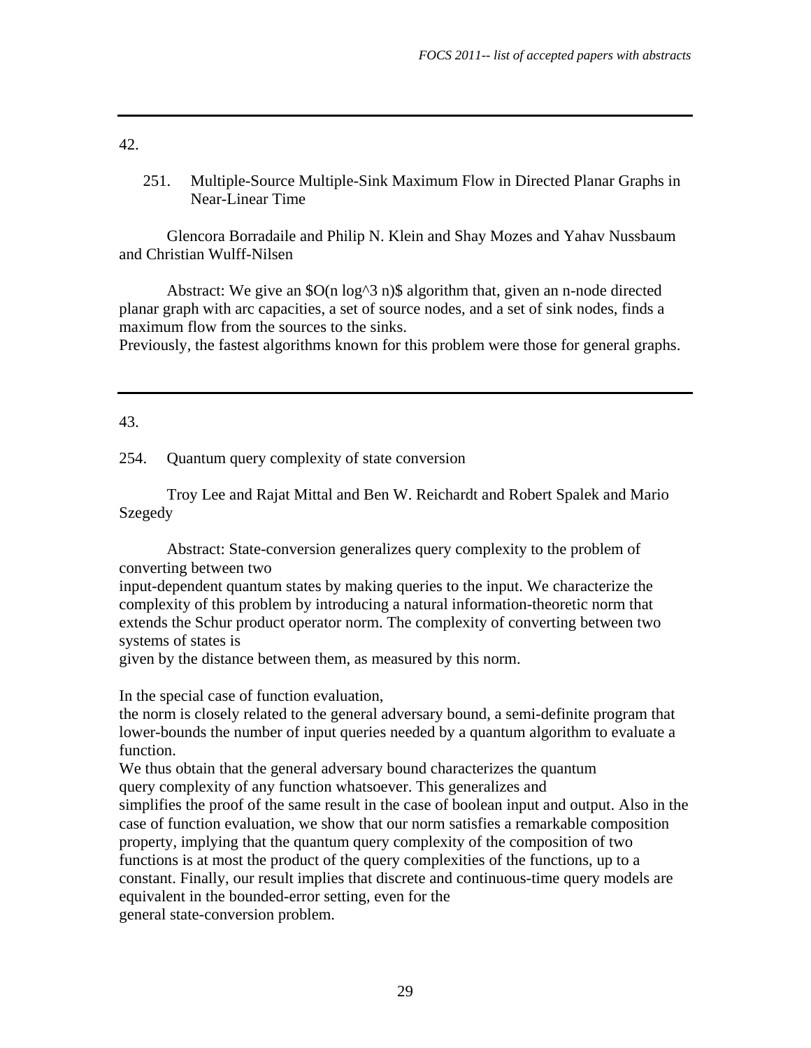---

42.

251. Multiple-Source Multiple-Sink Maximum Flow in Directed Planar Graphs in Near-Linear Time

Glencora Borradaile and Philip N. Klein and Shay Mozes and Yahav Nussbaum and Christian Wulff-Nilsen

Abstract: We give an $O(n \log^3 n)$ algorithm that, given an n-node directed planar graph with arc capacities, a set of source nodes, and a set of sink nodes, finds a maximum flow from the sources to the sinks.
Previously, the fastest algorithms known for this problem were those for general graphs.

---

43.

254. Quantum query complexity of state conversion

Troy Lee and Rajat Mittal and Ben W. Reichardt and Robert Spalek and Mario Szegedy

Abstract: State-conversion generalizes query complexity to the problem of converting between two input-dependent quantum states by making queries to the input. We characterize the complexity of this problem by introducing a natural information-theoretic norm that extends the Schur product operator norm. The complexity of converting between two systems of states is given by the distance between them, as measured by this norm.

In the special case of function evaluation, the norm is closely related to the general adversary bound, a semi-definite program that lower-bounds the number of input queries needed by a quantum algorithm to evaluate a function.
We thus obtain that the general adversary bound characterizes the quantum query complexity of any function whatsoever. This generalizes and simplifies the proof of the same result in the case of boolean input and output. Also in the case of function evaluation, we show that our norm satisfies a remarkable composition property, implying that the quantum query complexity of the composition of two functions is at most the product of the query complexities of the functions, up to a constant. Finally, our result implies that discrete and continuous-time query models are equivalent in the bounded-error setting, even for the general state-conversion problem.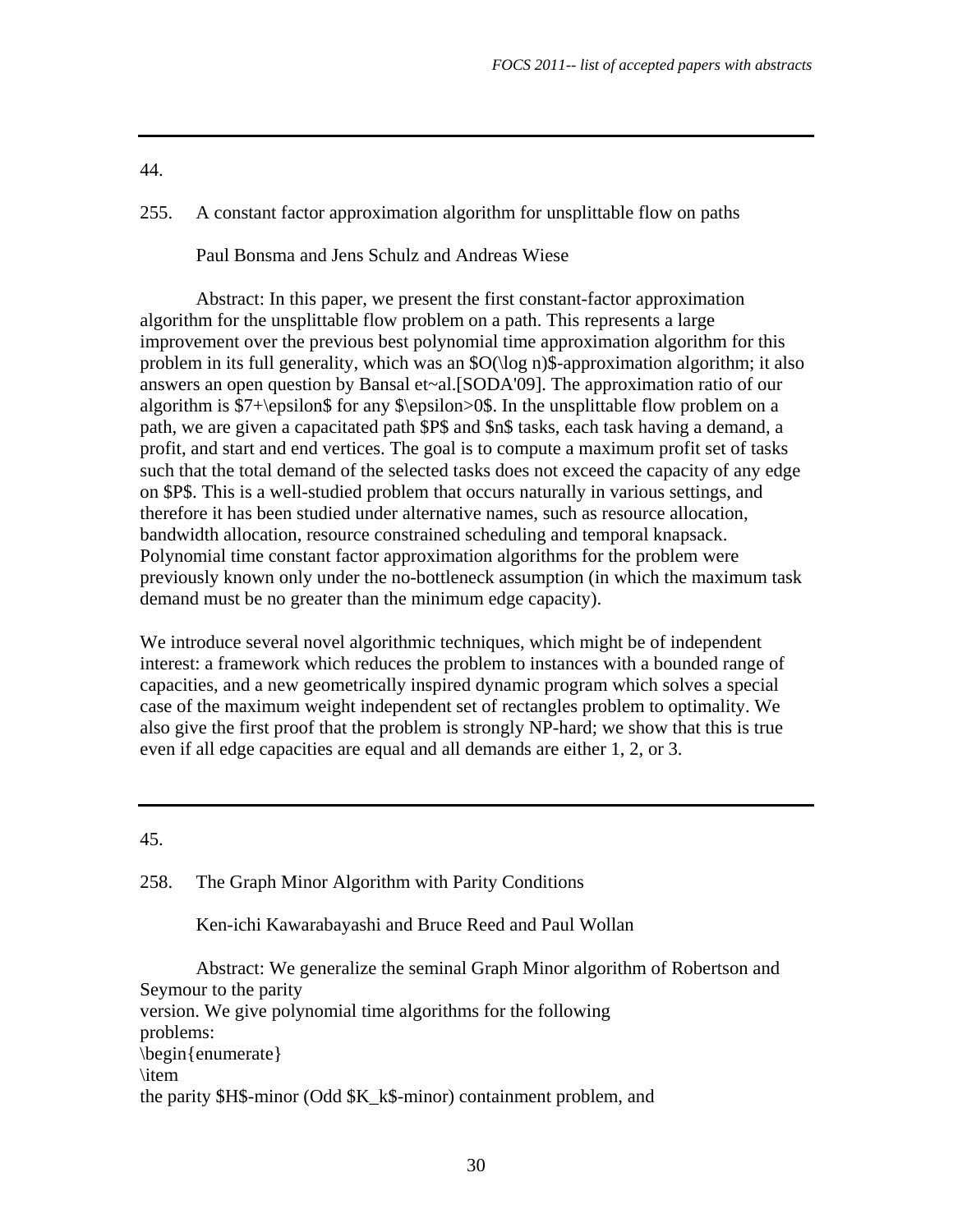---

44.

255. A constant factor approximation algorithm for unsplittable flow on paths

Paul Bonsma and Jens Schulz and Andreas Wiese

Abstract: In this paper, we present the first constant-factor approximation algorithm for the unsplittable flow problem on a path. This represents a large improvement over the previous best polynomial time approximation algorithm for this problem in its full generality, which was an $O(\log n)$-approximation algorithm; it also answers an open question by Bansal et~al.[SODA'09]. The approximation ratio of our algorithm is $7+\epsilon$ for any $\epsilon>0$. In the unsplittable flow problem on a path, we are given a capacitated path $P$ and $n$ tasks, each task having a demand, a profit, and start and end vertices. The goal is to compute a maximum profit set of tasks such that the total demand of the selected tasks does not exceed the capacity of any edge on $P$. This is a well-studied problem that occurs naturally in various settings, and therefore it has been studied under alternative names, such as resource allocation, bandwidth allocation, resource constrained scheduling and temporal knapsack. Polynomial time constant factor approximation algorithms for the problem were previously known only under the no-bottleneck assumption (in which the maximum task demand must be no greater than the minimum edge capacity).

We introduce several novel algorithmic techniques, which might be of independent interest: a framework which reduces the problem to instances with a bounded range of capacities, and a new geometrically inspired dynamic program which solves a special case of the maximum weight independent set of rectangles problem to optimality. We also give the first proof that the problem is strongly NP-hard; we show that this is true even if all edge capacities are equal and all demands are either 1, 2, or 3.

---

45.

258. The Graph Minor Algorithm with Parity Conditions

Ken-ichi Kawarabayashi and Bruce Reed and Paul Wollan

Abstract: We generalize the seminal Graph Minor algorithm of Robertson and Seymour to the parity
version. We give polynomial time algorithms for the following
problems:
\begin{enumerate}
\item
the parity $H$-minor (Odd $K_k$-minor) containment problem, and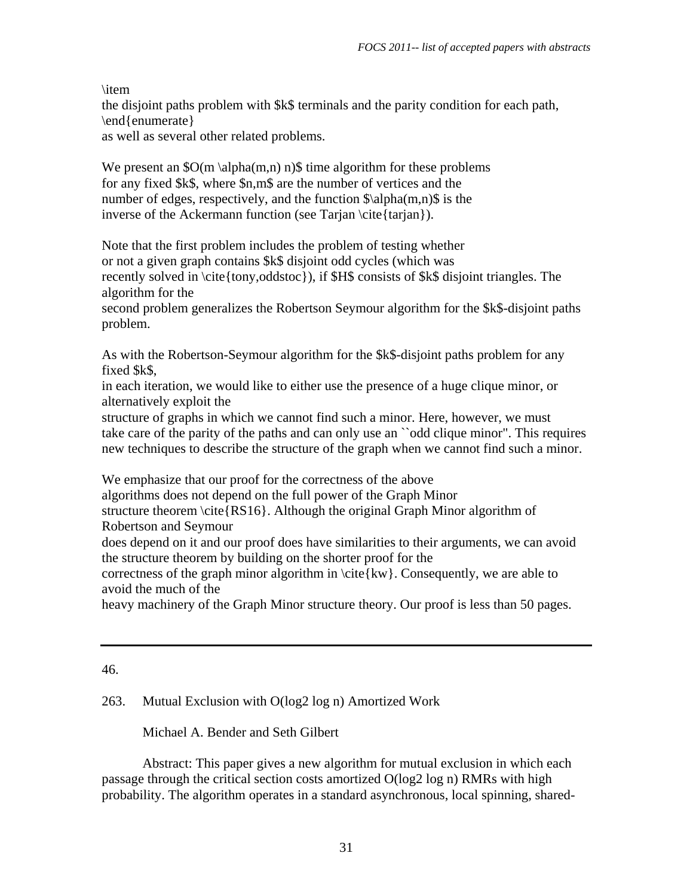\item
the disjoint paths problem with $k$ terminals and the parity condition for each path,
\end{enumerate}
as well as several other related problems.

We present an $O(m \alpha(m,n) n)$ time algorithm for these problems for any fixed $k$, where $n,m$ are the number of vertices and the number of edges, respectively, and the function $\alpha(m,n)$ is the inverse of the Ackermann function (see Tarjan \cite{tarjan}).

Note that the first problem includes the problem of testing whether or not a given graph contains $k$ disjoint odd cycles (which was recently solved in \cite{tony,oddstoc}), if $H$ consists of $k$ disjoint triangles. The algorithm for the second problem generalizes the Robertson Seymour algorithm for the $k$-disjoint paths problem.

As with the Robertson-Seymour algorithm for the $k$-disjoint paths problem for any fixed $k$, in each iteration, we would like to either use the presence of a huge clique minor, or alternatively exploit the structure of graphs in which we cannot find such a minor. Here, however, we must take care of the parity of the paths and can only use an ``odd clique minor''. This requires new techniques to describe the structure of the graph when we cannot find such a minor.

We emphasize that our proof for the correctness of the above algorithms does not depend on the full power of the Graph Minor structure theorem \cite{RS16}. Although the original Graph Minor algorithm of Robertson and Seymour does depend on it and our proof does have similarities to their arguments, we can avoid the structure theorem by building on the shorter proof for the correctness of the graph minor algorithm in \cite{kw}. Consequently, we are able to avoid the much of the heavy machinery of the Graph Minor structure theory. Our proof is less than 50 pages.

---

46.

263. Mutual Exclusion with O(log2 log n) Amortized Work

Michael A. Bender and Seth Gilbert

Abstract: This paper gives a new algorithm for mutual exclusion in which each passage through the critical section costs amortized O(log2 log n) RMRs with high probability. The algorithm operates in a standard asynchronous, local spinning, shared-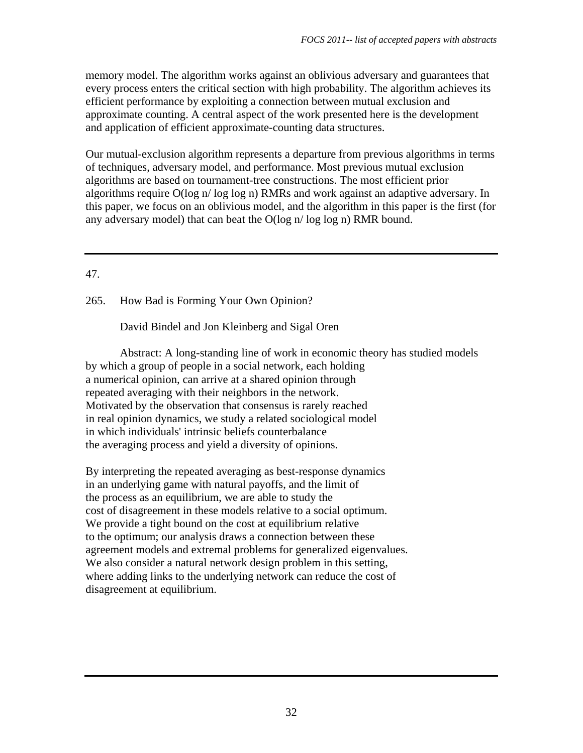memory model. The algorithm works against an oblivious adversary and guarantees that every process enters the critical section with high probability. The algorithm achieves its efficient performance by exploiting a connection between mutual exclusion and approximate counting. A central aspect of the work presented here is the development and application of efficient approximate-counting data structures.

Our mutual-exclusion algorithm represents a departure from previous algorithms in terms of techniques, adversary model, and performance. Most previous mutual exclusion algorithms are based on tournament-tree constructions. The most efficient prior algorithms require $O(\log n / \log \log n)$ RMRs and work against an adaptive adversary. In this paper, we focus on an oblivious model, and the algorithm in this paper is the first (for any adversary model) that can beat the $O(\log n / \log \log n)$ RMR bound.

---

47.

265. How Bad is Forming Your Own Opinion?

David Bindel and Jon Kleinberg and Sigal Oren

Abstract: A long-standing line of work in economic theory has studied models by which a group of people in a social network, each holding a numerical opinion, can arrive at a shared opinion through repeated averaging with their neighbors in the network. Motivated by the observation that consensus is rarely reached in real opinion dynamics, we study a related sociological model in which individuals' intrinsic beliefs counterbalance the averaging process and yield a diversity of opinions.

By interpreting the repeated averaging as best-response dynamics in an underlying game with natural payoffs, and the limit of the process as an equilibrium, we are able to study the cost of disagreement in these models relative to a social optimum. We provide a tight bound on the cost at equilibrium relative to the optimum; our analysis draws a connection between these agreement models and extremal problems for generalized eigenvalues. We also consider a natural network design problem in this setting, where adding links to the underlying network can reduce the cost of disagreement at equilibrium.

---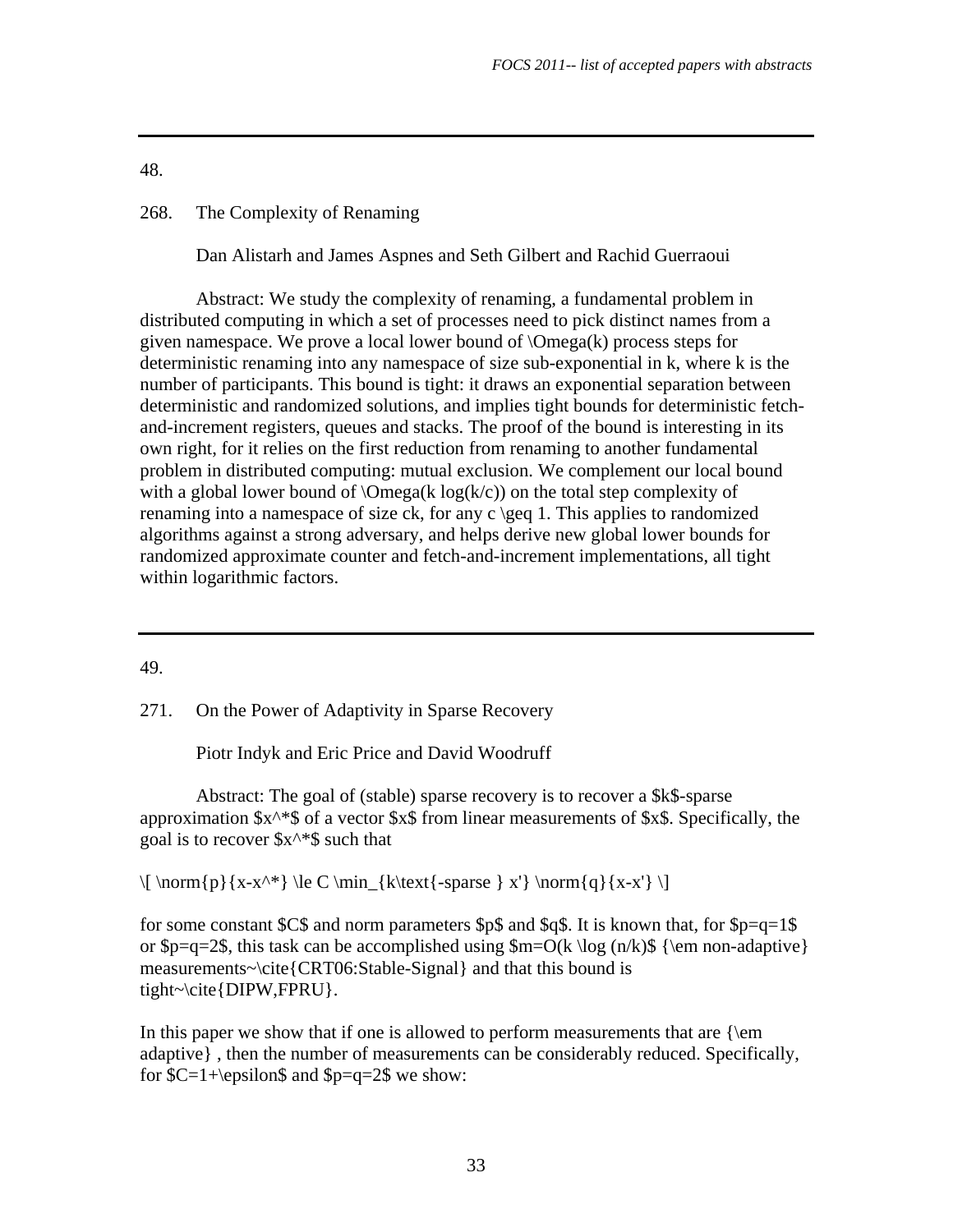---

48.

268. The Complexity of Renaming

Dan Alistarh and James Aspnes and Seth Gilbert and Rachid Guerraoui

Abstract: We study the complexity of renaming, a fundamental problem in distributed computing in which a set of processes need to pick distinct names from a given namespace. We prove a local lower bound of $\Omega(k)$ process steps for deterministic renaming into any namespace of size sub-exponential in k, where k is the number of participants. This bound is tight: it draws an exponential separation between deterministic and randomized solutions, and implies tight bounds for deterministic fetch-and-increment registers, queues and stacks. The proof of the bound is interesting in its own right, for it relies on the first reduction from renaming to another fundamental problem in distributed computing: mutual exclusion. We complement our local bound with a global lower bound of $\Omega(k \log(k/c))$ on the total step complexity of renaming into a namespace of size ck, for any $c \geq 1$. This applies to randomized algorithms against a strong adversary, and helps derive new global lower bounds for randomized approximate counter and fetch-and-increment implementations, all tight within logarithmic factors.

---

49.

271. On the Power of Adaptivity in Sparse Recovery

Piotr Indyk and Eric Price and David Woodruff

Abstract: The goal of (stable) sparse recovery is to recover a $k$-sparse approximation $x^*$ of a vector $x$ from linear measurements of $x$. Specifically, the goal is to recover $x^*$ such that

$$\|x-x^*\|_p \le C \min_{k\text{-sparse } x'} \|x-x'\|_q$$

for some constant $C$ and norm parameters $p$ and $q$. It is known that, for $p=q=1$ or $p=q=2$, this task can be accomplished using $m=O(k \log (n/k))$ *non-adaptive* measurements~\cite{CRT06:Stable-Signal} and that this bound is tight~\cite{DIPW,FPRU}.

In this paper we show that if one is allowed to perform measurements that are *adaptive* , then the number of measurements can be considerably reduced. Specifically, for $C=1+\epsilon$ and $p=q=2$ we show: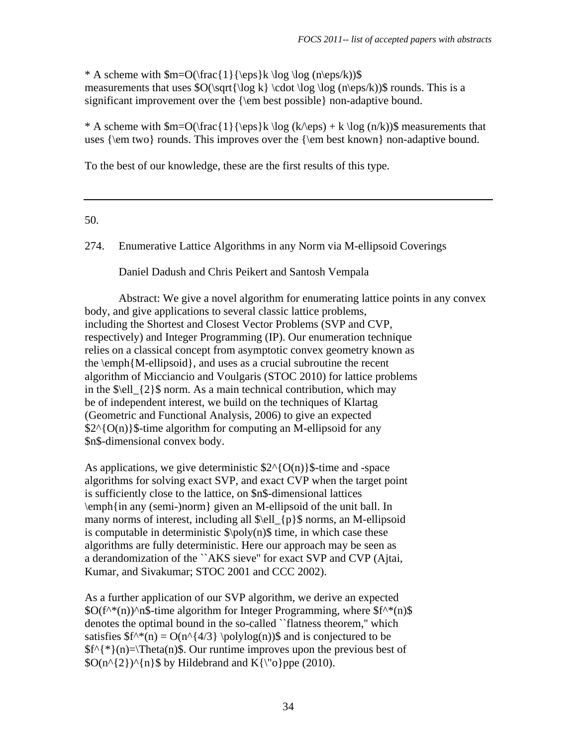* A scheme with $m=O(\frac{1}{\epsilon}k \log \log (n\epsilon/k))$ measurements that uses $O(\sqrt{\log k} \cdot \log \log (n\epsilon/k))$ rounds. This is a significant improvement over the *best possible* non-adaptive bound.

* A scheme with $m=O(\frac{1}{\epsilon}k \log (k/\epsilon) + k \log (n/k))$ measurements that uses *two* rounds. This improves over the *best known* non-adaptive bound.

To the best of our knowledge, these are the first results of this type.

---

50.

274. Enumerative Lattice Algorithms in any Norm via M-ellipsoid Coverings

Daniel Dadush and Chris Peikert and Santosh Vempala

Abstract: We give a novel algorithm for enumerating lattice points in any convex body, and give applications to several classic lattice problems, including the Shortest and Closest Vector Problems (SVP and CVP, respectively) and Integer Programming (IP). Our enumeration technique relies on a classical concept from asymptotic convex geometry known as the *M-ellipsoid*, and uses as a crucial subroutine the recent algorithm of Micciancio and Voulgaris (STOC 2010) for lattice problems in the $\ell_{2}$ norm. As a main technical contribution, which may be of independent interest, we build on the techniques of Klartag (Geometric and Functional Analysis, 2006) to give an expected $2^{O(n)}$-time algorithm for computing an M-ellipsoid for any $n$-dimensional convex body.

As applications, we give deterministic $2^{O(n)}$-time and -space algorithms for solving exact SVP, and exact CVP when the target point is sufficiently close to the lattice, on $n$-dimensional lattices *in any (semi-)norm* given an M-ellipsoid of the unit ball. In many norms of interest, including all $\ell_{p}$ norms, an M-ellipsoid is computable in deterministic $\mathrm{poly}(n)$ time, in which case these algorithms are fully deterministic. Here our approach may be seen as a derandomization of the "AKS sieve" for exact SVP and CVP (Ajtai, Kumar, and Sivakumar; STOC 2001 and CCC 2002).

As a further application of our SVP algorithm, we derive an expected $O(f^*(n))^n$-time algorithm for Integer Programming, where $f^*(n)$ denotes the optimal bound in the so-called "flatness theorem," which satisfies $f^*(n) = O(n^{4/3} \mathrm{polylog}(n))$ and is conjectured to be $f^{*}(n)=\Theta(n)$. Our runtime improves upon the previous best of $O(n^{2})^{n}$ by Hildebrand and Köppe (2010).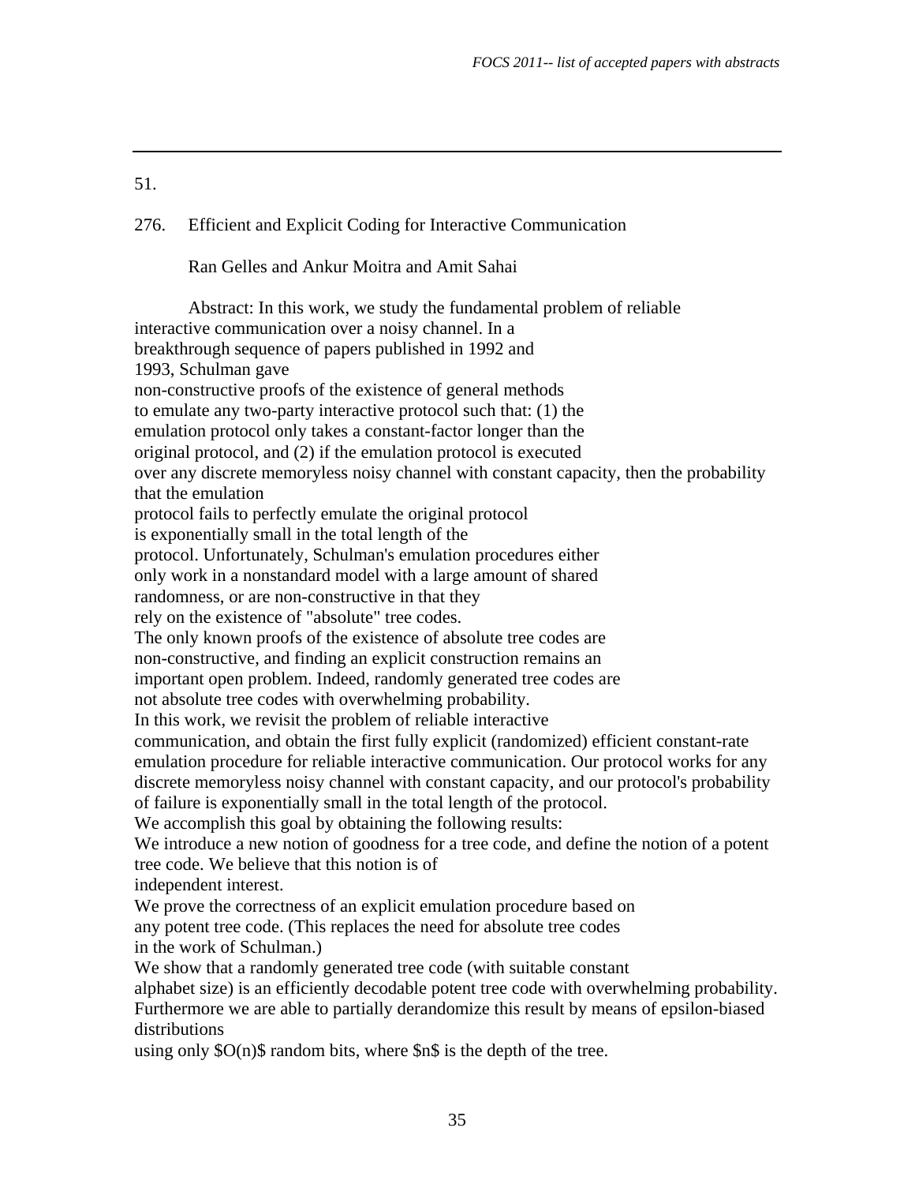51.

276. Efficient and Explicit Coding for Interactive Communication

Ran Gelles and Ankur Moitra and Amit Sahai

Abstract: In this work, we study the fundamental problem of reliable interactive communication over a noisy channel. In a breakthrough sequence of papers published in 1992 and 1993, Schulman gave non-constructive proofs of the existence of general methods to emulate any two-party interactive protocol such that: (1) the emulation protocol only takes a constant-factor longer than the original protocol, and (2) if the emulation protocol is executed over any discrete memoryless noisy channel with constant capacity, then the probability that the emulation protocol fails to perfectly emulate the original protocol is exponentially small in the total length of the protocol. Unfortunately, Schulman's emulation procedures either only work in a nonstandard model with a large amount of shared randomness, or are non-constructive in that they rely on the existence of "absolute" tree codes.

The only known proofs of the existence of absolute tree codes are non-constructive, and finding an explicit construction remains an important open problem. Indeed, randomly generated tree codes are not absolute tree codes with overwhelming probability.

In this work, we revisit the problem of reliable interactive communication, and obtain the first fully explicit (randomized) efficient constant-rate emulation procedure for reliable interactive communication. Our protocol works for any discrete memoryless noisy channel with constant capacity, and our protocol's probability of failure is exponentially small in the total length of the protocol.

We accomplish this goal by obtaining the following results:

We introduce a new notion of goodness for a tree code, and define the notion of a potent tree code. We believe that this notion is of independent interest.

We prove the correctness of an explicit emulation procedure based on any potent tree code. (This replaces the need for absolute tree codes in the work of Schulman.)

We show that a randomly generated tree code (with suitable constant alphabet size) is an efficiently decodable potent tree code with overwhelming probability. Furthermore we are able to partially derandomize this result by means of epsilon-biased distributions using only $O(n)$ random bits, where $n$ is the depth of the tree.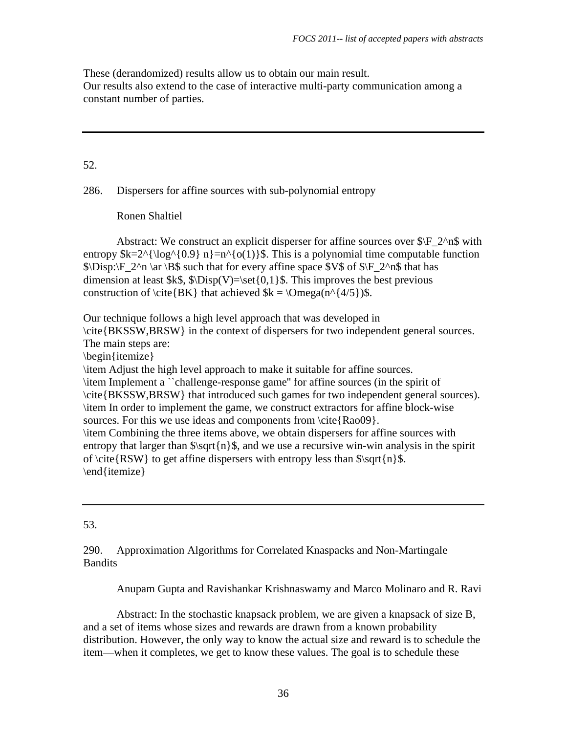These (derandomized) results allow us to obtain our main result.
Our results also extend to the case of interactive multi-party communication among a constant number of parties.

---

52.

286. Dispersers for affine sources with sub-polynomial entropy

Ronen Shaltiel

Abstract: We construct an explicit disperser for affine sources over $\F_2^n$ with entropy $k=2^{\log^{0.9} n}=n^{o(1)}$. This is a polynomial time computable function $\Disp:\F_2^n \ar \B$ such that for every affine space $V$ of $\F_2^n$ that has dimension at least $k$, $\Disp(V)=\set{0,1}$. This improves the best previous construction of \cite{BK} that achieved $k = \Omega(n^{4/5})$.

Our technique follows a high level approach that was developed in \cite{BKSSW,BRSW} in the context of dispersers for two independent general sources.
The main steps are:
\begin{itemize}
\item Adjust the high level approach to make it suitable for affine sources.
\item Implement a ``challenge-response game'' for affine sources (in the spirit of \cite{BKSSW,BRSW} that introduced such games for two independent general sources).
\item In order to implement the game, we construct extractors for affine block-wise sources. For this we use ideas and components from \cite{Rao09}.
\item Combining the three items above, we obtain dispersers for affine sources with entropy that larger than $\sqrt{n}$, and we use a recursive win-win analysis in the spirit of \cite{RSW} to get affine dispersers with entropy less than $\sqrt{n}$.
\end{itemize}

---

53.

290. Approximation Algorithms for Correlated Knaspacks and Non-Martingale Bandits

Anupam Gupta and Ravishankar Krishnaswamy and Marco Molinaro and R. Ravi

Abstract: In the stochastic knapsack problem, we are given a knapsack of size B, and a set of items whose sizes and rewards are drawn from a known probability distribution. However, the only way to know the actual size and reward is to schedule the item—when it completes, we get to know these values. The goal is to schedule these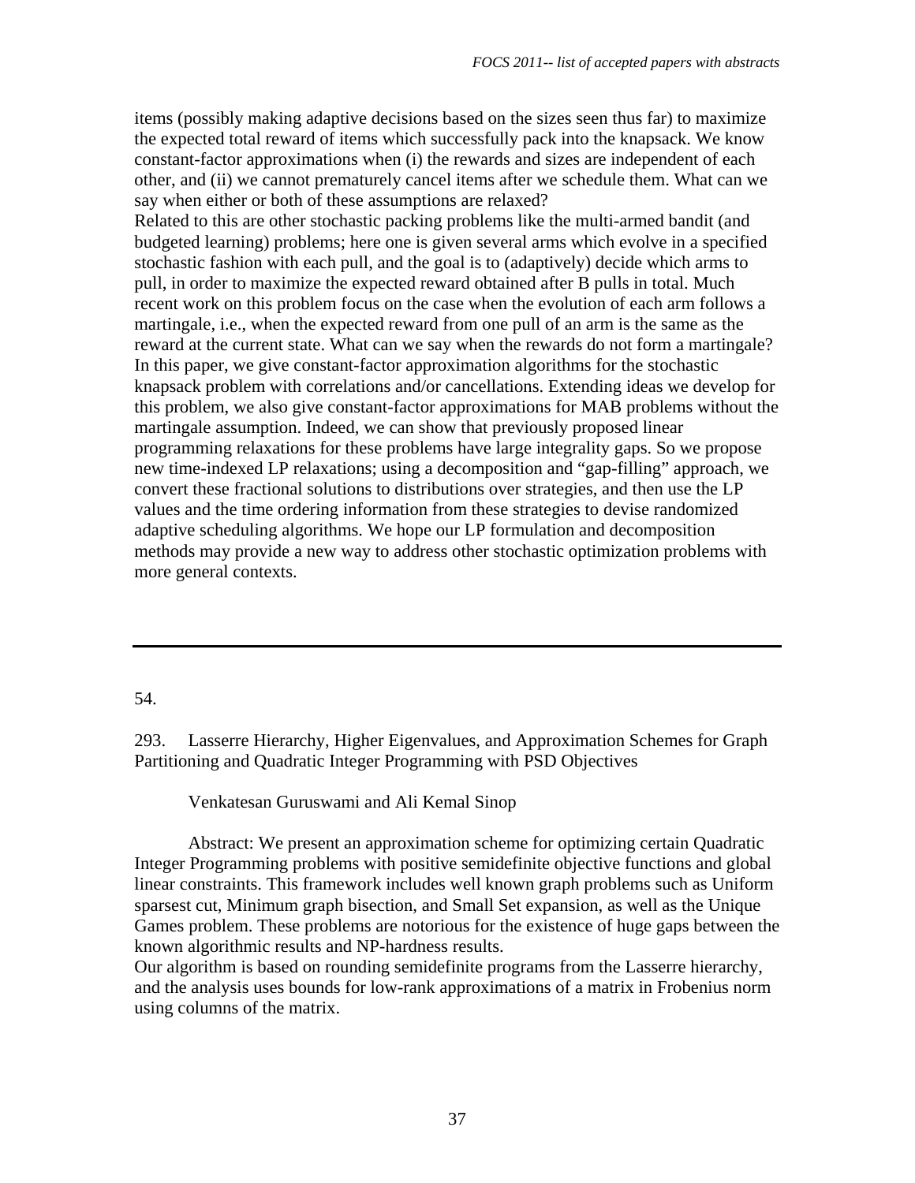items (possibly making adaptive decisions based on the sizes seen thus far) to maximize the expected total reward of items which successfully pack into the knapsack. We know constant-factor approximations when (i) the rewards and sizes are independent of each other, and (ii) we cannot prematurely cancel items after we schedule them. What can we say when either or both of these assumptions are relaxed?

Related to this are other stochastic packing problems like the multi-armed bandit (and budgeted learning) problems; here one is given several arms which evolve in a specified stochastic fashion with each pull, and the goal is to (adaptively) decide which arms to pull, in order to maximize the expected reward obtained after B pulls in total. Much recent work on this problem focus on the case when the evolution of each arm follows a martingale, i.e., when the expected reward from one pull of an arm is the same as the reward at the current state. What can we say when the rewards do not form a martingale?

In this paper, we give constant-factor approximation algorithms for the stochastic knapsack problem with correlations and/or cancellations. Extending ideas we develop for this problem, we also give constant-factor approximations for MAB problems without the martingale assumption. Indeed, we can show that previously proposed linear programming relaxations for these problems have large integrality gaps. So we propose new time-indexed LP relaxations; using a decomposition and "gap-filling" approach, we convert these fractional solutions to distributions over strategies, and then use the LP values and the time ordering information from these strategies to devise randomized adaptive scheduling algorithms. We hope our LP formulation and decomposition methods may provide a new way to address other stochastic optimization problems with more general contexts.

---

54.

293. Lasserre Hierarchy, Higher Eigenvalues, and Approximation Schemes for Graph Partitioning and Quadratic Integer Programming with PSD Objectives

Venkatesan Guruswami and Ali Kemal Sinop

Abstract: We present an approximation scheme for optimizing certain Quadratic Integer Programming problems with positive semidefinite objective functions and global linear constraints. This framework includes well known graph problems such as Uniform sparsest cut, Minimum graph bisection, and Small Set expansion, as well as the Unique Games problem. These problems are notorious for the existence of huge gaps between the known algorithmic results and NP-hardness results.

Our algorithm is based on rounding semidefinite programs from the Lasserre hierarchy, and the analysis uses bounds for low-rank approximations of a matrix in Frobenius norm using columns of the matrix.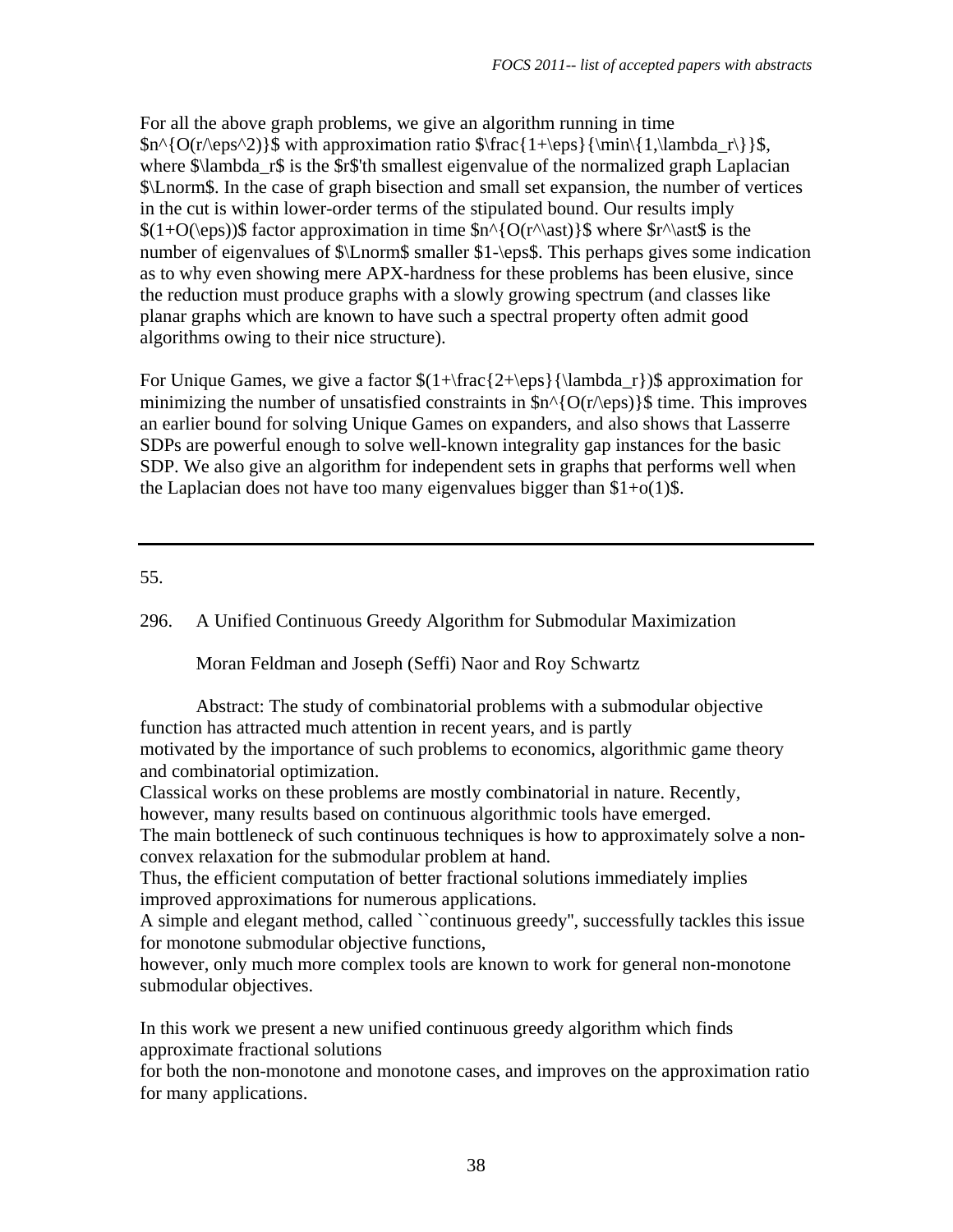For all the above graph problems, we give an algorithm running in time $n^{O(r/\eps^2)}$ with approximation ratio $\frac{1+\eps}{\min\{1,\lambda_r\}}$, where $\lambda_r$ is the $r$'th smallest eigenvalue of the normalized graph Laplacian $\Lnorm$. In the case of graph bisection and small set expansion, the number of vertices in the cut is within lower-order terms of the stipulated bound. Our results imply $(1+O(\eps))$ factor approximation in time $n^{O(r^\ast)}$ where $r^\ast$ is the number of eigenvalues of $\Lnorm$ smaller $1-\eps$. This perhaps gives some indication as to why even showing mere APX-hardness for these problems has been elusive, since the reduction must produce graphs with a slowly growing spectrum (and classes like planar graphs which are known to have such a spectral property often admit good algorithms owing to their nice structure).

For Unique Games, we give a factor $(1+\frac{2+\eps}{\lambda_r})$ approximation for minimizing the number of unsatisfied constraints in $n^{O(r/\eps)}$ time. This improves an earlier bound for solving Unique Games on expanders, and also shows that Lasserre SDPs are powerful enough to solve well-known integrality gap instances for the basic SDP. We also give an algorithm for independent sets in graphs that performs well when the Laplacian does not have too many eigenvalues bigger than $1+o(1)$.

---

55.

296. A Unified Continuous Greedy Algorithm for Submodular Maximization

Moran Feldman and Joseph (Seffi) Naor and Roy Schwartz

Abstract: The study of combinatorial problems with a submodular objective function has attracted much attention in recent years, and is partly motivated by the importance of such problems to economics, algorithmic game theory and combinatorial optimization.
Classical works on these problems are mostly combinatorial in nature. Recently, however, many results based on continuous algorithmic tools have emerged.
The main bottleneck of such continuous techniques is how to approximately solve a non-convex relaxation for the submodular problem at hand.
Thus, the efficient computation of better fractional solutions immediately implies improved approximations for numerous applications.
A simple and elegant method, called ``continuous greedy'', successfully tackles this issue for monotone submodular objective functions,
however, only much more complex tools are known to work for general non-monotone submodular objectives.

In this work we present a new unified continuous greedy algorithm which finds approximate fractional solutions
for both the non-monotone and monotone cases, and improves on the approximation ratio for many applications.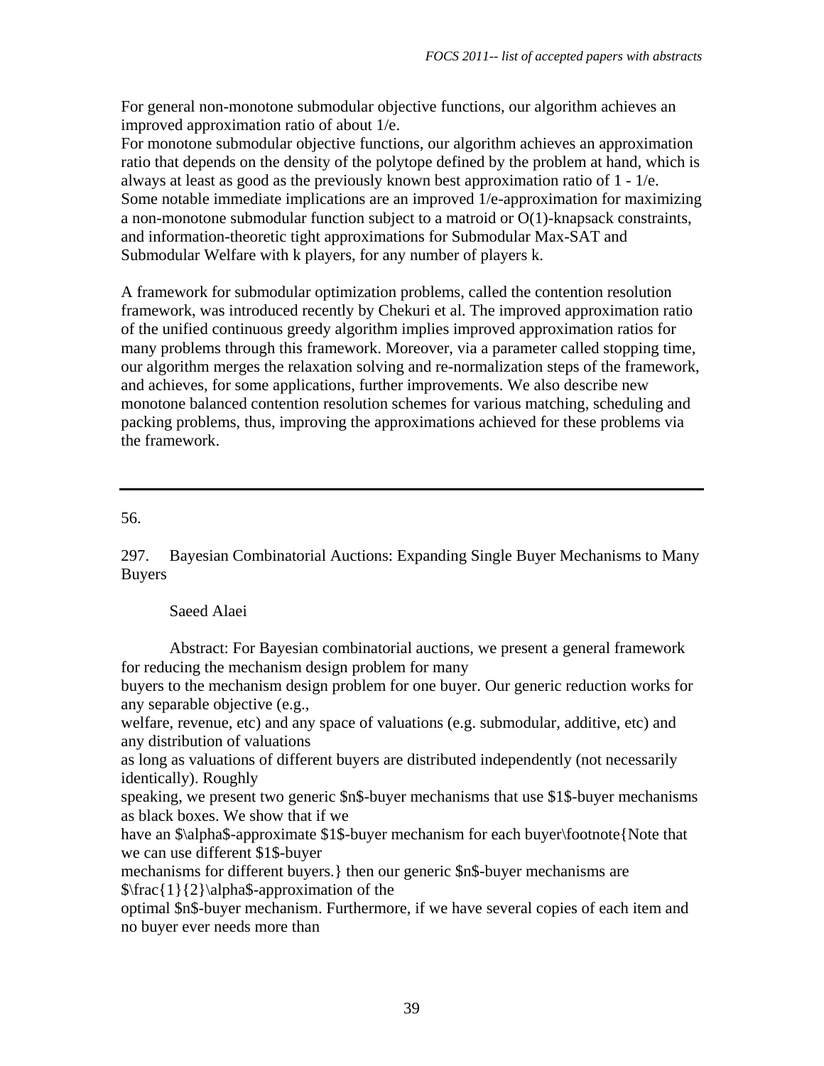For general non-monotone submodular objective functions, our algorithm achieves an improved approximation ratio of about 1/e.
For monotone submodular objective functions, our algorithm achieves an approximation ratio that depends on the density of the polytope defined by the problem at hand, which is always at least as good as the previously known best approximation ratio of 1 - 1/e.
Some notable immediate implications are an improved 1/e-approximation for maximizing a non-monotone submodular function subject to a matroid or O(1)-knapsack constraints, and information-theoretic tight approximations for Submodular Max-SAT and Submodular Welfare with k players, for any number of players k.

A framework for submodular optimization problems, called the contention resolution framework, was introduced recently by Chekuri et al. The improved approximation ratio of the unified continuous greedy algorithm implies improved approximation ratios for many problems through this framework. Moreover, via a parameter called stopping time, our algorithm merges the relaxation solving and re-normalization steps of the framework, and achieves, for some applications, further improvements. We also describe new monotone balanced contention resolution schemes for various matching, scheduling and packing problems, thus, improving the approximations achieved for these problems via the framework.

---

56.

297. Bayesian Combinatorial Auctions: Expanding Single Buyer Mechanisms to Many Buyers

Saeed Alaei

Abstract: For Bayesian combinatorial auctions, we present a general framework for reducing the mechanism design problem for many
buyers to the mechanism design problem for one buyer. Our generic reduction works for any separable objective (e.g.,
welfare, revenue, etc) and any space of valuations (e.g. submodular, additive, etc) and any distribution of valuations
as long as valuations of different buyers are distributed independently (not necessarily identically). Roughly
speaking, we present two generic $n$-buyer mechanisms that use $1$-buyer mechanisms as black boxes. We show that if we
have an $\alpha$-approximate $1$-buyer mechanism for each buyer\footnote{Note that we can use different $1$-buyer
mechanisms for different buyers.} then our generic $n$-buyer mechanisms are $\frac{1}{2}\alpha$-approximation of the
optimal $n$-buyer mechanism. Furthermore, if we have several copies of each item and no buyer ever needs more than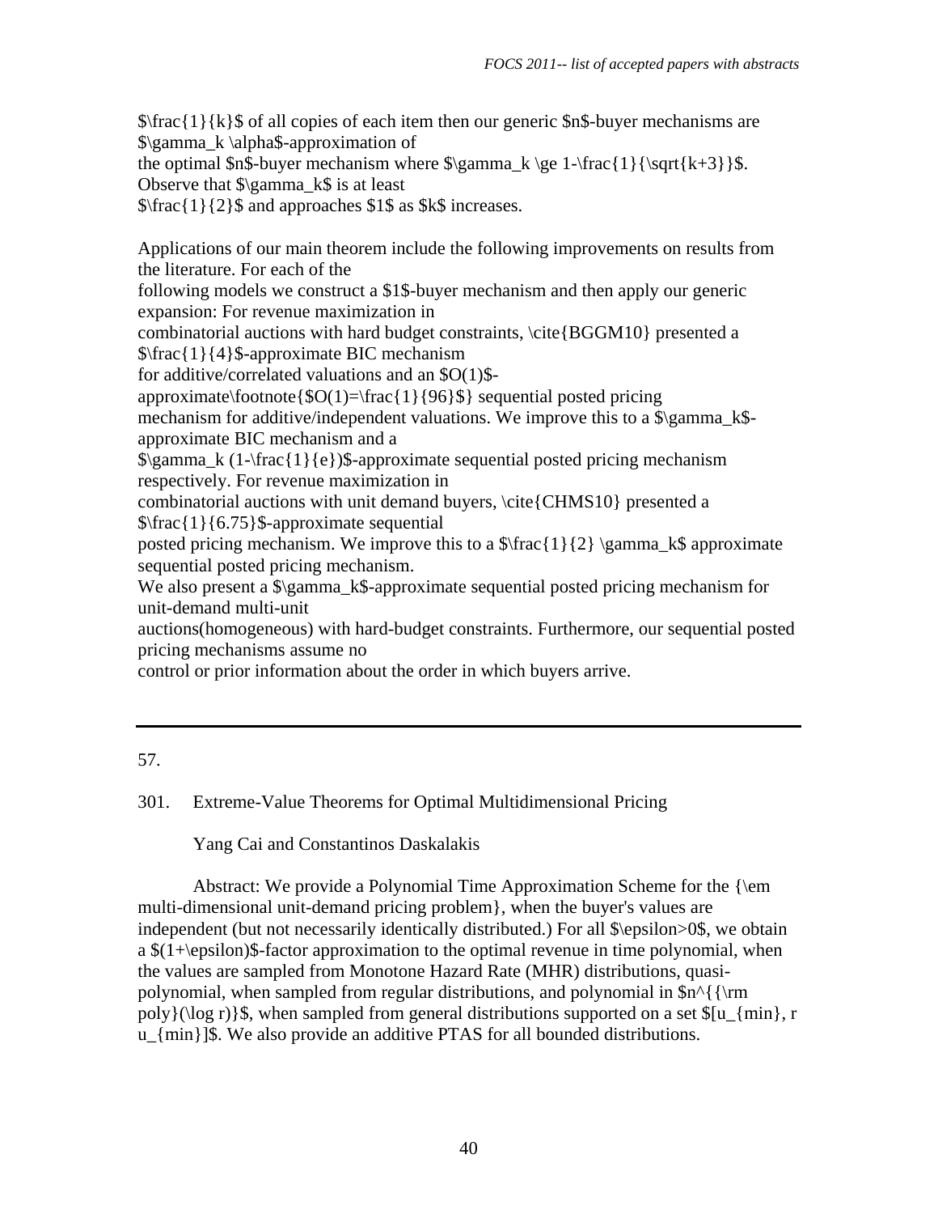$\frac{1}{k}$ of all copies of each item then our generic $n$-buyer mechanisms are $\gamma_k \alpha$-approximation of the optimal $n$-buyer mechanism where $\gamma_k \ge 1-\frac{1}{\sqrt{k+3}}$. Observe that $\gamma_k$ is at least $\frac{1}{2}$ and approaches $1$ as $k$ increases.

Applications of our main theorem include the following improvements on results from the literature. For each of the following models we construct a $1$-buyer mechanism and then apply our generic expansion: For revenue maximization in combinatorial auctions with hard budget constraints, \cite{BGGM10} presented a $\frac{1}{4}$-approximate BIC mechanism for additive/correlated valuations and an $O(1)$-approximate\footnote{$O(1)=\frac{1}{96}$} sequential posted pricing mechanism for additive/independent valuations. We improve this to a $\gamma_k$-approximate BIC mechanism and a $\gamma_k (1-\frac{1}{e})$-approximate sequential posted pricing mechanism respectively. For revenue maximization in combinatorial auctions with unit demand buyers, \cite{CHMS10} presented a $\frac{1}{6.75}$-approximate sequential posted pricing mechanism. We improve this to a $\frac{1}{2} \gamma_k$ approximate sequential posted pricing mechanism.
We also present a $\gamma_k$-approximate sequential posted pricing mechanism for unit-demand multi-unit auctions(homogeneous) with hard-budget constraints. Furthermore, our sequential posted pricing mechanisms assume no control or prior information about the order in which buyers arrive.

---

57.

301. Extreme-Value Theorems for Optimal Multidimensional Pricing

Yang Cai and Constantinos Daskalakis

Abstract: We provide a Polynomial Time Approximation Scheme for the {\em multi-dimensional unit-demand pricing problem}, when the buyer's values are independent (but not necessarily identically distributed.) For all $\epsilon>0$, we obtain a $(1+\epsilon)$-factor approximation to the optimal revenue in time polynomial, when the values are sampled from Monotone Hazard Rate (MHR) distributions, quasi-polynomial, when sampled from regular distributions, and polynomial in $n^{{\rm poly}(\log r)}$, when sampled from general distributions supported on a set $[u_{min}, r u_{min}]$. We also provide an additive PTAS for all bounded distributions.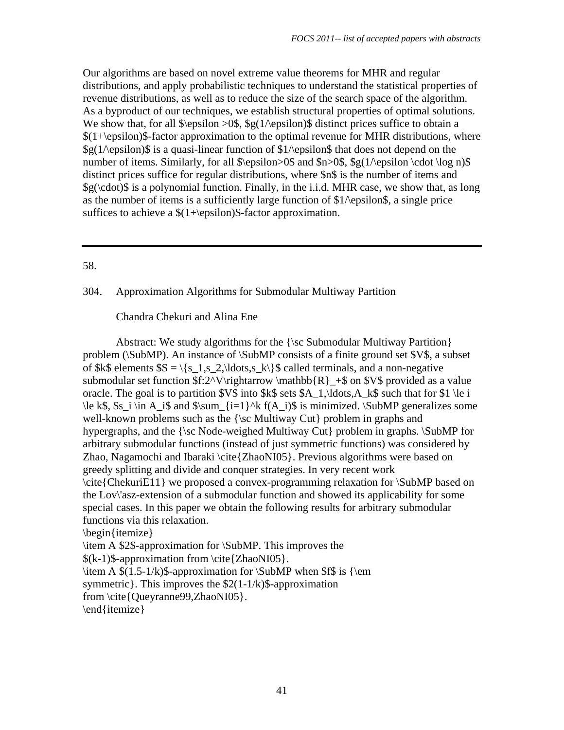Our algorithms are based on novel extreme value theorems for MHR and regular distributions, and apply probabilistic techniques to understand the statistical properties of revenue distributions, as well as to reduce the size of the search space of the algorithm. As a byproduct of our techniques, we establish structural properties of optimal solutions. We show that, for all $\epsilon >0$, $g(1/\epsilon)$ distinct prices suffice to obtain a $(1+\epsilon)$-factor approximation to the optimal revenue for MHR distributions, where $g(1/\epsilon)$ is a quasi-linear function of $1/\epsilon$ that does not depend on the number of items. Similarly, for all $\epsilon>0$ and $n>0$, $g(1/\epsilon \cdot \log n)$ distinct prices suffice for regular distributions, where $n$ is the number of items and $g(\cdot)$ is a polynomial function. Finally, in the i.i.d. MHR case, we show that, as long as the number of items is a sufficiently large function of $1/\epsilon$, a single price suffices to achieve a $(1+\epsilon)$-factor approximation.

---

58.

304. Approximation Algorithms for Submodular Multiway Partition

Chandra Chekuri and Alina Ene

Abstract: We study algorithms for the {\sc Submodular Multiway Partition} problem (\SubMP). An instance of \SubMP consists of a finite ground set $V$, a subset of $k$ elements $S = \{s_1,s_2,\ldots,s_k\}$ called terminals, and a non-negative submodular set function $f:2^V\rightarrow \mathbb{R}_+$ on $V$ provided as a value oracle. The goal is to partition $V$ into $k$ sets $A_1,\ldots,A_k$ such that for $1 \le i \le k$, $s_i \in A_i$ and $\sum_{i=1}^k f(A_i)$ is minimized. \SubMP generalizes some well-known problems such as the {\sc Multiway Cut} problem in graphs and hypergraphs, and the {\sc Node-weighed Multiway Cut} problem in graphs. \SubMP for arbitrary submodular functions (instead of just symmetric functions) was considered by Zhao, Nagamochi and Ibaraki \cite{ZhaoNI05}. Previous algorithms were based on greedy splitting and divide and conquer strategies. In very recent work \cite{ChekuriE11} we proposed a convex-programming relaxation for \SubMP based on the Lov\'asz-extension of a submodular function and showed its applicability for some special cases. In this paper we obtain the following results for arbitrary submodular functions via this relaxation.
\begin{itemize}
\item A $2$-approximation for \SubMP. This improves the
$(k-1)$-approximation from \cite{ZhaoNI05}.
\item A $(1.5-1/k)$-approximation for \SubMP when $f$ is {\em
symmetric}. This improves the $2(1-1/k)$-approximation
from \cite{Queyranne99,ZhaoNI05}.
\end{itemize}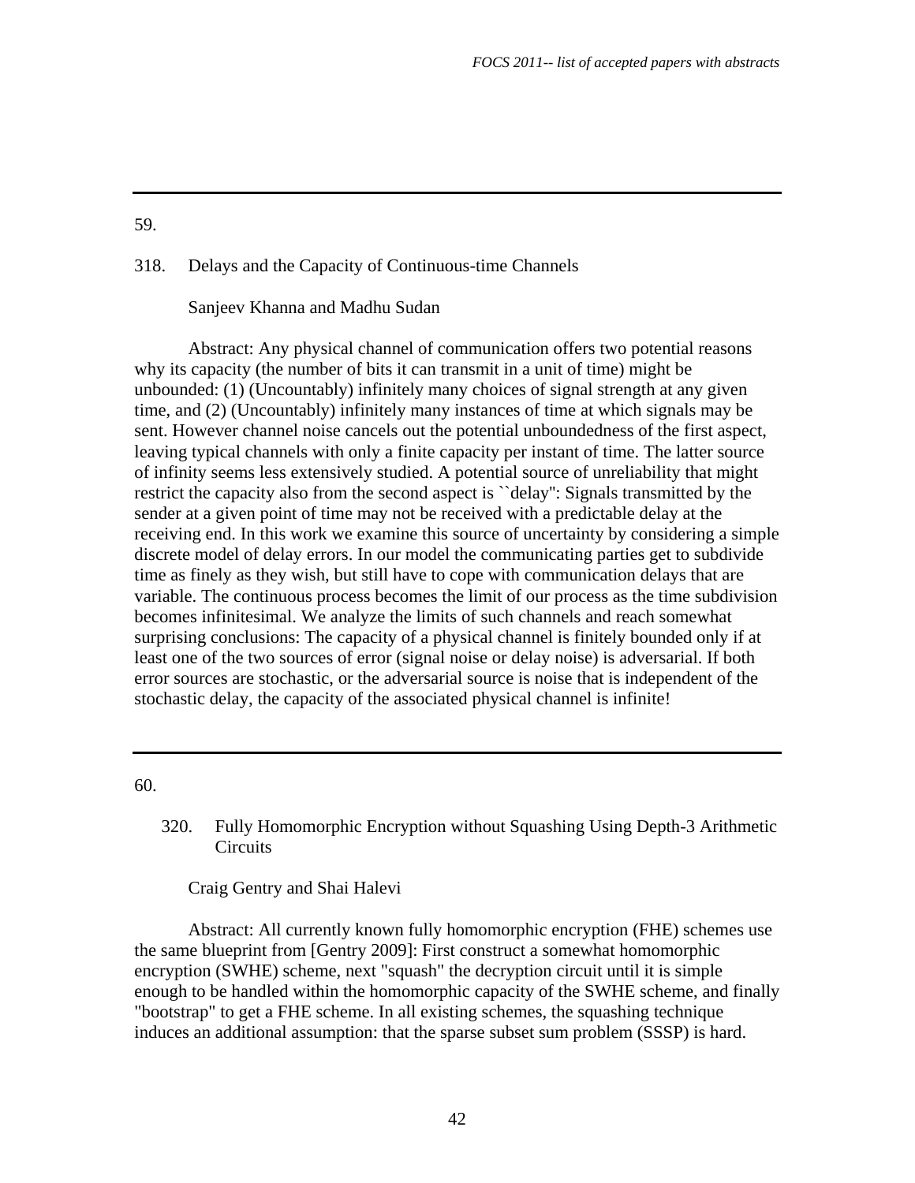---

59.

318. Delays and the Capacity of Continuous-time Channels

Sanjeev Khanna and Madhu Sudan

Abstract: Any physical channel of communication offers two potential reasons why its capacity (the number of bits it can transmit in a unit of time) might be unbounded: (1) (Uncountably) infinitely many choices of signal strength at any given time, and (2) (Uncountably) infinitely many instances of time at which signals may be sent. However channel noise cancels out the potential unboundedness of the first aspect, leaving typical channels with only a finite capacity per instant of time. The latter source of infinity seems less extensively studied. A potential source of unreliability that might restrict the capacity also from the second aspect is ``delay'': Signals transmitted by the sender at a given point of time may not be received with a predictable delay at the receiving end. In this work we examine this source of uncertainty by considering a simple discrete model of delay errors. In our model the communicating parties get to subdivide time as finely as they wish, but still have to cope with communication delays that are variable. The continuous process becomes the limit of our process as the time subdivision becomes infinitesimal. We analyze the limits of such channels and reach somewhat surprising conclusions: The capacity of a physical channel is finitely bounded only if at least one of the two sources of error (signal noise or delay noise) is adversarial. If both error sources are stochastic, or the adversarial source is noise that is independent of the stochastic delay, the capacity of the associated physical channel is infinite!

---

60.

320. Fully Homomorphic Encryption without Squashing Using Depth-3 Arithmetic Circuits

Craig Gentry and Shai Halevi

Abstract: All currently known fully homomorphic encryption (FHE) schemes use the same blueprint from [Gentry 2009]: First construct a somewhat homomorphic encryption (SWHE) scheme, next "squash" the decryption circuit until it is simple enough to be handled within the homomorphic capacity of the SWHE scheme, and finally "bootstrap" to get a FHE scheme. In all existing schemes, the squashing technique induces an additional assumption: that the sparse subset sum problem (SSSP) is hard.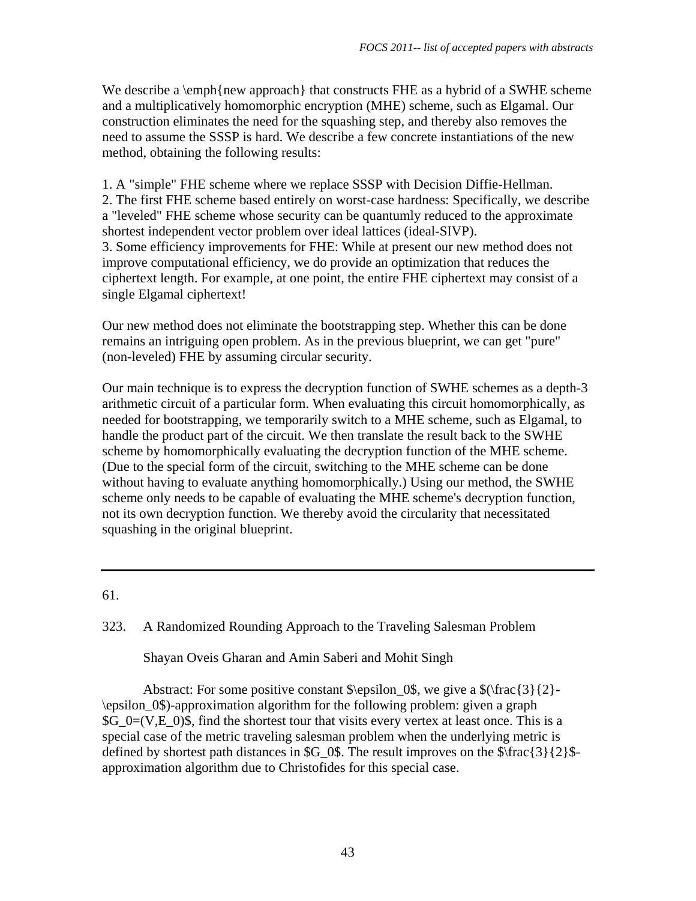We describe a \emph{new approach} that constructs FHE as a hybrid of a SWHE scheme and a multiplicatively homomorphic encryption (MHE) scheme, such as Elgamal. Our construction eliminates the need for the squashing step, and thereby also removes the need to assume the SSSP is hard. We describe a few concrete instantiations of the new method, obtaining the following results:

1. A "simple" FHE scheme where we replace SSSP with Decision Diffie-Hellman.
2. The first FHE scheme based entirely on worst-case hardness: Specifically, we describe a "leveled" FHE scheme whose security can be quantumly reduced to the approximate shortest independent vector problem over ideal lattices (ideal-SIVP).
3. Some efficiency improvements for FHE: While at present our new method does not improve computational efficiency, we do provide an optimization that reduces the ciphertext length. For example, at one point, the entire FHE ciphertext may consist of a single Elgamal ciphertext!

Our new method does not eliminate the bootstrapping step. Whether this can be done remains an intriguing open problem. As in the previous blueprint, we can get "pure" (non-leveled) FHE by assuming circular security.

Our main technique is to express the decryption function of SWHE schemes as a depth-3 arithmetic circuit of a particular form. When evaluating this circuit homomorphically, as needed for bootstrapping, we temporarily switch to a MHE scheme, such as Elgamal, to handle the product part of the circuit. We then translate the result back to the SWHE scheme by homomorphically evaluating the decryption function of the MHE scheme. (Due to the special form of the circuit, switching to the MHE scheme can be done without having to evaluate anything homomorphically.) Using our method, the SWHE scheme only needs to be capable of evaluating the MHE scheme's decryption function, not its own decryption function. We thereby avoid the circularity that necessitated squashing in the original blueprint.

---

61.

323. A Randomized Rounding Approach to the Traveling Salesman Problem

Shayan Oveis Gharan and Amin Saberi and Mohit Singh

Abstract: For some positive constant $\epsilon_0$, we give a $(\frac{3}{2}-\epsilon_0)$-approximation algorithm for the following problem: given a graph $G_0=(V,E_0)$, find the shortest tour that visits every vertex at least once. This is a special case of the metric traveling salesman problem when the underlying metric is defined by shortest path distances in $G_0$. The result improves on the $\frac{3}{2}$-approximation algorithm due to Christofides for this special case.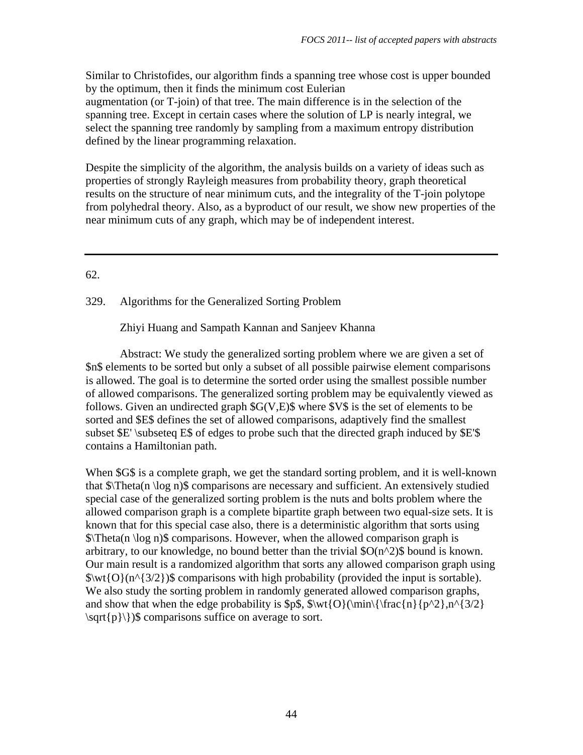Similar to Christofides, our algorithm finds a spanning tree whose cost is upper bounded by the optimum, then it finds the minimum cost Eulerian augmentation (or T-join) of that tree. The main difference is in the selection of the spanning tree. Except in certain cases where the solution of LP is nearly integral, we select the spanning tree randomly by sampling from a maximum entropy distribution defined by the linear programming relaxation.

Despite the simplicity of the algorithm, the analysis builds on a variety of ideas such as properties of strongly Rayleigh measures from probability theory, graph theoretical results on the structure of near minimum cuts, and the integrality of the T-join polytope from polyhedral theory. Also, as a byproduct of our result, we show new properties of the near minimum cuts of any graph, which may be of independent interest.

---

62.

329. Algorithms for the Generalized Sorting Problem

Zhiyi Huang and Sampath Kannan and Sanjeev Khanna

Abstract: We study the generalized sorting problem where we are given a set of $n$ elements to be sorted but only a subset of all possible pairwise element comparisons is allowed. The goal is to determine the sorted order using the smallest possible number of allowed comparisons. The generalized sorting problem may be equivalently viewed as follows. Given an undirected graph $G(V,E)$ where $V$ is the set of elements to be sorted and $E$ defines the set of allowed comparisons, adaptively find the smallest subset $E' \subseteq E$ of edges to probe such that the directed graph induced by $E'$ contains a Hamiltonian path.

When $G$ is a complete graph, we get the standard sorting problem, and it is well-known that $\Theta(n \log n)$ comparisons are necessary and sufficient. An extensively studied special case of the generalized sorting problem is the nuts and bolts problem where the allowed comparison graph is a complete bipartite graph between two equal-size sets. It is known that for this special case also, there is a deterministic algorithm that sorts using $\Theta(n \log n)$ comparisons. However, when the allowed comparison graph is arbitrary, to our knowledge, no bound better than the trivial $O(n^2)$ bound is known. Our main result is a randomized algorithm that sorts any allowed comparison graph using $\widetilde{O}(n^{3/2})$ comparisons with high probability (provided the input is sortable). We also study the sorting problem in randomly generated allowed comparison graphs, and show that when the edge probability is $p$, $\widetilde{O}(\min\{\frac{n}{p^2},n^{3/2} \sqrt{p}\})$ comparisons suffice on average to sort.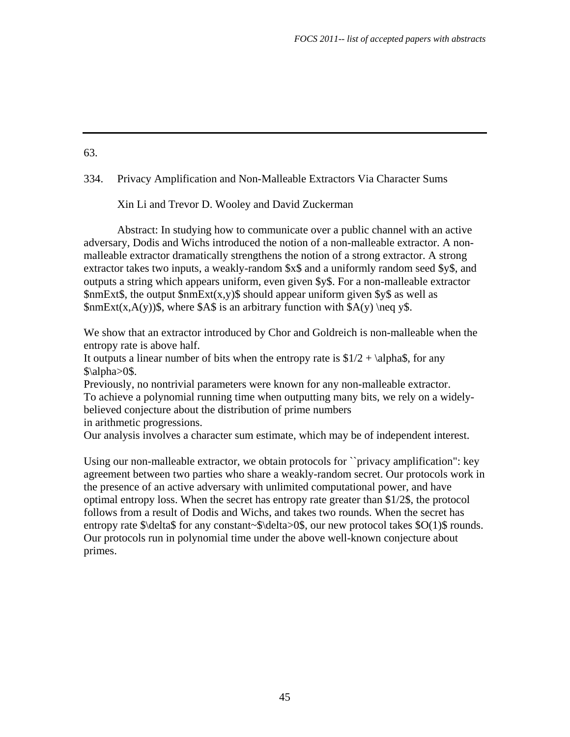63.

334. Privacy Amplification and Non-Malleable Extractors Via Character Sums

Xin Li and Trevor D. Wooley and David Zuckerman

Abstract: In studying how to communicate over a public channel with an active adversary, Dodis and Wichs introduced the notion of a non-malleable extractor. A non-malleable extractor dramatically strengthens the notion of a strong extractor. A strong extractor takes two inputs, a weakly-random $x$ and a uniformly random seed $y$, and outputs a string which appears uniform, even given $y$. For a non-malleable extractor $nmExt$, the output $nmExt(x,y)$ should appear uniform given $y$ as well as $nmExt(x,A(y))$, where $A$ is an arbitrary function with $A(y) \neq y$.

We show that an extractor introduced by Chor and Goldreich is non-malleable when the entropy rate is above half.
It outputs a linear number of bits when the entropy rate is $1/2 + \alpha$, for any $\alpha>0$.
Previously, no nontrivial parameters were known for any non-malleable extractor.
To achieve a polynomial running time when outputting many bits, we rely on a widely-believed conjecture about the distribution of prime numbers in arithmetic progressions.
Our analysis involves a character sum estimate, which may be of independent interest.

Using our non-malleable extractor, we obtain protocols for "privacy amplification": key agreement between two parties who share a weakly-random secret. Our protocols work in the presence of an active adversary with unlimited computational power, and have optimal entropy loss. When the secret has entropy rate greater than $1/2$, the protocol follows from a result of Dodis and Wichs, and takes two rounds. When the secret has entropy rate $\delta$ for any constant $\delta>0$, our new protocol takes $O(1)$ rounds. Our protocols run in polynomial time under the above well-known conjecture about primes.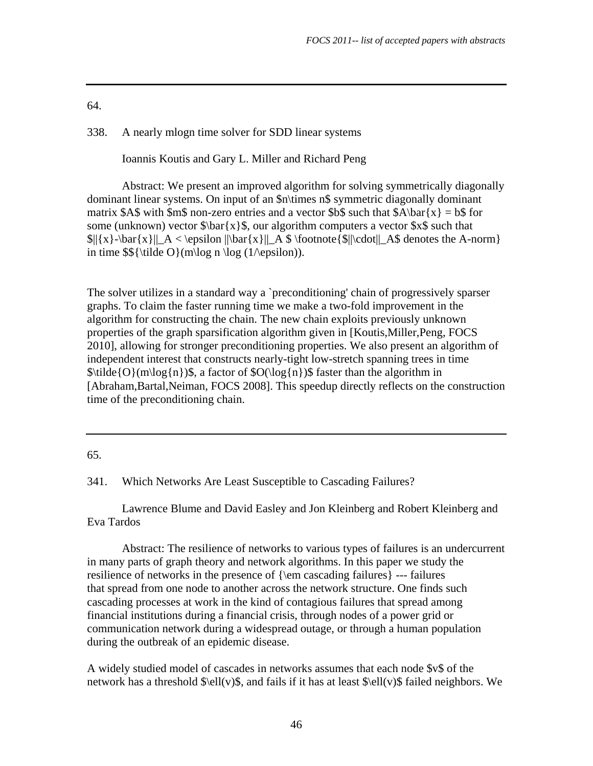---

64.

338. A nearly mlogn time solver for SDD linear systems

Ioannis Koutis and Gary L. Miller and Richard Peng

Abstract: We present an improved algorithm for solving symmetrically diagonally dominant linear systems. On input of an $n\times n$ symmetric diagonally dominant matrix $A$ with $m$ non-zero entries and a vector $b$ such that $A\bar{x} = b$ for some (unknown) vector $\bar{x}$, our algorithm computers a vector $x$ such that $||{x}-\bar{x}||_A < \epsilon ||\bar{x}||_A $ \footnote{$||\cdot||_A$ denotes the A-norm} in time ${\tilde O}(m\log n \log (1/\epsilon)).

The solver utilizes in a standard way a `preconditioning' chain of progressively sparser graphs. To claim the faster running time we make a two-fold improvement in the algorithm for constructing the chain. The new chain exploits previously unknown properties of the graph sparsification algorithm given in [Koutis,Miller,Peng, FOCS 2010], allowing for stronger preconditioning properties. We also present an algorithm of independent interest that constructs nearly-tight low-stretch spanning trees in time $\tilde{O}(m\log{n})$, a factor of $O(\log{n})$ faster than the algorithm in [Abraham,Bartal,Neiman, FOCS 2008]. This speedup directly reflects on the construction time of the preconditioning chain.

---

65.

341. Which Networks Are Least Susceptible to Cascading Failures?

Lawrence Blume and David Easley and Jon Kleinberg and Robert Kleinberg and Eva Tardos

Abstract: The resilience of networks to various types of failures is an undercurrent in many parts of graph theory and network algorithms. In this paper we study the resilience of networks in the presence of {\em cascading failures} --- failures that spread from one node to another across the network structure. One finds such cascading processes at work in the kind of contagious failures that spread among financial institutions during a financial crisis, through nodes of a power grid or communication network during a widespread outage, or through a human population during the outbreak of an epidemic disease.

A widely studied model of cascades in networks assumes that each node $v$ of the network has a threshold $\ell(v)$, and fails if it has at least $\ell(v)$ failed neighbors. We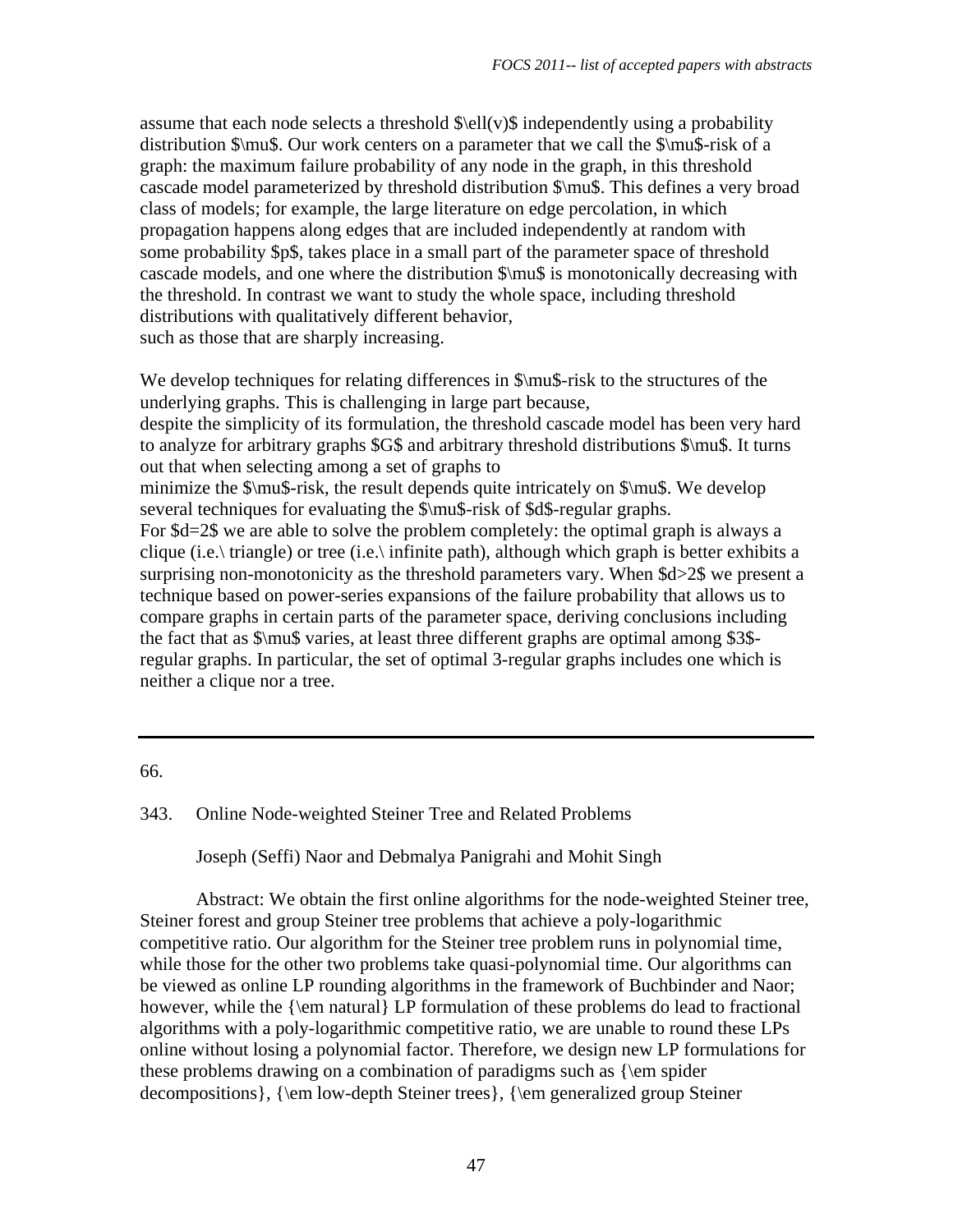assume that each node selects a threshold $\ell(v)$ independently using a probability distribution $\mu$. Our work centers on a parameter that we call the $\mu$-risk of a graph: the maximum failure probability of any node in the graph, in this threshold cascade model parameterized by threshold distribution $\mu$. This defines a very broad class of models; for example, the large literature on edge percolation, in which propagation happens along edges that are included independently at random with some probability $p$, takes place in a small part of the parameter space of threshold cascade models, and one where the distribution $\mu$ is monotonically decreasing with the threshold. In contrast we want to study the whole space, including threshold distributions with qualitatively different behavior, such as those that are sharply increasing.

We develop techniques for relating differences in $\mu$-risk to the structures of the underlying graphs. This is challenging in large part because, despite the simplicity of its formulation, the threshold cascade model has been very hard to analyze for arbitrary graphs $G$ and arbitrary threshold distributions $\mu$. It turns out that when selecting among a set of graphs to minimize the $\mu$-risk, the result depends quite intricately on $\mu$. We develop several techniques for evaluating the $\mu$-risk of $d$-regular graphs. For $d=2$ we are able to solve the problem completely: the optimal graph is always a clique (i.e.\ triangle) or tree (i.e.\ infinite path), although which graph is better exhibits a surprising non-monotonicity as the threshold parameters vary. When $d>2$ we present a technique based on power-series expansions of the failure probability that allows us to compare graphs in certain parts of the parameter space, deriving conclusions including the fact that as $\mu$ varies, at least three different graphs are optimal among $3$-regular graphs. In particular, the set of optimal 3-regular graphs includes one which is neither a clique nor a tree.

---

66.

343. Online Node-weighted Steiner Tree and Related Problems

Joseph (Seffi) Naor and Debmalya Panigrahi and Mohit Singh

Abstract: We obtain the first online algorithms for the node-weighted Steiner tree, Steiner forest and group Steiner tree problems that achieve a poly-logarithmic competitive ratio. Our algorithm for the Steiner tree problem runs in polynomial time, while those for the other two problems take quasi-polynomial time. Our algorithms can be viewed as online LP rounding algorithms in the framework of Buchbinder and Naor; however, while the {\em natural} LP formulation of these problems do lead to fractional algorithms with a poly-logarithmic competitive ratio, we are unable to round these LPs online without losing a polynomial factor. Therefore, we design new LP formulations for these problems drawing on a combination of paradigms such as {\em spider decompositions}, {\em low-depth Steiner trees}, {\em generalized group Steiner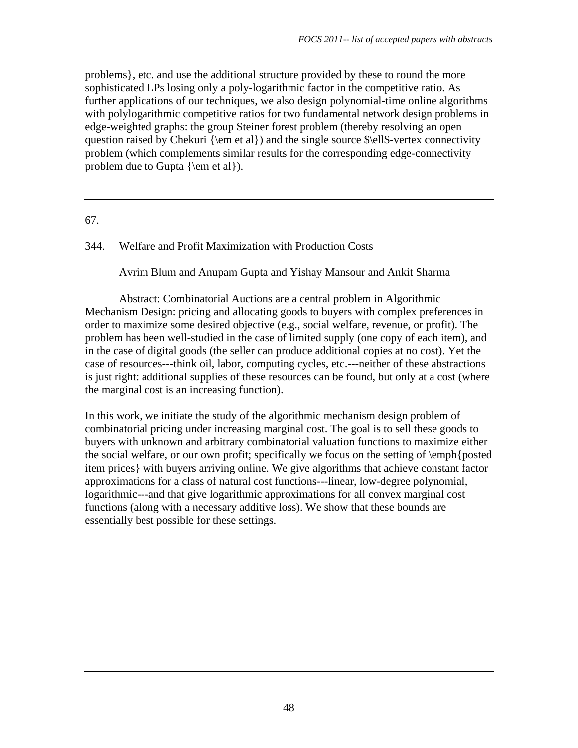problems}, etc. and use the additional structure provided by these to round the more sophisticated LPs losing only a poly-logarithmic factor in the competitive ratio. As further applications of our techniques, we also design polynomial-time online algorithms with polylogarithmic competitive ratios for two fundamental network design problems in edge-weighted graphs: the group Steiner forest problem (thereby resolving an open question raised by Chekuri {\em et al}) and the single source $\ell$-vertex connectivity problem (which complements similar results for the corresponding edge-connectivity problem due to Gupta {\em et al}).

---

67.

344. Welfare and Profit Maximization with Production Costs

Avrim Blum and Anupam Gupta and Yishay Mansour and Ankit Sharma

Abstract: Combinatorial Auctions are a central problem in Algorithmic Mechanism Design: pricing and allocating goods to buyers with complex preferences in order to maximize some desired objective (e.g., social welfare, revenue, or profit). The problem has been well-studied in the case of limited supply (one copy of each item), and in the case of digital goods (the seller can produce additional copies at no cost). Yet the case of resources---think oil, labor, computing cycles, etc.---neither of these abstractions is just right: additional supplies of these resources can be found, but only at a cost (where the marginal cost is an increasing function).

In this work, we initiate the study of the algorithmic mechanism design problem of combinatorial pricing under increasing marginal cost. The goal is to sell these goods to buyers with unknown and arbitrary combinatorial valuation functions to maximize either the social welfare, or our own profit; specifically we focus on the setting of \emph{posted item prices} with buyers arriving online. We give algorithms that achieve constant factor approximations for a class of natural cost functions---linear, low-degree polynomial, logarithmic---and that give logarithmic approximations for all convex marginal cost functions (along with a necessary additive loss). We show that these bounds are essentially best possible for these settings.

---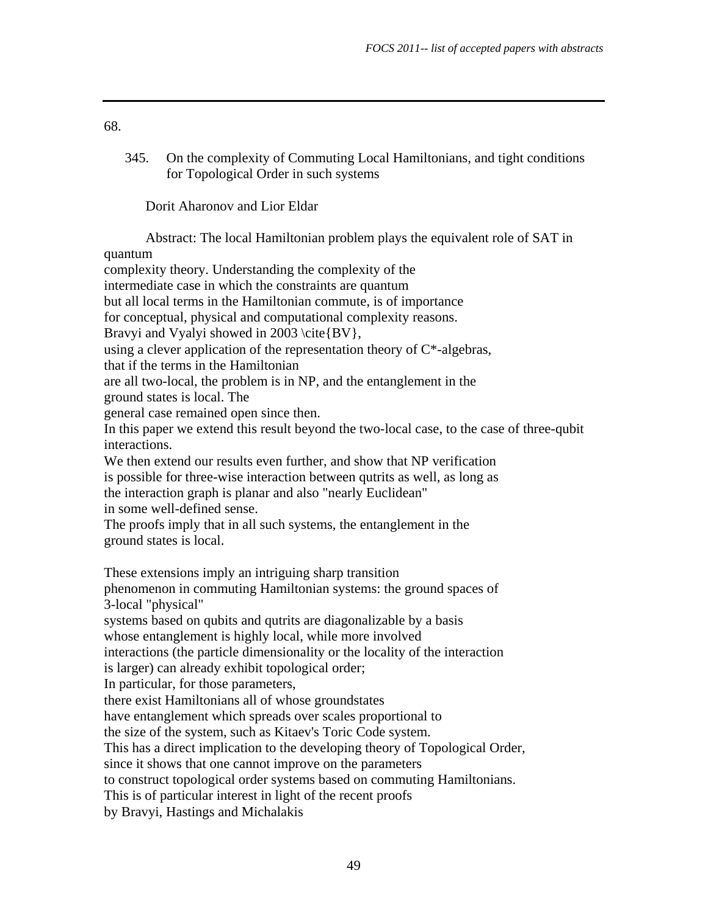68.

345. On the complexity of Commuting Local Hamiltonians, and tight conditions for Topological Order in such systems

Dorit Aharonov and Lior Eldar

Abstract: The local Hamiltonian problem plays the equivalent role of SAT in quantum
complexity theory. Understanding the complexity of the
intermediate case in which the constraints are quantum
but all local terms in the Hamiltonian commute, is of importance
for conceptual, physical and computational complexity reasons.
Bravyi and Vyalyi showed in 2003 \cite{BV},
using a clever application of the representation theory of C*-algebras,
that if the terms in the Hamiltonian
are all two-local, the problem is in NP, and the entanglement in the
ground states is local. The
general case remained open since then.
In this paper we extend this result beyond the two-local case, to the case of three-qubit interactions.
We then extend our results even further, and show that NP verification
is possible for three-wise interaction between qutrits as well, as long as
the interaction graph is planar and also "nearly Euclidean"
in some well-defined sense.
The proofs imply that in all such systems, the entanglement in the
ground states is local.

These extensions imply an intriguing sharp transition
phenomenon in commuting Hamiltonian systems: the ground spaces of
3-local "physical"
systems based on qubits and qutrits are diagonalizable by a basis
whose entanglement is highly local, while more involved
interactions (the particle dimensionality or the locality of the interaction
is larger) can already exhibit topological order;
In particular, for those parameters,
there exist Hamiltonians all of whose groundstates
have entanglement which spreads over scales proportional to
the size of the system, such as Kitaev's Toric Code system.
This has a direct implication to the developing theory of Topological Order,
since it shows that one cannot improve on the parameters
to construct topological order systems based on commuting Hamiltonians.
This is of particular interest in light of the recent proofs
by Bravyi, Hastings and Michalakis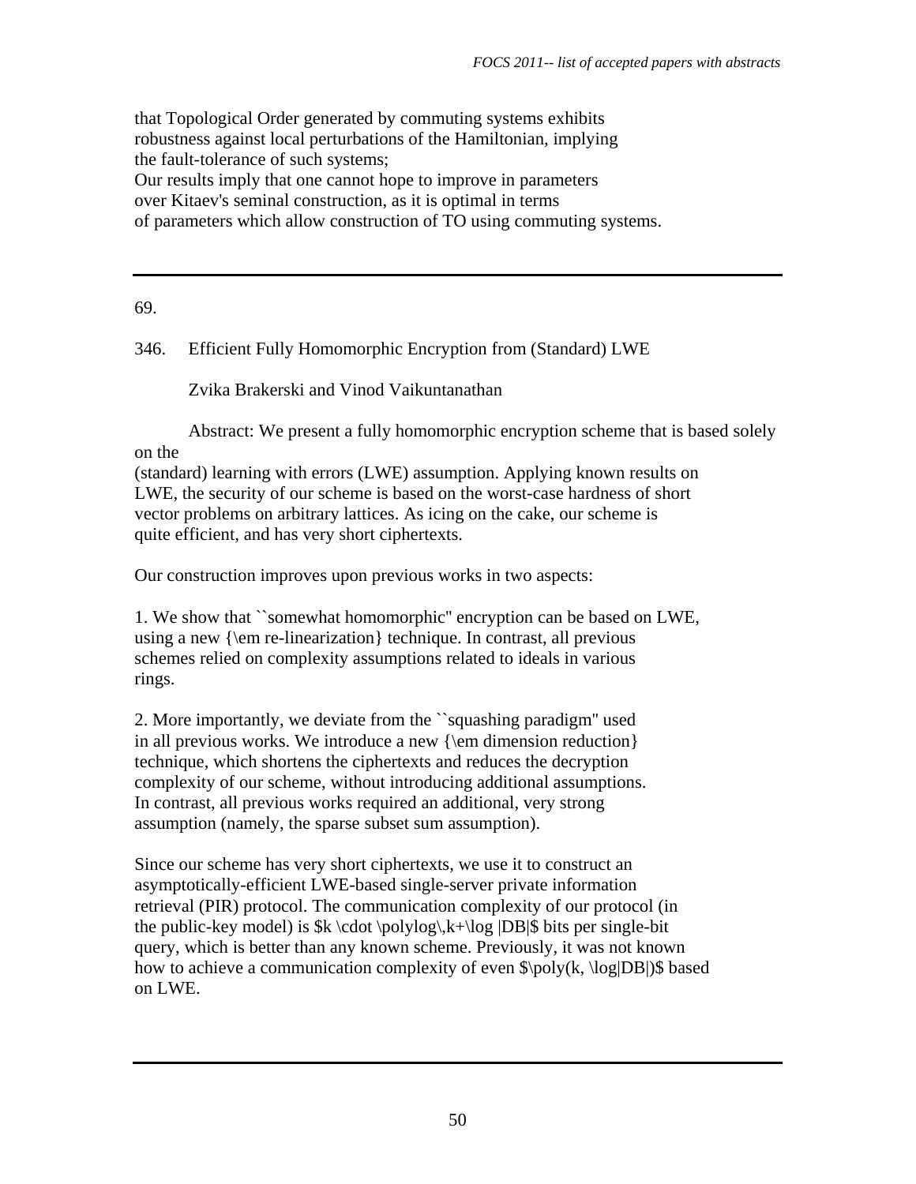that Topological Order generated by commuting systems exhibits robustness against local perturbations of the Hamiltonian, implying the fault-tolerance of such systems;
Our results imply that one cannot hope to improve in parameters over Kitaev's seminal construction, as it is optimal in terms of parameters which allow construction of TO using commuting systems.

---

69.

346. Efficient Fully Homomorphic Encryption from (Standard) LWE

Zvika Brakerski and Vinod Vaikuntanathan

Abstract: We present a fully homomorphic encryption scheme that is based solely on the
(standard) learning with errors (LWE) assumption. Applying known results on LWE, the security of our scheme is based on the worst-case hardness of short vector problems on arbitrary lattices. As icing on the cake, our scheme is quite efficient, and has very short ciphertexts.

Our construction improves upon previous works in two aspects:

1. We show that ``somewhat homomorphic'' encryption can be based on LWE, using a new {\em re-linearization} technique. In contrast, all previous schemes relied on complexity assumptions related to ideals in various rings.

2. More importantly, we deviate from the ``squashing paradigm'' used in all previous works. We introduce a new {\em dimension reduction} technique, which shortens the ciphertexts and reduces the decryption complexity of our scheme, without introducing additional assumptions. In contrast, all previous works required an additional, very strong assumption (namely, the sparse subset sum assumption).

Since our scheme has very short ciphertexts, we use it to construct an asymptotically-efficient LWE-based single-server private information retrieval (PIR) protocol. The communication complexity of our protocol (in the public-key model) is $k \cdot \polylog\,k+\log |DB|$ bits per single-bit query, which is better than any known scheme. Previously, it was not known how to achieve a communication complexity of even $\poly(k, \log|DB|)$ based on LWE.

---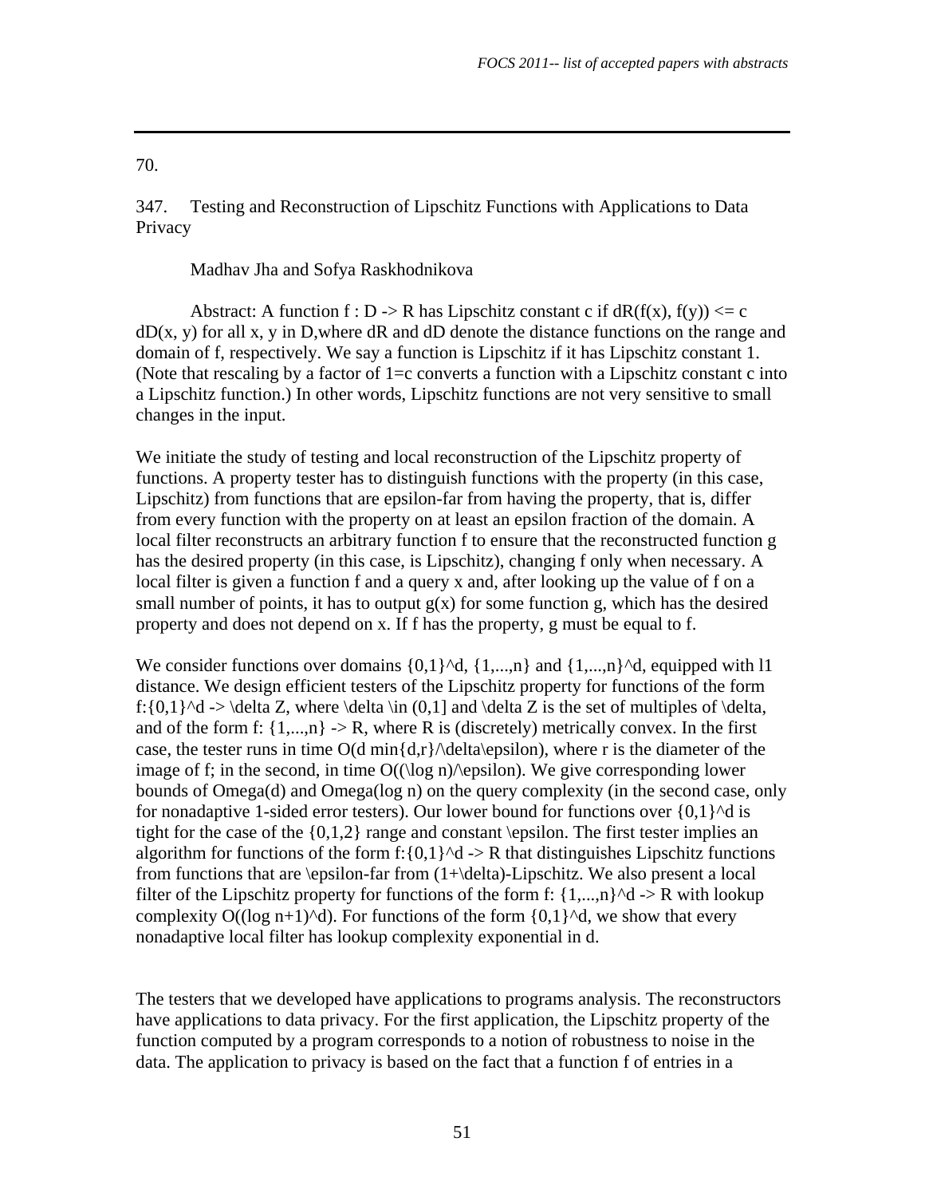70.

347. Testing and Reconstruction of Lipschitz Functions with Applications to Data Privacy

Madhav Jha and Sofya Raskhodnikova

Abstract: A function $f : D \to R$ has Lipschitz constant c if $d_R(f(x), f(y)) \le c\, d_D(x, y)$ for all x, y in D,where $d_R$ and $d_D$ denote the distance functions on the range and domain of f, respectively. We say a function is Lipschitz if it has Lipschitz constant 1. (Note that rescaling by a factor of 1=c converts a function with a Lipschitz constant c into a Lipschitz function.) In other words, Lipschitz functions are not very sensitive to small changes in the input.

We initiate the study of testing and local reconstruction of the Lipschitz property of functions. A property tester has to distinguish functions with the property (in this case, Lipschitz) from functions that are epsilon-far from having the property, that is, differ from every function with the property on at least an epsilon fraction of the domain. A local filter reconstructs an arbitrary function f to ensure that the reconstructed function g has the desired property (in this case, is Lipschitz), changing f only when necessary. A local filter is given a function f and a query x and, after looking up the value of f on a small number of points, it has to output g(x) for some function g, which has the desired property and does not depend on x. If f has the property, g must be equal to f.

We consider functions over domains $\{0,1\}^d$, $\{1,...,n\}$ and $\{1,...,n\}^d$, equipped with $l_1$ distance. We design efficient testers of the Lipschitz property for functions of the form $f:\{0,1\}^d \to \delta Z$, where $\delta \in (0,1]$ and $\delta Z$ is the set of multiples of $\delta$, and of the form $f: \{1,...,n\} \to R$, where R is (discretely) metrically convex. In the first case, the tester runs in time $O(d \min\{d,r\}/\delta\epsilon)$, where r is the diameter of the image of f; in the second, in time $O((\log n)/\epsilon)$. We give corresponding lower bounds of $\Omega(d)$ and $\Omega(\log n)$ on the query complexity (in the second case, only for nonadaptive 1-sided error testers). Our lower bound for functions over $\{0,1\}^d$ is tight for the case of the $\{0,1,2\}$ range and constant $\epsilon$. The first tester implies an algorithm for functions of the form $f:\{0,1\}^d \to R$ that distinguishes Lipschitz functions from functions that are $\epsilon$-far from $(1+\delta)$-Lipschitz. We also present a local filter of the Lipschitz property for functions of the form $f: \{1,...,n\}^d \to R$ with lookup complexity $O((\log n+1)^d)$. For functions of the form $\{0,1\}^d$, we show that every nonadaptive local filter has lookup complexity exponential in d.

The testers that we developed have applications to programs analysis. The reconstructors have applications to data privacy. For the first application, the Lipschitz property of the function computed by a program corresponds to a notion of robustness to noise in the data. The application to privacy is based on the fact that a function f of entries in a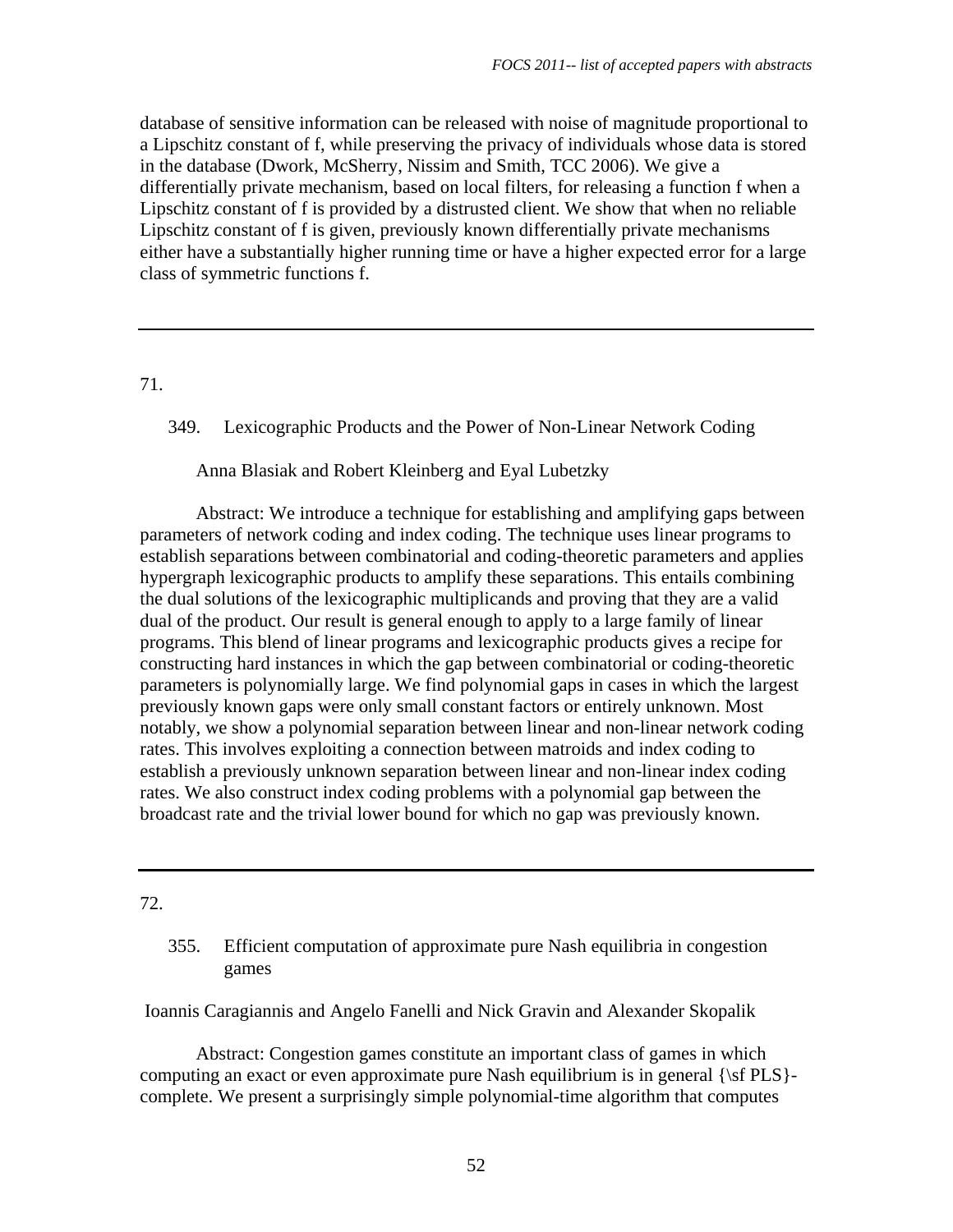database of sensitive information can be released with noise of magnitude proportional to a Lipschitz constant of f, while preserving the privacy of individuals whose data is stored in the database (Dwork, McSherry, Nissim and Smith, TCC 2006). We give a differentially private mechanism, based on local filters, for releasing a function f when a Lipschitz constant of f is provided by a distrusted client. We show that when no reliable Lipschitz constant of f is given, previously known differentially private mechanisms either have a substantially higher running time or have a higher expected error for a large class of symmetric functions f.

---

71.

349. Lexicographic Products and the Power of Non-Linear Network Coding

Anna Blasiak and Robert Kleinberg and Eyal Lubetzky

Abstract: We introduce a technique for establishing and amplifying gaps between parameters of network coding and index coding. The technique uses linear programs to establish separations between combinatorial and coding-theoretic parameters and applies hypergraph lexicographic products to amplify these separations. This entails combining the dual solutions of the lexicographic multiplicands and proving that they are a valid dual of the product. Our result is general enough to apply to a large family of linear programs. This blend of linear programs and lexicographic products gives a recipe for constructing hard instances in which the gap between combinatorial or coding-theoretic parameters is polynomially large. We find polynomial gaps in cases in which the largest previously known gaps were only small constant factors or entirely unknown. Most notably, we show a polynomial separation between linear and non-linear network coding rates. This involves exploiting a connection between matroids and index coding to establish a previously unknown separation between linear and non-linear index coding rates. We also construct index coding problems with a polynomial gap between the broadcast rate and the trivial lower bound for which no gap was previously known.

---

72.

355. Efficient computation of approximate pure Nash equilibria in congestion games

Ioannis Caragiannis and Angelo Fanelli and Nick Gravin and Alexander Skopalik

Abstract: Congestion games constitute an important class of games in which computing an exact or even approximate pure Nash equilibrium is in general {\sf PLS}-complete. We present a surprisingly simple polynomial-time algorithm that computes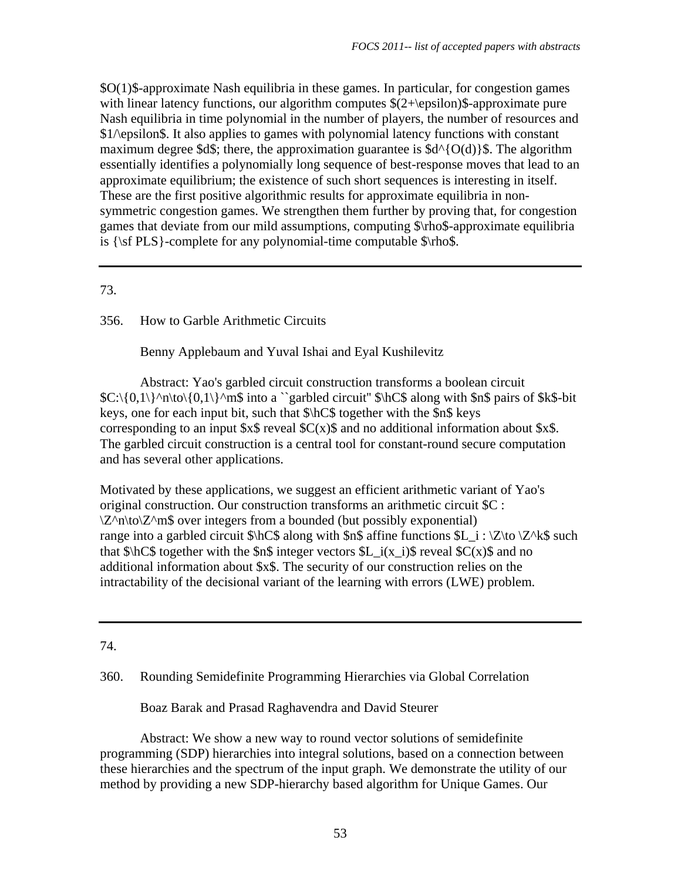$O(1)$-approximate Nash equilibria in these games. In particular, for congestion games with linear latency functions, our algorithm computes $(2+\epsilon)$-approximate pure Nash equilibria in time polynomial in the number of players, the number of resources and $1/\epsilon$. It also applies to games with polynomial latency functions with constant maximum degree $d$; there, the approximation guarantee is $d^{O(d)}$. The algorithm essentially identifies a polynomially long sequence of best-response moves that lead to an approximate equilibrium; the existence of such short sequences is interesting in itself. These are the first positive algorithmic results for approximate equilibria in non-symmetric congestion games. We strengthen them further by proving that, for congestion games that deviate from our mild assumptions, computing $\rho$-approximate equilibria is {\sf PLS}-complete for any polynomial-time computable $\rho$.

---

73.

356. How to Garble Arithmetic Circuits

Benny Applebaum and Yuval Ishai and Eyal Kushilevitz

Abstract: Yao's garbled circuit construction transforms a boolean circuit $C:\{0,1\}^n\to\{0,1\}^m$ into a ``garbled circuit'' $\hat{C}$ along with $n$ pairs of $k$-bit keys, one for each input bit, such that $\hat{C}$ together with the $n$ keys corresponding to an input $x$ reveal $C(x)$ and no additional information about $x$. The garbled circuit construction is a central tool for constant-round secure computation and has several other applications.

Motivated by these applications, we suggest an efficient arithmetic variant of Yao's original construction. Our construction transforms an arithmetic circuit $C : \mathbb{Z}^n\to\mathbb{Z}^m$ over integers from a bounded (but possibly exponential) range into a garbled circuit $\hat{C}$ along with $n$ affine functions $L_i : \mathbb{Z}\to \mathbb{Z}^k$ such that $\hat{C}$ together with the $n$ integer vectors $L_i(x_i)$ reveal $C(x)$ and no additional information about $x$. The security of our construction relies on the intractability of the decisional variant of the learning with errors (LWE) problem.

---

74.

360. Rounding Semidefinite Programming Hierarchies via Global Correlation

Boaz Barak and Prasad Raghavendra and David Steurer

Abstract: We show a new way to round vector solutions of semidefinite programming (SDP) hierarchies into integral solutions, based on a connection between these hierarchies and the spectrum of the input graph. We demonstrate the utility of our method by providing a new SDP-hierarchy based algorithm for Unique Games. Our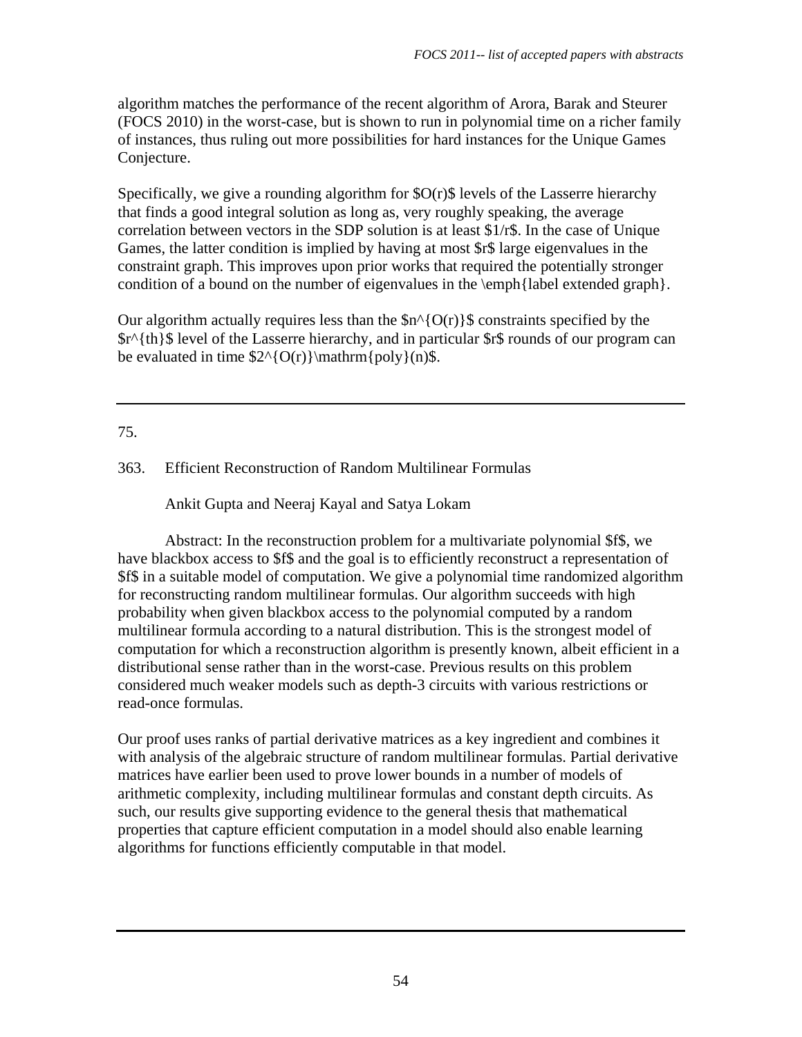algorithm matches the performance of the recent algorithm of Arora, Barak and Steurer (FOCS 2010) in the worst-case, but is shown to run in polynomial time on a richer family of instances, thus ruling out more possibilities for hard instances for the Unique Games Conjecture.

Specifically, we give a rounding algorithm for $O(r)$ levels of the Lasserre hierarchy that finds a good integral solution as long as, very roughly speaking, the average correlation between vectors in the SDP solution is at least $1/r$. In the case of Unique Games, the latter condition is implied by having at most $r$ large eigenvalues in the constraint graph. This improves upon prior works that required the potentially stronger condition of a bound on the number of eigenvalues in the \emph{label extended graph}.

Our algorithm actually requires less than the $n^{O(r)}$ constraints specified by the $r^{th}$ level of the Lasserre hierarchy, and in particular $r$ rounds of our program can be evaluated in time $2^{O(r)}\mathrm{poly}(n)$.

---

75.

363. Efficient Reconstruction of Random Multilinear Formulas

Ankit Gupta and Neeraj Kayal and Satya Lokam

Abstract: In the reconstruction problem for a multivariate polynomial $f$, we have blackbox access to $f$ and the goal is to efficiently reconstruct a representation of $f$ in a suitable model of computation. We give a polynomial time randomized algorithm for reconstructing random multilinear formulas. Our algorithm succeeds with high probability when given blackbox access to the polynomial computed by a random multilinear formula according to a natural distribution. This is the strongest model of computation for which a reconstruction algorithm is presently known, albeit efficient in a distributional sense rather than in the worst-case. Previous results on this problem considered much weaker models such as depth-3 circuits with various restrictions or read-once formulas.

Our proof uses ranks of partial derivative matrices as a key ingredient and combines it with analysis of the algebraic structure of random multilinear formulas. Partial derivative matrices have earlier been used to prove lower bounds in a number of models of arithmetic complexity, including multilinear formulas and constant depth circuits. As such, our results give supporting evidence to the general thesis that mathematical properties that capture efficient computation in a model should also enable learning algorithms for functions efficiently computable in that model.

---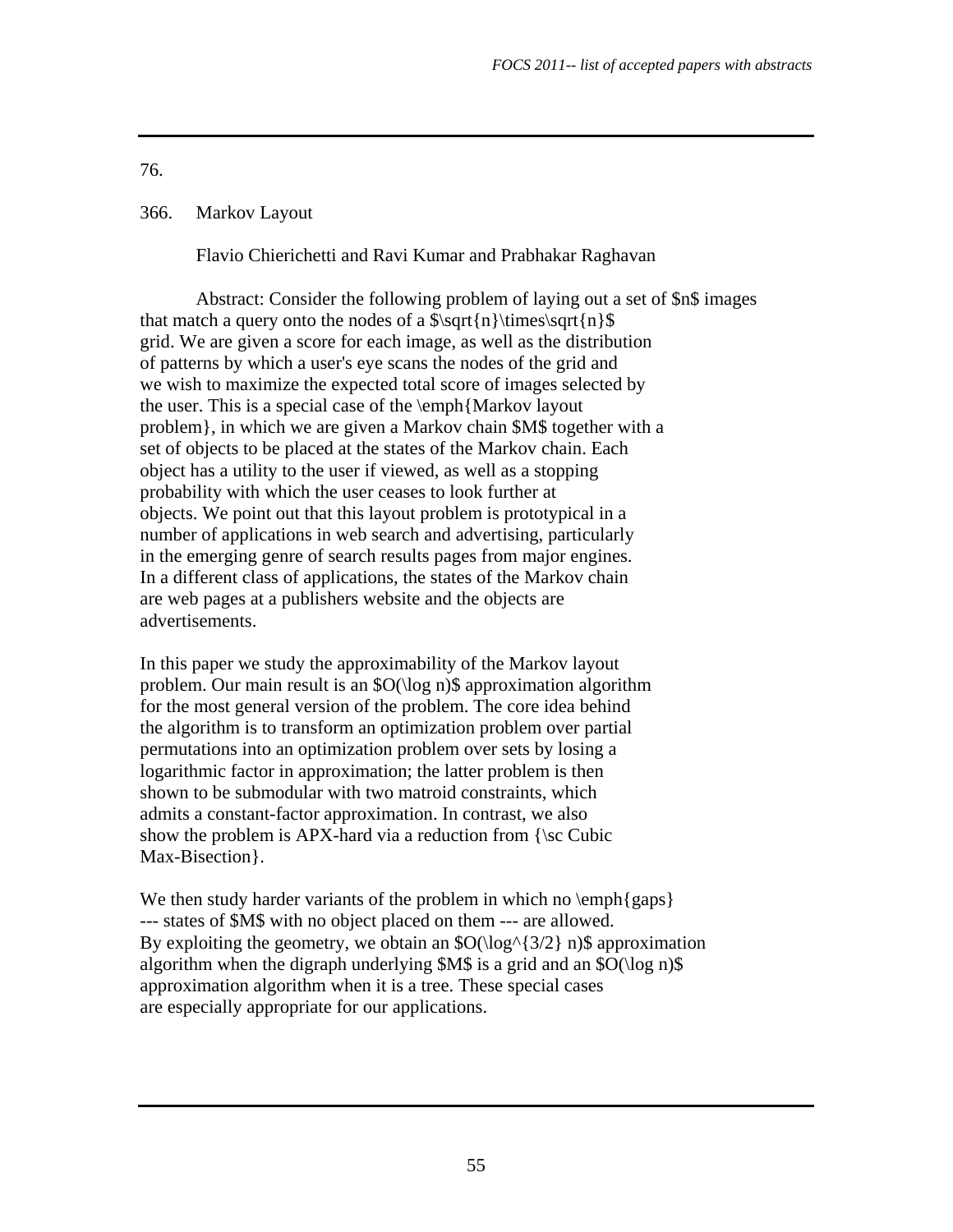76.

366. Markov Layout

Flavio Chierichetti and Ravi Kumar and Prabhakar Raghavan

Abstract: Consider the following problem of laying out a set of $n$ images that match a query onto the nodes of a $\sqrt{n}\times\sqrt{n}$ grid. We are given a score for each image, as well as the distribution of patterns by which a user's eye scans the nodes of the grid and we wish to maximize the expected total score of images selected by the user. This is a special case of the \emph{Markov layout problem}, in which we are given a Markov chain $M$ together with a set of objects to be placed at the states of the Markov chain. Each object has a utility to the user if viewed, as well as a stopping probability with which the user ceases to look further at objects. We point out that this layout problem is prototypical in a number of applications in web search and advertising, particularly in the emerging genre of search results pages from major engines. In a different class of applications, the states of the Markov chain are web pages at a publishers website and the objects are advertisements.

In this paper we study the approximability of the Markov layout problem. Our main result is an $O(\log n)$ approximation algorithm for the most general version of the problem. The core idea behind the algorithm is to transform an optimization problem over partial permutations into an optimization problem over sets by losing a logarithmic factor in approximation; the latter problem is then shown to be submodular with two matroid constraints, which admits a constant-factor approximation. In contrast, we also show the problem is APX-hard via a reduction from {\sc Cubic Max-Bisection}.

We then study harder variants of the problem in which no \emph{gaps} --- states of $M$ with no object placed on them --- are allowed. By exploiting the geometry, we obtain an $O(\log^{3/2} n)$ approximation algorithm when the digraph underlying $M$ is a grid and an $O(\log n)$ approximation algorithm when it is a tree. These special cases are especially appropriate for our applications.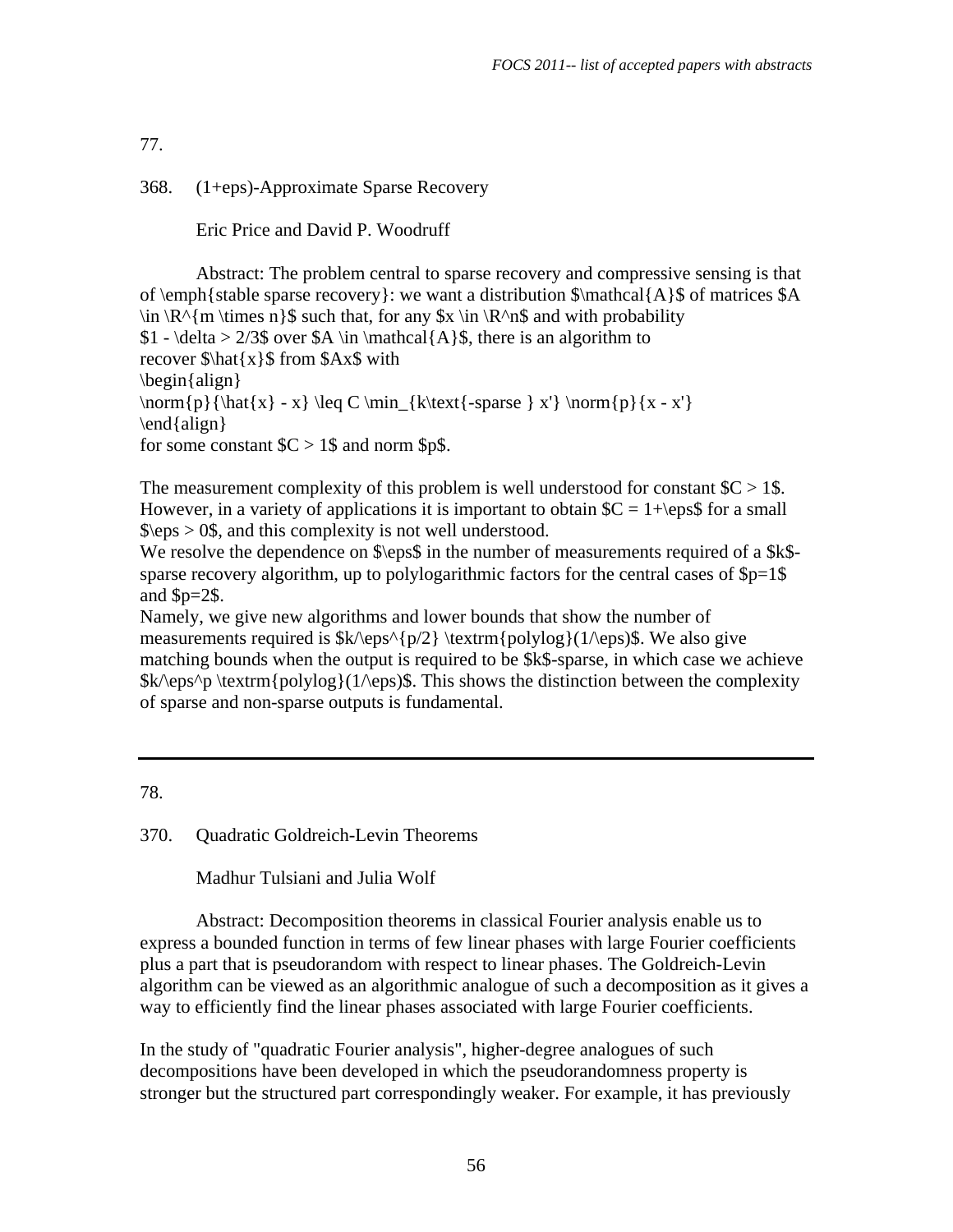77.

368. (1+eps)-Approximate Sparse Recovery

Eric Price and David P. Woodruff

Abstract: The problem central to sparse recovery and compressive sensing is that of \emph{stable sparse recovery}: we want a distribution $\mathcal{A}$ of matrices $A \in \R^{m \times n}$ such that, for any $x \in \R^n$ and with probability $1 - \delta > 2/3$ over $A \in \mathcal{A}$, there is an algorithm to recover $\hat{x}$ from $Ax$ with
\begin{align}
\norm{p}{\hat{x} - x} \leq C \min_{k\text{-sparse } x'} \norm{p}{x - x'}
\end{align}
for some constant $C > 1$ and norm $p$.

The measurement complexity of this problem is well understood for constant $C > 1$. However, in a variety of applications it is important to obtain $C = 1+\eps$ for a small $\eps > 0$, and this complexity is not well understood.
We resolve the dependence on $\eps$ in the number of measurements required of a $k$-sparse recovery algorithm, up to polylogarithmic factors for the central cases of $p=1$ and $p=2$.
Namely, we give new algorithms and lower bounds that show the number of measurements required is $k/\eps^{p/2} \textrm{polylog}(1/\eps)$. We also give matching bounds when the output is required to be $k$-sparse, in which case we achieve $k/\eps^p \textrm{polylog}(1/\eps)$. This shows the distinction between the complexity of sparse and non-sparse outputs is fundamental.

---

78.

370. Quadratic Goldreich-Levin Theorems

Madhur Tulsiani and Julia Wolf

Abstract: Decomposition theorems in classical Fourier analysis enable us to express a bounded function in terms of few linear phases with large Fourier coefficients plus a part that is pseudorandom with respect to linear phases. The Goldreich-Levin algorithm can be viewed as an algorithmic analogue of such a decomposition as it gives a way to efficiently find the linear phases associated with large Fourier coefficients.

In the study of "quadratic Fourier analysis", higher-degree analogues of such decompositions have been developed in which the pseudorandomness property is stronger but the structured part correspondingly weaker. For example, it has previously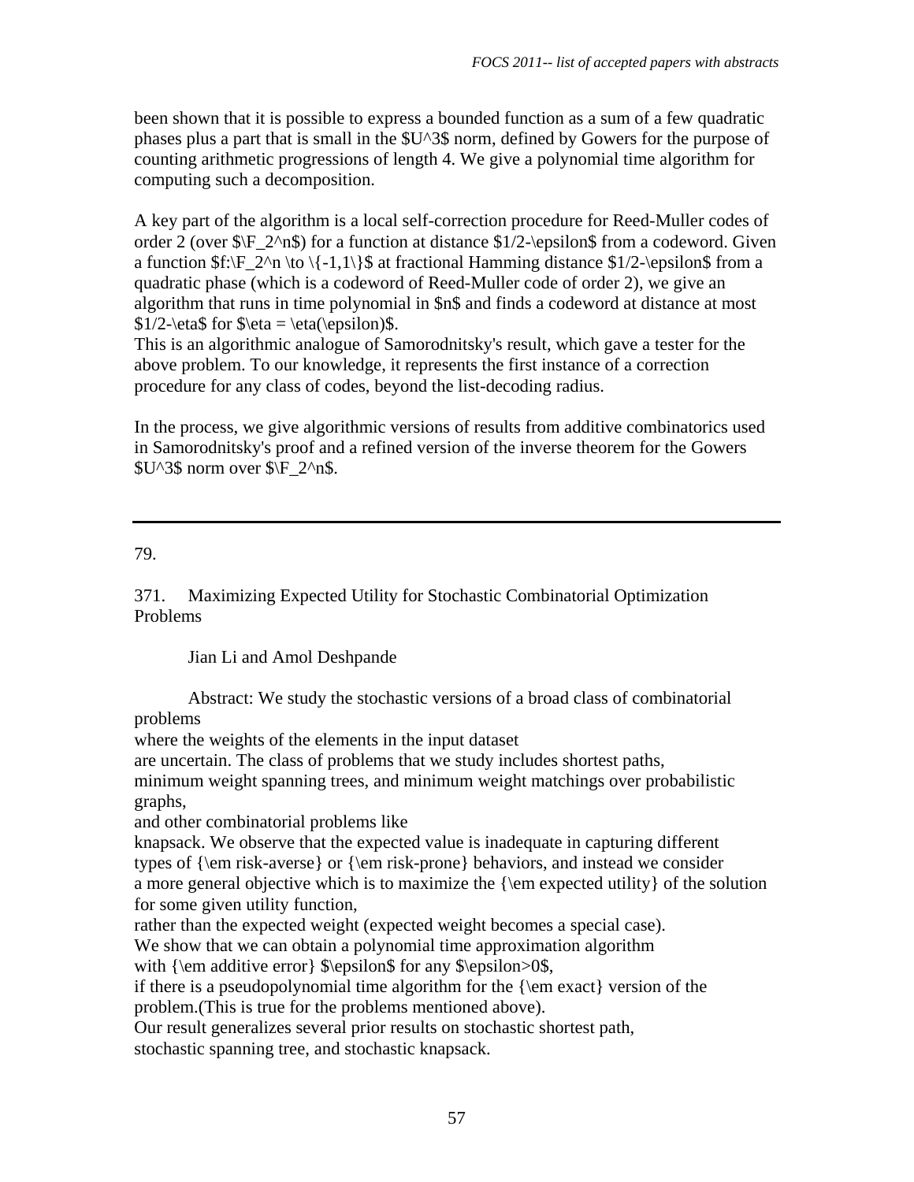been shown that it is possible to express a bounded function as a sum of a few quadratic phases plus a part that is small in the $U^3$ norm, defined by Gowers for the purpose of counting arithmetic progressions of length 4. We give a polynomial time algorithm for computing such a decomposition.

A key part of the algorithm is a local self-correction procedure for Reed-Muller codes of order 2 (over $\F_2^n$) for a function at distance $1/2-\epsilon$ from a codeword. Given a function $f:\F_2^n \to \{-1,1\}$ at fractional Hamming distance $1/2-\epsilon$ from a quadratic phase (which is a codeword of Reed-Muller code of order 2), we give an algorithm that runs in time polynomial in $n$ and finds a codeword at distance at most $1/2-\eta$ for $\eta = \eta(\epsilon)$.
This is an algorithmic analogue of Samorodnitsky's result, which gave a tester for the above problem. To our knowledge, it represents the first instance of a correction procedure for any class of codes, beyond the list-decoding radius.

In the process, we give algorithmic versions of results from additive combinatorics used in Samorodnitsky's proof and a refined version of the inverse theorem for the Gowers $U^3$ norm over $\F_2^n$.

---

79.

371. Maximizing Expected Utility for Stochastic Combinatorial Optimization Problems

Jian Li and Amol Deshpande

Abstract: We study the stochastic versions of a broad class of combinatorial problems
where the weights of the elements in the input dataset
are uncertain. The class of problems that we study includes shortest paths,
minimum weight spanning trees, and minimum weight matchings over probabilistic graphs,
and other combinatorial problems like
knapsack. We observe that the expected value is inadequate in capturing different
types of {\em risk-averse} or {\em risk-prone} behaviors, and instead we consider
a more general objective which is to maximize the {\em expected utility} of the solution for some given utility function,
rather than the expected weight (expected weight becomes a special case).
We show that we can obtain a polynomial time approximation algorithm
with {\em additive error} $\epsilon$ for any $\epsilon>0$,
if there is a pseudopolynomial time algorithm for the {\em exact} version of the problem.(This is true for the problems mentioned above).
Our result generalizes several prior results on stochastic shortest path,
stochastic spanning tree, and stochastic knapsack.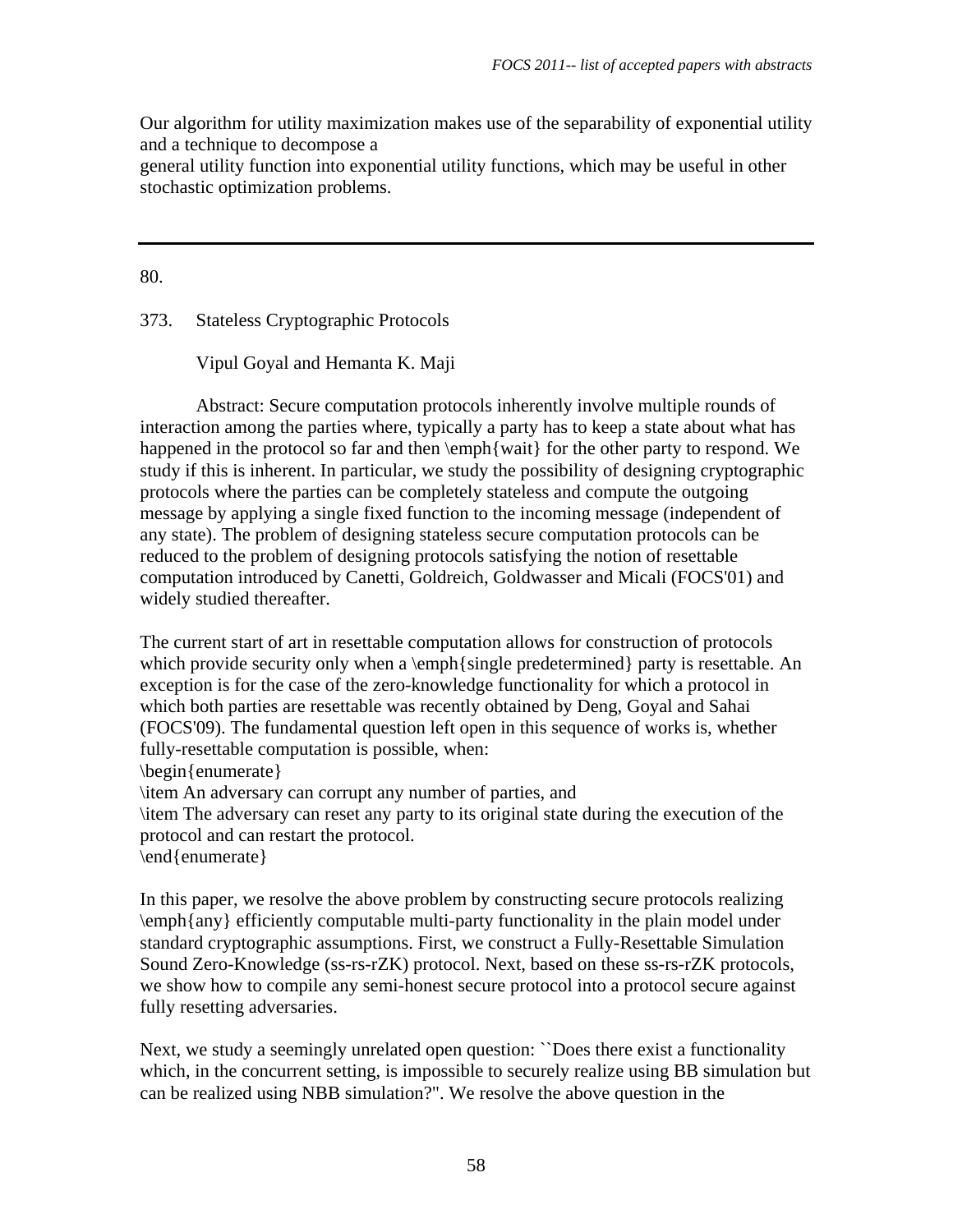Our algorithm for utility maximization makes use of the separability of exponential utility and a technique to decompose a
general utility function into exponential utility functions, which may be useful in other stochastic optimization problems.

---

80.

373. Stateless Cryptographic Protocols

Vipul Goyal and Hemanta K. Maji

Abstract: Secure computation protocols inherently involve multiple rounds of interaction among the parties where, typically a party has to keep a state about what has happened in the protocol so far and then \emph{wait} for the other party to respond. We study if this is inherent. In particular, we study the possibility of designing cryptographic protocols where the parties can be completely stateless and compute the outgoing message by applying a single fixed function to the incoming message (independent of any state). The problem of designing stateless secure computation protocols can be reduced to the problem of designing protocols satisfying the notion of resettable computation introduced by Canetti, Goldreich, Goldwasser and Micali (FOCS'01) and widely studied thereafter.

The current start of art in resettable computation allows for construction of protocols which provide security only when a \emph{single predetermined} party is resettable. An exception is for the case of the zero-knowledge functionality for which a protocol in which both parties are resettable was recently obtained by Deng, Goyal and Sahai (FOCS'09). The fundamental question left open in this sequence of works is, whether fully-resettable computation is possible, when:
\begin{enumerate}
\item An adversary can corrupt any number of parties, and
\item The adversary can reset any party to its original state during the execution of the protocol and can restart the protocol.
\end{enumerate}

In this paper, we resolve the above problem by constructing secure protocols realizing \emph{any} efficiently computable multi-party functionality in the plain model under standard cryptographic assumptions. First, we construct a Fully-Resettable Simulation Sound Zero-Knowledge (ss-rs-rZK) protocol. Next, based on these ss-rs-rZK protocols, we show how to compile any semi-honest secure protocol into a protocol secure against fully resetting adversaries.

Next, we study a seemingly unrelated open question: ``Does there exist a functionality which, in the concurrent setting, is impossible to securely realize using BB simulation but can be realized using NBB simulation?". We resolve the above question in the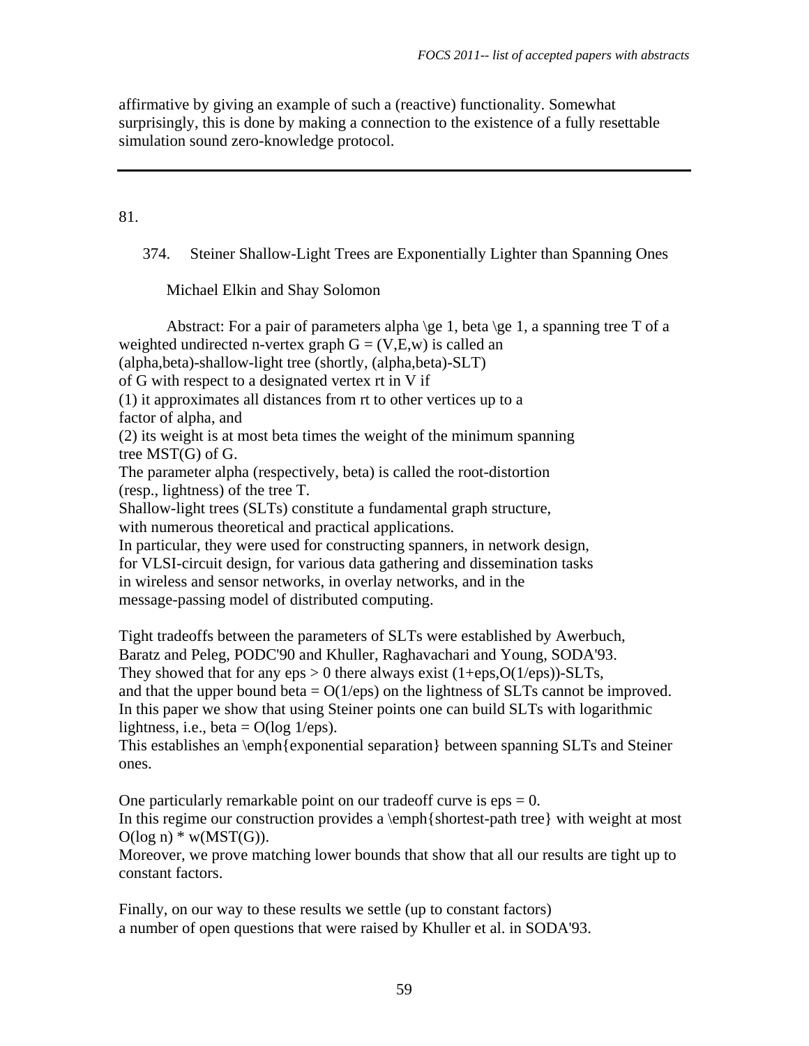affirmative by giving an example of such a (reactive) functionality. Somewhat surprisingly, this is done by making a connection to the existence of a fully resettable simulation sound zero-knowledge protocol.

---

81.

374. Steiner Shallow-Light Trees are Exponentially Lighter than Spanning Ones

Michael Elkin and Shay Solomon

Abstract: For a pair of parameters alpha \ge 1, beta \ge 1, a spanning tree T of a weighted undirected n-vertex graph G = (V,E,w) is called an
(alpha,beta)-shallow-light tree (shortly, (alpha,beta)-SLT)
of G with respect to a designated vertex rt in V if
(1) it approximates all distances from rt to other vertices up to a
factor of alpha, and
(2) its weight is at most beta times the weight of the minimum spanning
tree MST(G) of G.
The parameter alpha (respectively, beta) is called the root-distortion
(resp., lightness) of the tree T.
Shallow-light trees (SLTs) constitute a fundamental graph structure,
with numerous theoretical and practical applications.
In particular, they were used for constructing spanners, in network design,
for VLSI-circuit design, for various data gathering and dissemination tasks
in wireless and sensor networks, in overlay networks, and in the
message-passing model of distributed computing.

Tight tradeoffs between the parameters of SLTs were established by Awerbuch,
Baratz and Peleg, PODC'90 and Khuller, Raghavachari and Young, SODA'93.
They showed that for any eps > 0 there always exist (1+eps,O(1/eps))-SLTs,
and that the upper bound beta = O(1/eps) on the lightness of SLTs cannot be improved.
In this paper we show that using Steiner points one can build SLTs with logarithmic
lightness, i.e., beta = O(log 1/eps).
This establishes an \emph{exponential separation} between spanning SLTs and Steiner ones.

One particularly remarkable point on our tradeoff curve is eps = 0.
In this regime our construction provides a \emph{shortest-path tree} with weight at most
O(log n) * w(MST(G)).
Moreover, we prove matching lower bounds that show that all our results are tight up to constant factors.

Finally, on our way to these results we settle (up to constant factors)
a number of open questions that were raised by Khuller et al. in SODA'93.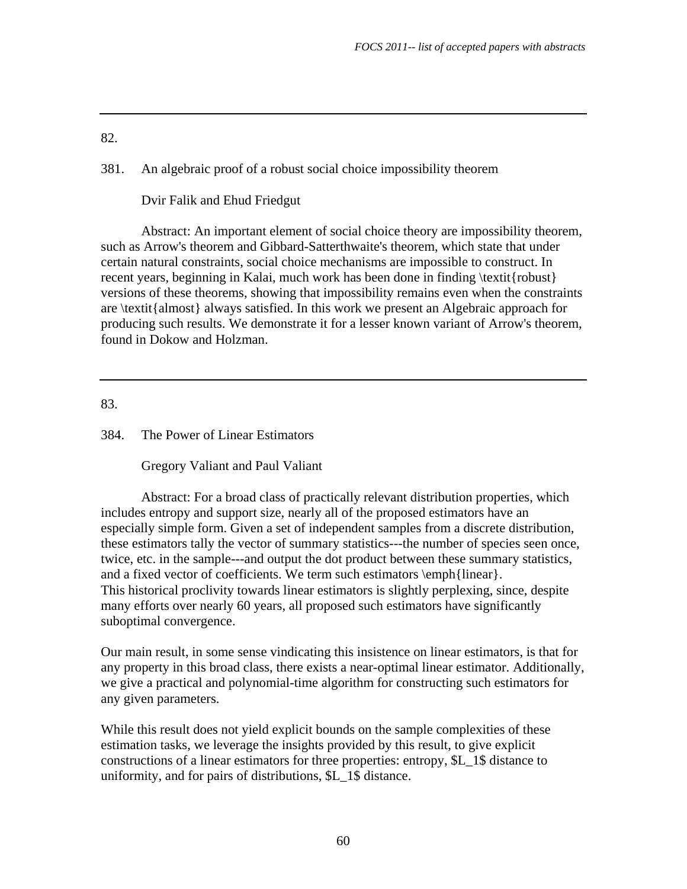---

82.

381. An algebraic proof of a robust social choice impossibility theorem

Dvir Falik and Ehud Friedgut

Abstract: An important element of social choice theory are impossibility theorem, such as Arrow's theorem and Gibbard-Satterthwaite's theorem, which state that under certain natural constraints, social choice mechanisms are impossible to construct. In recent years, beginning in Kalai, much work has been done in finding \textit{robust} versions of these theorems, showing that impossibility remains even when the constraints are \textit{almost} always satisfied. In this work we present an Algebraic approach for producing such results. We demonstrate it for a lesser known variant of Arrow's theorem, found in Dokow and Holzman.

---

83.

384. The Power of Linear Estimators

Gregory Valiant and Paul Valiant

Abstract: For a broad class of practically relevant distribution properties, which includes entropy and support size, nearly all of the proposed estimators have an especially simple form. Given a set of independent samples from a discrete distribution, these estimators tally the vector of summary statistics---the number of species seen once, twice, etc. in the sample---and output the dot product between these summary statistics, and a fixed vector of coefficients. We term such estimators \emph{linear}.
This historical proclivity towards linear estimators is slightly perplexing, since, despite many efforts over nearly 60 years, all proposed such estimators have significantly suboptimal convergence.

Our main result, in some sense vindicating this insistence on linear estimators, is that for any property in this broad class, there exists a near-optimal linear estimator. Additionally, we give a practical and polynomial-time algorithm for constructing such estimators for any given parameters.

While this result does not yield explicit bounds on the sample complexities of these estimation tasks, we leverage the insights provided by this result, to give explicit constructions of a linear estimators for three properties: entropy, $L_1$ distance to uniformity, and for pairs of distributions, $L_1$ distance.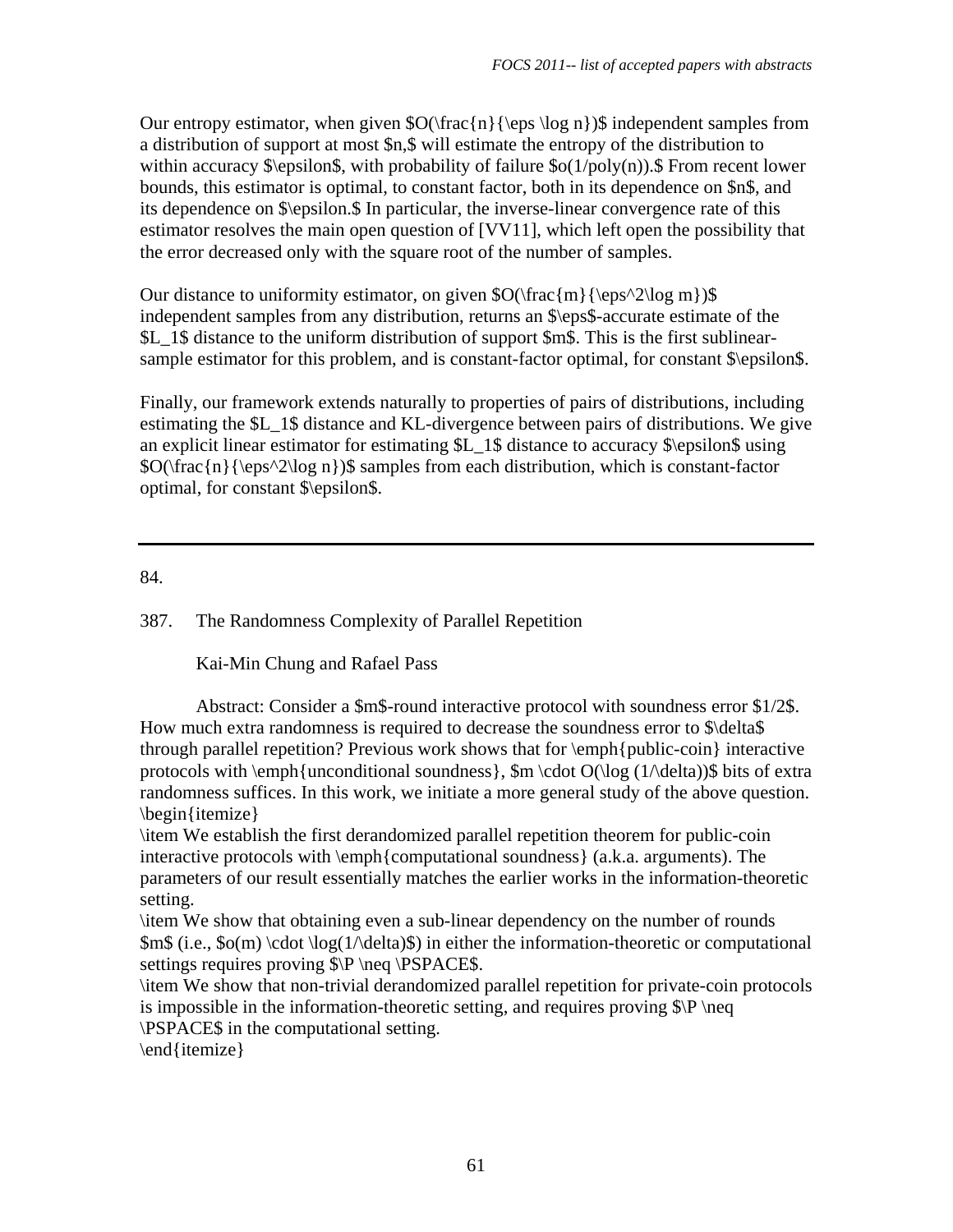Our entropy estimator, when given $O(\frac{n}{\eps \log n})$ independent samples from a distribution of support at most $n,$ will estimate the entropy of the distribution to within accuracy $\epsilon$, with probability of failure $o(1/poly(n)).$ From recent lower bounds, this estimator is optimal, to constant factor, both in its dependence on $n$, and its dependence on $\epsilon.$ In particular, the inverse-linear convergence rate of this estimator resolves the main open question of [VV11], which left open the possibility that the error decreased only with the square root of the number of samples.

Our distance to uniformity estimator, on given $O(\frac{m}{\eps^2\log m})$ independent samples from any distribution, returns an $\eps$-accurate estimate of the $L_1$ distance to the uniform distribution of support $m$. This is the first sublinear-sample estimator for this problem, and is constant-factor optimal, for constant $\epsilon$.

Finally, our framework extends naturally to properties of pairs of distributions, including estimating the $L_1$ distance and KL-divergence between pairs of distributions. We give an explicit linear estimator for estimating $L_1$ distance to accuracy $\epsilon$ using $O(\frac{n}{\eps^2\log n})$ samples from each distribution, which is constant-factor optimal, for constant $\epsilon$.

---

84.

387. The Randomness Complexity of Parallel Repetition

Kai-Min Chung and Rafael Pass

Abstract: Consider a $m$-round interactive protocol with soundness error $1/2$. How much extra randomness is required to decrease the soundness error to $\delta$ through parallel repetition? Previous work shows that for \emph{public-coin} interactive protocols with \emph{unconditional soundness}, $m \cdot O(\log (1/\delta))$ bits of extra randomness suffices. In this work, we initiate a more general study of the above question.
\begin{itemize}
\item We establish the first derandomized parallel repetition theorem for public-coin interactive protocols with \emph{computational soundness} (a.k.a. arguments). The parameters of our result essentially matches the earlier works in the information-theoretic setting.
\item We show that obtaining even a sub-linear dependency on the number of rounds $m$ (i.e., $o(m) \cdot \log(1/\delta)$) in either the information-theoretic or computational settings requires proving $\P \neq \PSPACE$.
\item We show that non-trivial derandomized parallel repetition for private-coin protocols is impossible in the information-theoretic setting, and requires proving $\P \neq \PSPACE$ in the computational setting.
\end{itemize}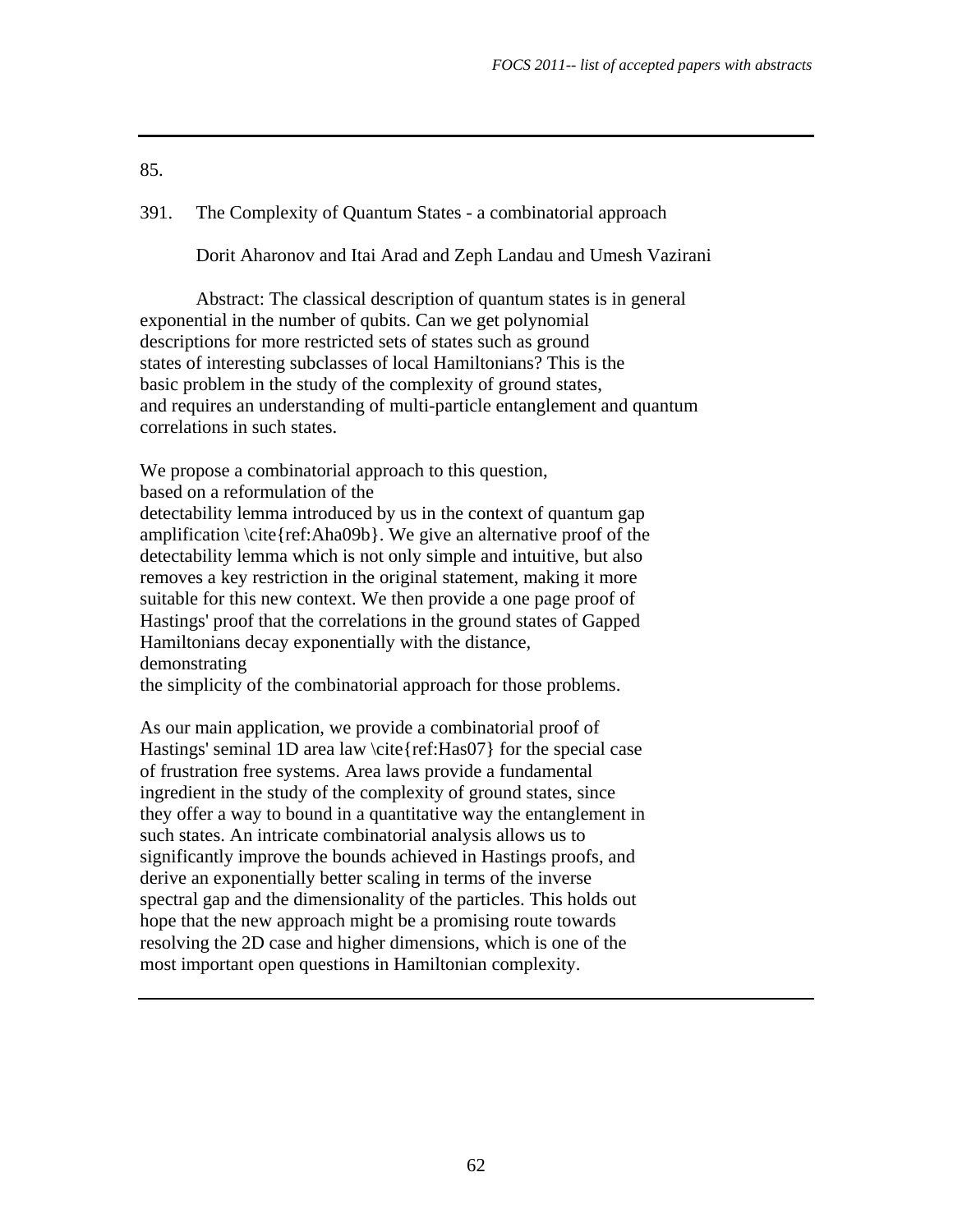85.

391. The Complexity of Quantum States - a combinatorial approach

Dorit Aharonov and Itai Arad and Zeph Landau and Umesh Vazirani

Abstract: The classical description of quantum states is in general exponential in the number of qubits. Can we get polynomial descriptions for more restricted sets of states such as ground states of interesting subclasses of local Hamiltonians? This is the basic problem in the study of the complexity of ground states, and requires an understanding of multi-particle entanglement and quantum correlations in such states.

We propose a combinatorial approach to this question, based on a reformulation of the detectability lemma introduced by us in the context of quantum gap amplification \cite{ref:Aha09b}. We give an alternative proof of the detectability lemma which is not only simple and intuitive, but also removes a key restriction in the original statement, making it more suitable for this new context. We then provide a one page proof of Hastings' proof that the correlations in the ground states of Gapped Hamiltonians decay exponentially with the distance, demonstrating the simplicity of the combinatorial approach for those problems.

As our main application, we provide a combinatorial proof of Hastings' seminal 1D area law \cite{ref:Has07} for the special case of frustration free systems. Area laws provide a fundamental ingredient in the study of the complexity of ground states, since they offer a way to bound in a quantitative way the entanglement in such states. An intricate combinatorial analysis allows us to significantly improve the bounds achieved in Hastings proofs, and derive an exponentially better scaling in terms of the inverse spectral gap and the dimensionality of the particles. This holds out hope that the new approach might be a promising route towards resolving the 2D case and higher dimensions, which is one of the most important open questions in Hamiltonian complexity.